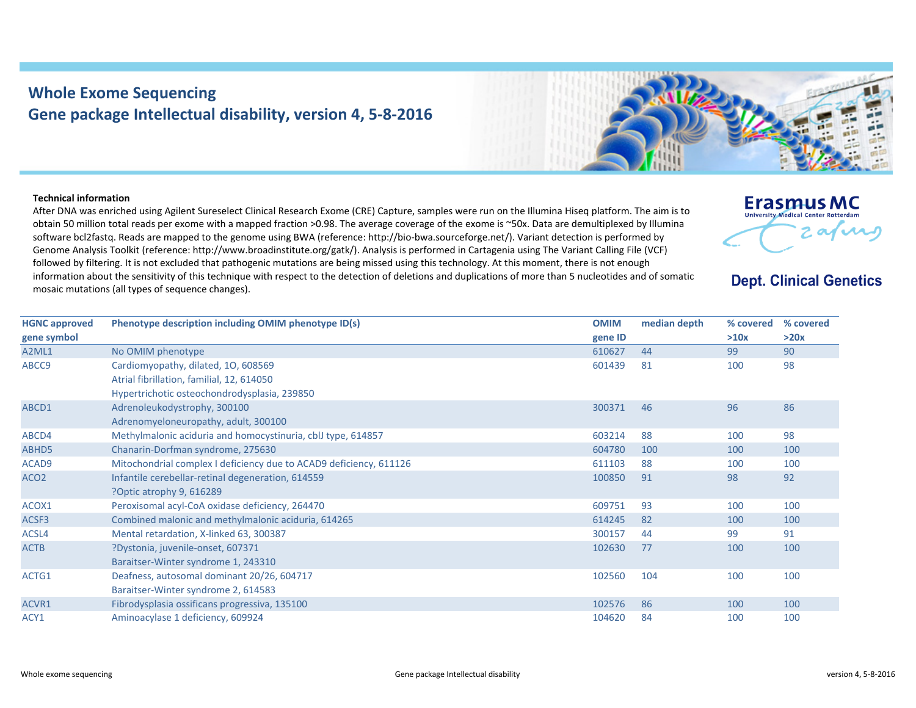# Whole Exome Sequencing
# Gene package Intellectual disability, version 4, 5-8-2016

Erasmus MC
University Medical Center Rotterdam

Dept. Clinical Genetics

**Technical information**

After DNA was enriched using Agilent Sureselect Clinical Research Exome (CRE) Capture, samples were run on the Illumina Hiseq platform. The aim is to obtain 50 million total reads per exome with a mapped fraction >0.98. The average coverage of the exome is ~50x. Data are demultiplexed by Illumina software bcl2fastq. Reads are mapped to the genome using BWA (reference: http://bio-bwa.sourceforge.net/). Variant detection is performed by Genome Analysis Toolkit (reference: http://www.broadinstitute.org/gatk/). Analysis is performed in Cartagenia using The Variant Calling File (VCF) followed by filtering. It is not excluded that pathogenic mutations are being missed using this technology. At this moment, there is not enough information about the sensitivity of this technique with respect to the detection of deletions and duplications of more than 5 nucleotides and of somatic mosaic mutations (all types of sequence changes).

| HGNC approved gene symbol | Phenotype description including OMIM phenotype ID(s) | OMIM gene ID | median depth | % covered >10x | % covered >20x |
|---|---|---|---|---|---|
| A2ML1 | No OMIM phenotype | 610627 | 44 | 99 | 90 |
| ABCC9 | Cardiomyopathy, dilated, 1O, 608569<br>Atrial fibrillation, familial, 12, 614050<br>Hypertrichotic osteochondrodysplasia, 239850 | 601439 | 81 | 100 | 98 |
| ABCD1 | Adrenoleukodystrophy, 300100<br>Adrenomyeloneuropathy, adult, 300100 | 300371 | 46 | 96 | 86 |
| ABCD4 | Methylmalonic aciduria and homocystinuria, cblJ type, 614857 | 603214 | 88 | 100 | 98 |
| ABHD5 | Chanarin-Dorfman syndrome, 275630 | 604780 | 100 | 100 | 100 |
| ACAD9 | Mitochondrial complex I deficiency due to ACAD9 deficiency, 611126 | 611103 | 88 | 100 | 100 |
| ACO2 | Infantile cerebellar-retinal degeneration, 614559<br>?Optic atrophy 9, 616289 | 100850 | 91 | 98 | 92 |
| ACOX1 | Peroxisomal acyl-CoA oxidase deficiency, 264470 | 609751 | 93 | 100 | 100 |
| ACSF3 | Combined malonic and methylmalonic aciduria, 614265 | 614245 | 82 | 100 | 100 |
| ACSL4 | Mental retardation, X-linked 63, 300387 | 300157 | 44 | 99 | 91 |
| ACTB | ?Dystonia, juvenile-onset, 607371<br>Baraitser-Winter syndrome 1, 243310 | 102630 | 77 | 100 | 100 |
| ACTG1 | Deafness, autosomal dominant 20/26, 604717<br>Baraitser-Winter syndrome 2, 614583 | 102560 | 104 | 100 | 100 |
| ACVR1 | Fibrodysplasia ossificans progressiva, 135100 | 102576 | 86 | 100 | 100 |
| ACY1 | Aminoacylase 1 deficiency, 609924 | 104620 | 84 | 100 | 100 |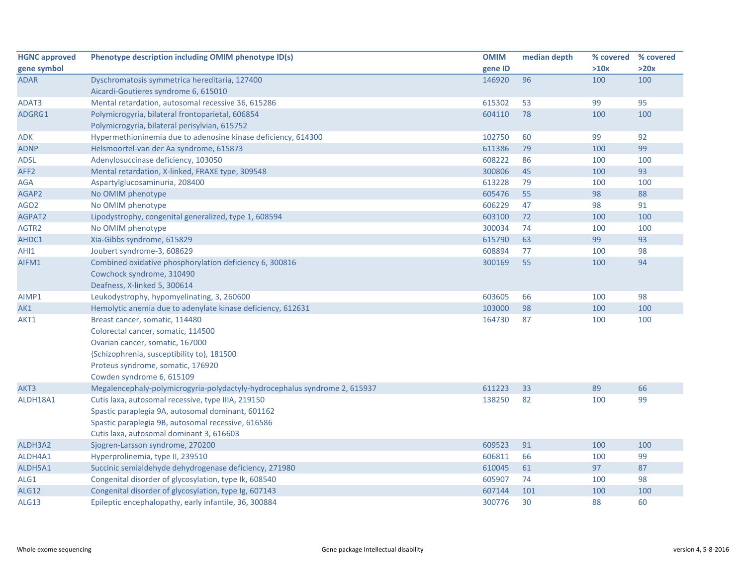| HGNC approved gene symbol | Phenotype description including OMIM phenotype ID(s) | OMIM gene ID | median depth | % covered >10x | % covered >20x |
|---|---|---|---|---|---|
| ADAR | Dyschromatosis symmetrica hereditaria, 127400<br>Aicardi-Goutieres syndrome 6, 615010 | 146920 | 96 | 100 | 100 |
| ADAT3 | Mental retardation, autosomal recessive 36, 615286 | 615302 | 53 | 99 | 95 |
| ADGRG1 | Polymicrogyria, bilateral frontoparietal, 606854<br>Polymicrogyria, bilateral perisylvian, 615752 | 604110 | 78 | 100 | 100 |
| ADK | Hypermethioninemia due to adenosine kinase deficiency, 614300 | 102750 | 60 | 99 | 92 |
| ADNP | Helsmoortel-van der Aa syndrome, 615873 | 611386 | 79 | 100 | 99 |
| ADSL | Adenylosuccinase deficiency, 103050 | 608222 | 86 | 100 | 100 |
| AFF2 | Mental retardation, X-linked, FRAXE type, 309548 | 300806 | 45 | 100 | 93 |
| AGA | Aspartylglucosaminuria, 208400 | 613228 | 79 | 100 | 100 |
| AGAP2 | No OMIM phenotype | 605476 | 55 | 98 | 88 |
| AGO2 | No OMIM phenotype | 606229 | 47 | 98 | 91 |
| AGPAT2 | Lipodystrophy, congenital generalized, type 1, 608594 | 603100 | 72 | 100 | 100 |
| AGTR2 | No OMIM phenotype | 300034 | 74 | 100 | 100 |
| AHDC1 | Xia-Gibbs syndrome, 615829 | 615790 | 63 | 99 | 93 |
| AHI1 | Joubert syndrome-3, 608629 | 608894 | 77 | 100 | 98 |
| AIFM1 | Combined oxidative phosphorylation deficiency 6, 300816<br>Cowchock syndrome, 310490<br>Deafness, X-linked 5, 300614 | 300169 | 55 | 100 | 94 |
| AIMP1 | Leukodystrophy, hypomyelinating, 3, 260600 | 603605 | 66 | 100 | 98 |
| AK1 | Hemolytic anemia due to adenylate kinase deficiency, 612631 | 103000 | 98 | 100 | 100 |
| AKT1 | Breast cancer, somatic, 114480<br>Colorectal cancer, somatic, 114500<br>Ovarian cancer, somatic, 167000<br>{Schizophrenia, susceptibility to}, 181500<br>Proteus syndrome, somatic, 176920<br>Cowden syndrome 6, 615109 | 164730 | 87 | 100 | 100 |
| AKT3 | Megalencephaly-polymicrogyria-polydactyly-hydrocephalus syndrome 2, 615937 | 611223 | 33 | 89 | 66 |
| ALDH18A1 | Cutis laxa, autosomal recessive, type IIIA, 219150<br>Spastic paraplegia 9A, autosomal dominant, 601162<br>Spastic paraplegia 9B, autosomal recessive, 616586<br>Cutis laxa, autosomal dominant 3, 616603 | 138250 | 82 | 100 | 99 |
| ALDH3A2 | Sjogren-Larsson syndrome, 270200 | 609523 | 91 | 100 | 100 |
| ALDH4A1 | Hyperprolinemia, type II, 239510 | 606811 | 66 | 100 | 99 |
| ALDH5A1 | Succinic semialdehyde dehydrogenase deficiency, 271980 | 610045 | 61 | 97 | 87 |
| ALG1 | Congenital disorder of glycosylation, type Ik, 608540 | 605907 | 74 | 100 | 98 |
| ALG12 | Congenital disorder of glycosylation, type Ig, 607143 | 607144 | 101 | 100 | 100 |
| ALG13 | Epileptic encephalopathy, early infantile, 36, 300884 | 300776 | 30 | 88 | 60 |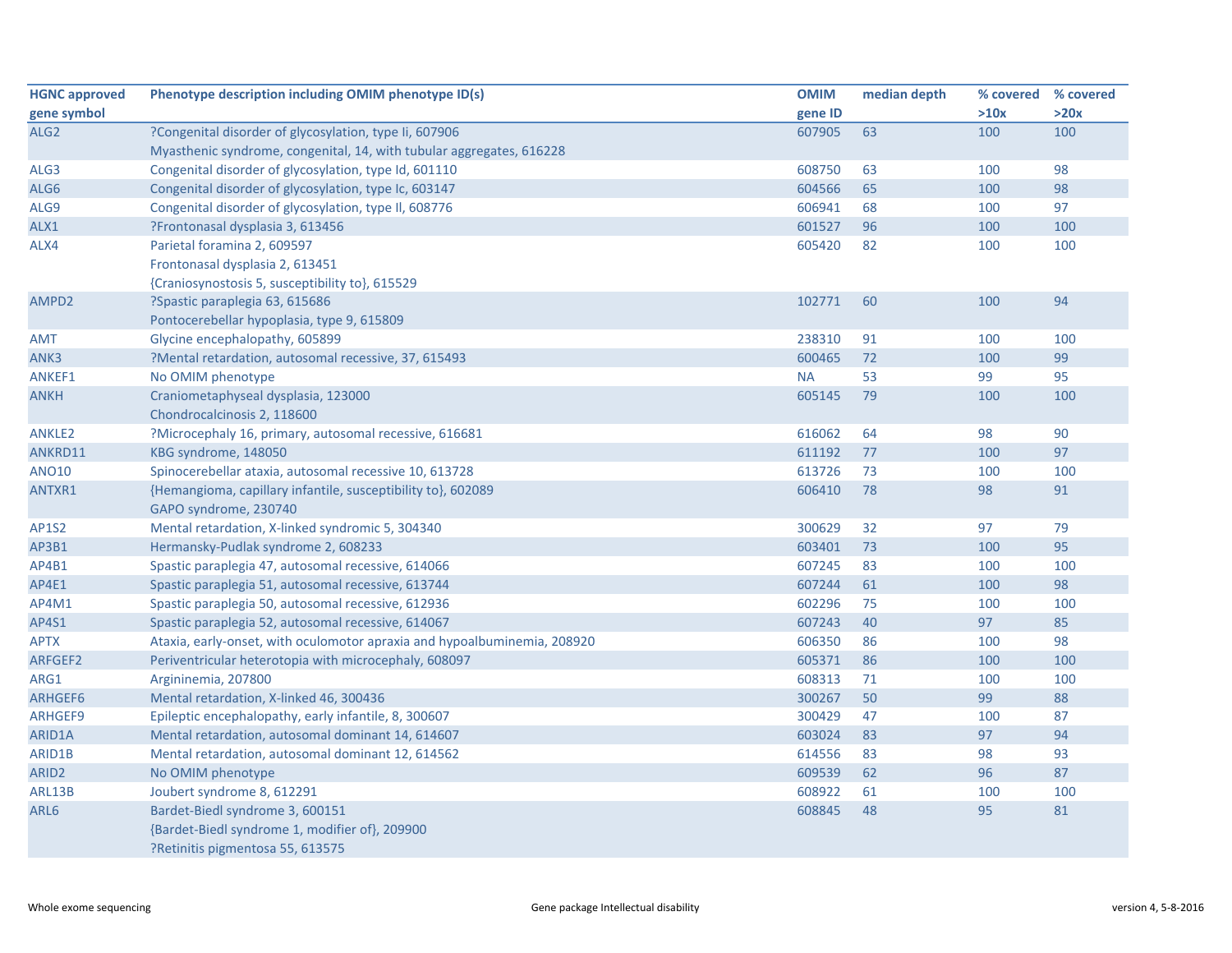| HGNC approved gene symbol | Phenotype description including OMIM phenotype ID(s) | OMIM gene ID | median depth | % covered >10x | % covered >20x |
|---|---|---|---|---|---|
| ALG2 | ?Congenital disorder of glycosylation, type Ii, 607906<br>Myasthenic syndrome, congenital, 14, with tubular aggregates, 616228 | 607905 | 63 | 100 | 100 |
| ALG3 | Congenital disorder of glycosylation, type Id, 601110 | 608750 | 63 | 100 | 98 |
| ALG6 | Congenital disorder of glycosylation, type Ic, 603147 | 604566 | 65 | 100 | 98 |
| ALG9 | Congenital disorder of glycosylation, type Il, 608776 | 606941 | 68 | 100 | 97 |
| ALX1 | ?Frontonasal dysplasia 3, 613456 | 601527 | 96 | 100 | 100 |
| ALX4 | Parietal foramina 2, 609597<br>Frontonasal dysplasia 2, 613451<br>{Craniosynostosis 5, susceptibility to}, 615529 | 605420 | 82 | 100 | 100 |
| AMPD2 | ?Spastic paraplegia 63, 615686<br>Pontocerebellar hypoplasia, type 9, 615809 | 102771 | 60 | 100 | 94 |
| AMT | Glycine encephalopathy, 605899 | 238310 | 91 | 100 | 100 |
| ANK3 | ?Mental retardation, autosomal recessive, 37, 615493 | 600465 | 72 | 100 | 99 |
| ANKEF1 | No OMIM phenotype | NA | 53 | 99 | 95 |
| ANKH | Craniometaphyseal dysplasia, 123000<br>Chondrocalcinosis 2, 118600 | 605145 | 79 | 100 | 100 |
| ANKLE2 | ?Microcephaly 16, primary, autosomal recessive, 616681 | 616062 | 64 | 98 | 90 |
| ANKRD11 | KBG syndrome, 148050 | 611192 | 77 | 100 | 97 |
| ANO10 | Spinocerebellar ataxia, autosomal recessive 10, 613728 | 613726 | 73 | 100 | 100 |
| ANTXR1 | {Hemangioma, capillary infantile, susceptibility to}, 602089<br>GAPO syndrome, 230740 | 606410 | 78 | 98 | 91 |
| AP1S2 | Mental retardation, X-linked syndromic 5, 304340 | 300629 | 32 | 97 | 79 |
| AP3B1 | Hermansky-Pudlak syndrome 2, 608233 | 603401 | 73 | 100 | 95 |
| AP4B1 | Spastic paraplegia 47, autosomal recessive, 614066 | 607245 | 83 | 100 | 100 |
| AP4E1 | Spastic paraplegia 51, autosomal recessive, 613744 | 607244 | 61 | 100 | 98 |
| AP4M1 | Spastic paraplegia 50, autosomal recessive, 612936 | 602296 | 75 | 100 | 100 |
| AP4S1 | Spastic paraplegia 52, autosomal recessive, 614067 | 607243 | 40 | 97 | 85 |
| APTX | Ataxia, early-onset, with oculomotor apraxia and hypoalbuminemia, 208920 | 606350 | 86 | 100 | 98 |
| ARFGEF2 | Periventricular heterotopia with microcephaly, 608097 | 605371 | 86 | 100 | 100 |
| ARG1 | Argininemia, 207800 | 608313 | 71 | 100 | 100 |
| ARHGEF6 | Mental retardation, X-linked 46, 300436 | 300267 | 50 | 99 | 88 |
| ARHGEF9 | Epileptic encephalopathy, early infantile, 8, 300607 | 300429 | 47 | 100 | 87 |
| ARID1A | Mental retardation, autosomal dominant 14, 614607 | 603024 | 83 | 97 | 94 |
| ARID1B | Mental retardation, autosomal dominant 12, 614562 | 614556 | 83 | 98 | 93 |
| ARID2 | No OMIM phenotype | 609539 | 62 | 96 | 87 |
| ARL13B | Joubert syndrome 8, 612291 | 608922 | 61 | 100 | 100 |
| ARL6 | Bardet-Biedl syndrome 3, 600151<br>{Bardet-Biedl syndrome 1, modifier of}, 209900<br>?Retinitis pigmentosa 55, 613575 | 608845 | 48 | 95 | 81 |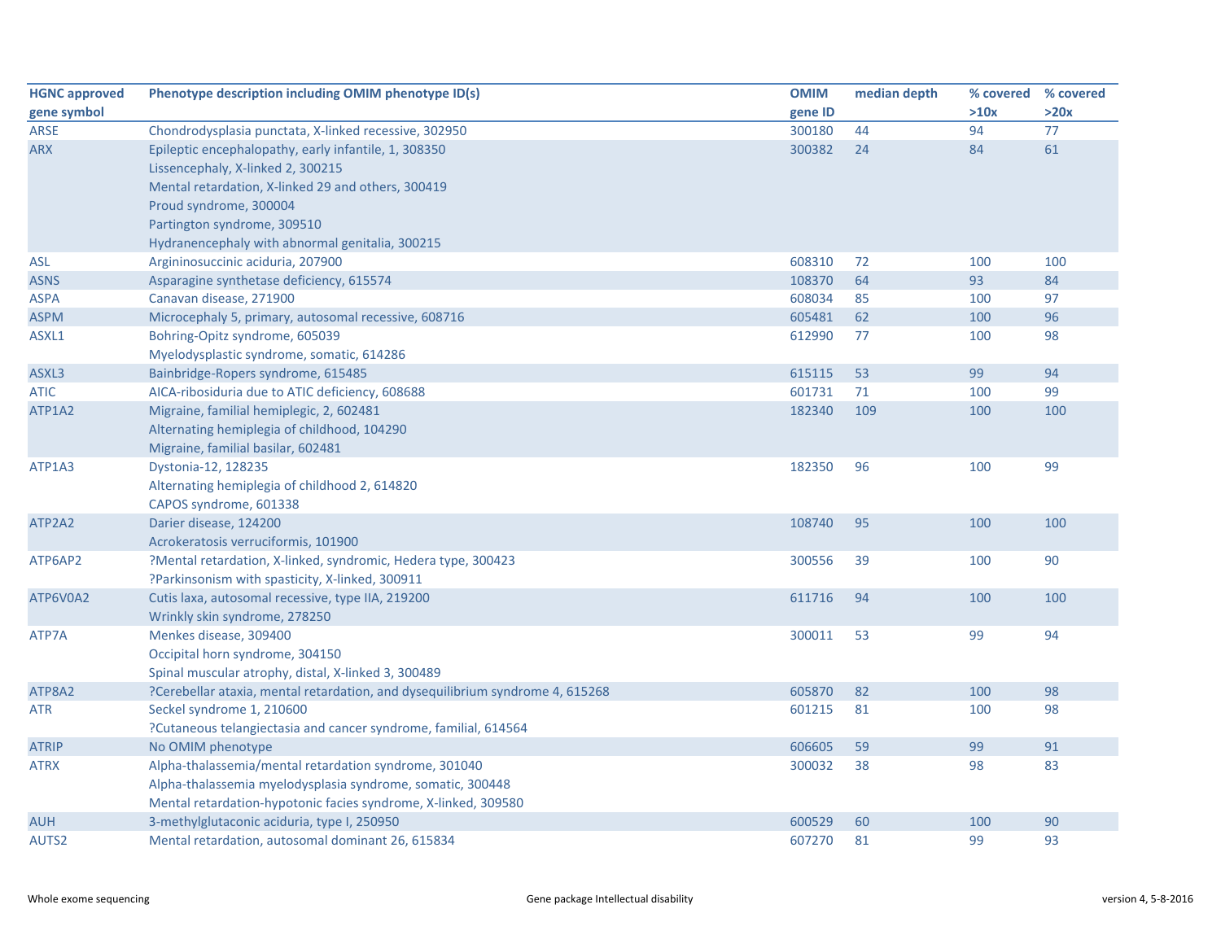| HGNC approved gene symbol | Phenotype description including OMIM phenotype ID(s) | OMIM gene ID | median depth | % covered >10x | % covered >20x |
|---|---|---|---|---|---|
| ARSE | Chondrodysplasia punctata, X-linked recessive, 302950 | 300180 | 44 | 94 | 77 |
| ARX | Epileptic encephalopathy, early infantile, 1, 308350<br>Lissencephaly, X-linked 2, 300215<br>Mental retardation, X-linked 29 and others, 300419<br>Proud syndrome, 300004<br>Partington syndrome, 309510<br>Hydranencephaly with abnormal genitalia, 300215 | 300382 | 24 | 84 | 61 |
| ASL | Argininosuccinic aciduria, 207900 | 608310 | 72 | 100 | 100 |
| ASNS | Asparagine synthetase deficiency, 615574 | 108370 | 64 | 93 | 84 |
| ASPA | Canavan disease, 271900 | 608034 | 85 | 100 | 97 |
| ASPM | Microcephaly 5, primary, autosomal recessive, 608716 | 605481 | 62 | 100 | 96 |
| ASXL1 | Bohring-Opitz syndrome, 605039<br>Myelodysplastic syndrome, somatic, 614286 | 612990 | 77 | 100 | 98 |
| ASXL3 | Bainbridge-Ropers syndrome, 615485 | 615115 | 53 | 99 | 94 |
| ATIC | AICA-ribosiduria due to ATIC deficiency, 608688 | 601731 | 71 | 100 | 99 |
| ATP1A2 | Migraine, familial hemiplegic, 2, 602481<br>Alternating hemiplegia of childhood, 104290<br>Migraine, familial basilar, 602481 | 182340 | 109 | 100 | 100 |
| ATP1A3 | Dystonia-12, 128235<br>Alternating hemiplegia of childhood 2, 614820<br>CAPOS syndrome, 601338 | 182350 | 96 | 100 | 99 |
| ATP2A2 | Darier disease, 124200<br>Acrokeratosis verruciformis, 101900 | 108740 | 95 | 100 | 100 |
| ATP6AP2 | ?Mental retardation, X-linked, syndromic, Hedera type, 300423<br>?Parkinsonism with spasticity, X-linked, 300911 | 300556 | 39 | 100 | 90 |
| ATP6V0A2 | Cutis laxa, autosomal recessive, type IIA, 219200<br>Wrinkly skin syndrome, 278250 | 611716 | 94 | 100 | 100 |
| ATP7A | Menkes disease, 309400<br>Occipital horn syndrome, 304150<br>Spinal muscular atrophy, distal, X-linked 3, 300489 | 300011 | 53 | 99 | 94 |
| ATP8A2 | ?Cerebellar ataxia, mental retardation, and dysequilibrium syndrome 4, 615268 | 605870 | 82 | 100 | 98 |
| ATR | Seckel syndrome 1, 210600<br>?Cutaneous telangiectasia and cancer syndrome, familial, 614564 | 601215 | 81 | 100 | 98 |
| ATRIP | No OMIM phenotype | 606605 | 59 | 99 | 91 |
| ATRX | Alpha-thalassemia/mental retardation syndrome, 301040<br>Alpha-thalassemia myelodysplasia syndrome, somatic, 300448<br>Mental retardation-hypotonic facies syndrome, X-linked, 309580 | 300032 | 38 | 98 | 83 |
| AUH | 3-methylglutaconic aciduria, type I, 250950 | 600529 | 60 | 100 | 90 |
| AUTS2 | Mental retardation, autosomal dominant 26, 615834 | 607270 | 81 | 99 | 93 |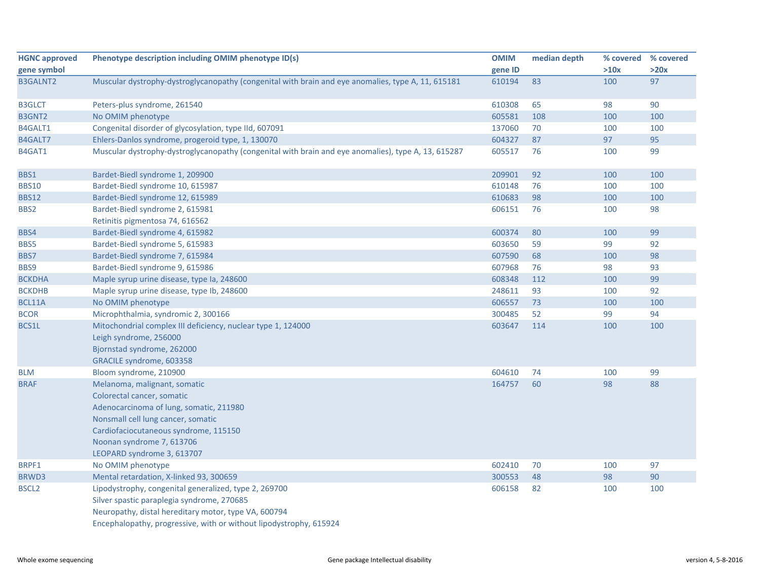| HGNC approved gene symbol | Phenotype description including OMIM phenotype ID(s) | OMIM gene ID | median depth | % covered >10x | % covered >20x |
|---|---|---|---|---|---|
| B3GALNT2 | Muscular dystrophy-dystroglycanopathy (congenital with brain and eye anomalies, type A, 11, 615181 | 610194 | 83 | 100 | 97 |
| B3GLCT | Peters-plus syndrome, 261540 | 610308 | 65 | 98 | 90 |
| B3GNT2 | No OMIM phenotype | 605581 | 108 | 100 | 100 |
| B4GALT1 | Congenital disorder of glycosylation, type IId, 607091 | 137060 | 70 | 100 | 100 |
| B4GALT7 | Ehlers-Danlos syndrome, progeroid type, 1, 130070 | 604327 | 87 | 97 | 95 |
| B4GAT1 | Muscular dystrophy-dystroglycanopathy (congenital with brain and eye anomalies), type A, 13, 615287 | 605517 | 76 | 100 | 99 |
| BBS1 | Bardet-Biedl syndrome 1, 209900 | 209901 | 92 | 100 | 100 |
| BBS10 | Bardet-Biedl syndrome 10, 615987 | 610148 | 76 | 100 | 100 |
| BBS12 | Bardet-Biedl syndrome 12, 615989 | 610683 | 98 | 100 | 100 |
| BBS2 | Bardet-Biedl syndrome 2, 615981<br>Retinitis pigmentosa 74, 616562 | 606151 | 76 | 100 | 98 |
| BBS4 | Bardet-Biedl syndrome 4, 615982 | 600374 | 80 | 100 | 99 |
| BBS5 | Bardet-Biedl syndrome 5, 615983 | 603650 | 59 | 99 | 92 |
| BBS7 | Bardet-Biedl syndrome 7, 615984 | 607590 | 68 | 100 | 98 |
| BBS9 | Bardet-Biedl syndrome 9, 615986 | 607968 | 76 | 98 | 93 |
| BCKDHA | Maple syrup urine disease, type Ia, 248600 | 608348 | 112 | 100 | 99 |
| BCKDHB | Maple syrup urine disease, type Ib, 248600 | 248611 | 93 | 100 | 92 |
| BCL11A | No OMIM phenotype | 606557 | 73 | 100 | 100 |
| BCOR | Microphthalmia, syndromic 2, 300166 | 300485 | 52 | 99 | 94 |
| BCS1L | Mitochondrial complex III deficiency, nuclear type 1, 124000<br>Leigh syndrome, 256000<br>Bjornstad syndrome, 262000<br>GRACILE syndrome, 603358 | 603647 | 114 | 100 | 100 |
| BLM | Bloom syndrome, 210900 | 604610 | 74 | 100 | 99 |
| BRAF | Melanoma, malignant, somatic<br>Colorectal cancer, somatic<br>Adenocarcinoma of lung, somatic, 211980<br>Nonsmall cell lung cancer, somatic<br>Cardiofaciocutaneous syndrome, 115150<br>Noonan syndrome 7, 613706<br>LEOPARD syndrome 3, 613707 | 164757 | 60 | 98 | 88 |
| BRPF1 | No OMIM phenotype | 602410 | 70 | 100 | 97 |
| BRWD3 | Mental retardation, X-linked 93, 300659 | 300553 | 48 | 98 | 90 |
| BSCL2 | Lipodystrophy, congenital generalized, type 2, 269700<br>Silver spastic paraplegia syndrome, 270685<br>Neuropathy, distal hereditary motor, type VA, 600794<br>Encephalopathy, progressive, with or without lipodystrophy, 615924 | 606158 | 82 | 100 | 100 |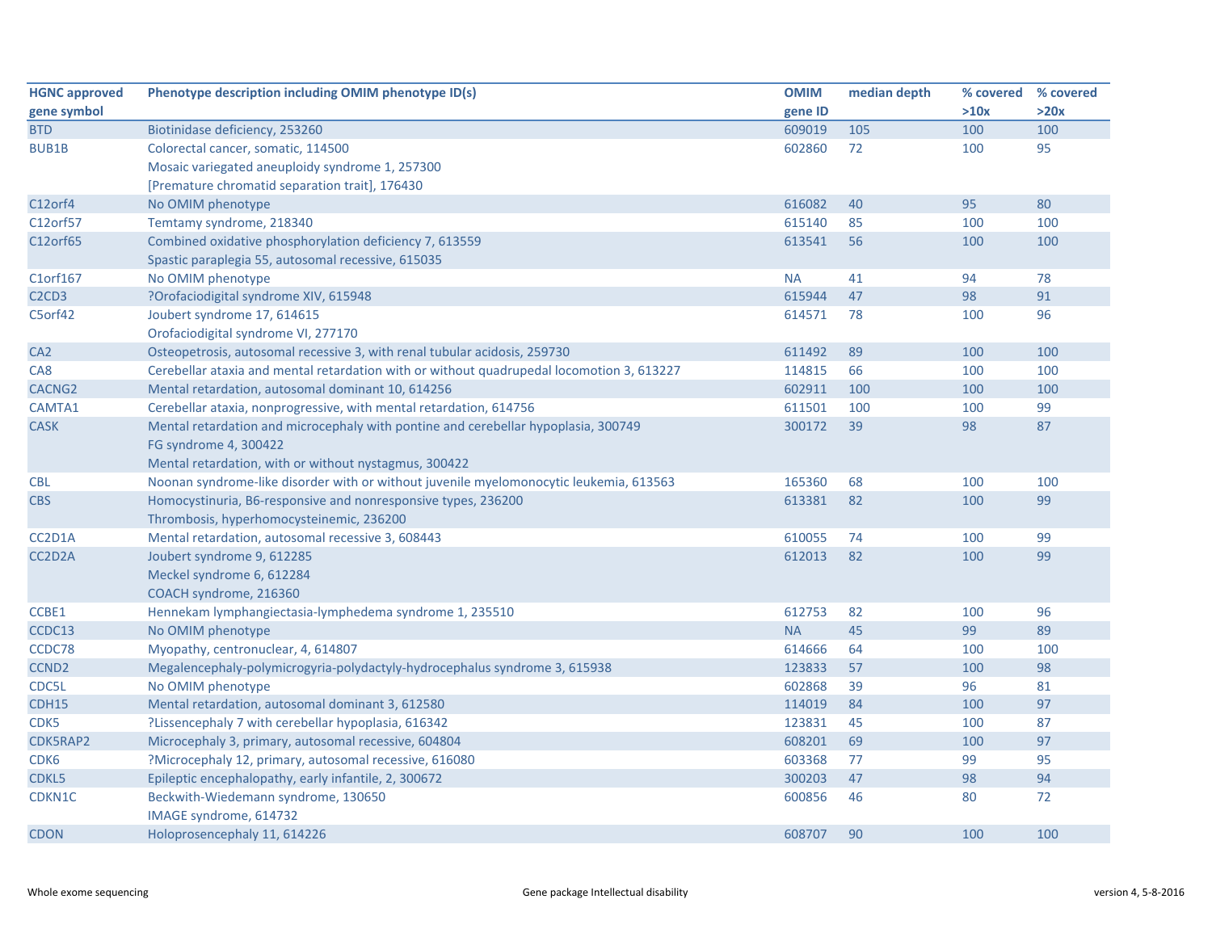| HGNC approved gene symbol | Phenotype description including OMIM phenotype ID(s) | OMIM gene ID | median depth | % covered >10x | % covered >20x |
|---|---|---|---|---|---|
| BTD | Biotinidase deficiency, 253260 | 609019 | 105 | 100 | 100 |
| BUB1B | Colorectal cancer, somatic, 114500<br>Mosaic variegated aneuploidy syndrome 1, 257300<br>[Premature chromatid separation trait], 176430 | 602860 | 72 | 100 | 95 |
| C12orf4 | No OMIM phenotype | 616082 | 40 | 95 | 80 |
| C12orf57 | Temtamy syndrome, 218340 | 615140 | 85 | 100 | 100 |
| C12orf65 | Combined oxidative phosphorylation deficiency 7, 613559<br>Spastic paraplegia 55, autosomal recessive, 615035 | 613541 | 56 | 100 | 100 |
| C1orf167 | No OMIM phenotype | NA | 41 | 94 | 78 |
| C2CD3 | ?Orofaciodigital syndrome XIV, 615948 | 615944 | 47 | 98 | 91 |
| C5orf42 | Joubert syndrome 17, 614615<br>Orofaciodigital syndrome VI, 277170 | 614571 | 78 | 100 | 96 |
| CA2 | Osteopetrosis, autosomal recessive 3, with renal tubular acidosis, 259730 | 611492 | 89 | 100 | 100 |
| CA8 | Cerebellar ataxia and mental retardation with or without quadrupedal locomotion 3, 613227 | 114815 | 66 | 100 | 100 |
| CACNG2 | Mental retardation, autosomal dominant 10, 614256 | 602911 | 100 | 100 | 100 |
| CAMTA1 | Cerebellar ataxia, nonprogressive, with mental retardation, 614756 | 611501 | 100 | 100 | 99 |
| CASK | Mental retardation and microcephaly with pontine and cerebellar hypoplasia, 300749<br>FG syndrome 4, 300422<br>Mental retardation, with or without nystagmus, 300422 | 300172 | 39 | 98 | 87 |
| CBL | Noonan syndrome-like disorder with or without juvenile myelomonocytic leukemia, 613563 | 165360 | 68 | 100 | 100 |
| CBS | Homocystinuria, B6-responsive and nonresponsive types, 236200<br>Thrombosis, hyperhomocysteinemic, 236200 | 613381 | 82 | 100 | 99 |
| CC2D1A | Mental retardation, autosomal recessive 3, 608443 | 610055 | 74 | 100 | 99 |
| CC2D2A | Joubert syndrome 9, 612285<br>Meckel syndrome 6, 612284<br>COACH syndrome, 216360 | 612013 | 82 | 100 | 99 |
| CCBE1 | Hennekam lymphangiectasia-lymphedema syndrome 1, 235510 | 612753 | 82 | 100 | 96 |
| CCDC13 | No OMIM phenotype | NA | 45 | 99 | 89 |
| CCDC78 | Myopathy, centronuclear, 4, 614807 | 614666 | 64 | 100 | 100 |
| CCND2 | Megalencephaly-polymicrogyria-polydactyly-hydrocephalus syndrome 3, 615938 | 123833 | 57 | 100 | 98 |
| CDC5L | No OMIM phenotype | 602868 | 39 | 96 | 81 |
| CDH15 | Mental retardation, autosomal dominant 3, 612580 | 114019 | 84 | 100 | 97 |
| CDK5 | ?Lissencephaly 7 with cerebellar hypoplasia, 616342 | 123831 | 45 | 100 | 87 |
| CDK5RAP2 | Microcephaly 3, primary, autosomal recessive, 604804 | 608201 | 69 | 100 | 97 |
| CDK6 | ?Microcephaly 12, primary, autosomal recessive, 616080 | 603368 | 77 | 99 | 95 |
| CDKL5 | Epileptic encephalopathy, early infantile, 2, 300672 | 300203 | 47 | 98 | 94 |
| CDKN1C | Beckwith-Wiedemann syndrome, 130650<br>IMAGE syndrome, 614732 | 600856 | 46 | 80 | 72 |
| CDON | Holoprosencephaly 11, 614226 | 608707 | 90 | 100 | 100 |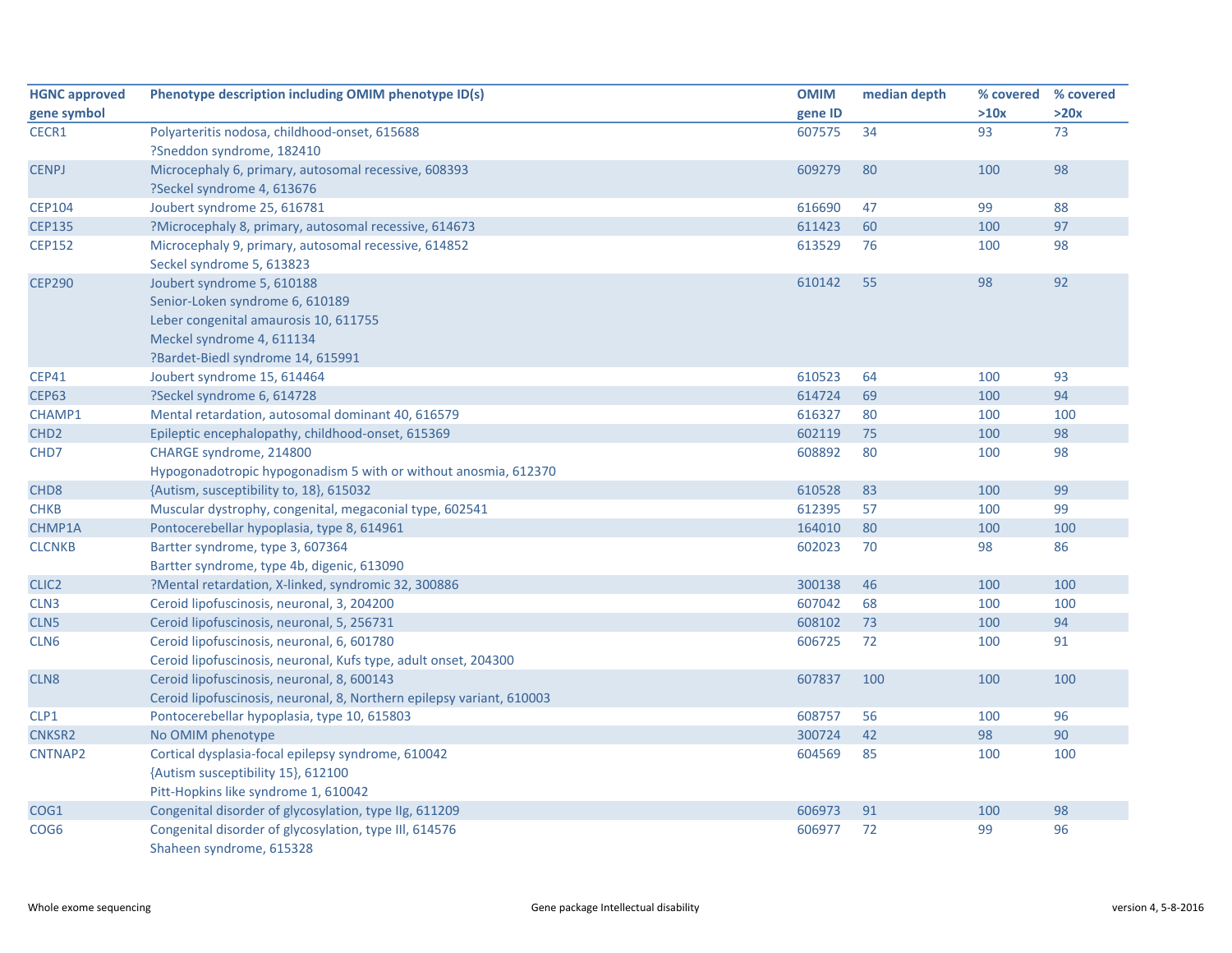| HGNC approved gene symbol | Phenotype description including OMIM phenotype ID(s) | OMIM gene ID | median depth | % covered >10x | % covered >20x |
|---|---|---|---|---|---|
| CECR1 | Polyarteritis nodosa, childhood-onset, 615688<br>?Sneddon syndrome, 182410 | 607575 | 34 | 93 | 73 |
| CENPJ | Microcephaly 6, primary, autosomal recessive, 608393<br>?Seckel syndrome 4, 613676 | 609279 | 80 | 100 | 98 |
| CEP104 | Joubert syndrome 25, 616781 | 616690 | 47 | 99 | 88 |
| CEP135 | ?Microcephaly 8, primary, autosomal recessive, 614673 | 611423 | 60 | 100 | 97 |
| CEP152 | Microcephaly 9, primary, autosomal recessive, 614852<br>Seckel syndrome 5, 613823 | 613529 | 76 | 100 | 98 |
| CEP290 | Joubert syndrome 5, 610188<br>Senior-Loken syndrome 6, 610189<br>Leber congenital amaurosis 10, 611755<br>Meckel syndrome 4, 611134<br>?Bardet-Biedl syndrome 14, 615991 | 610142 | 55 | 98 | 92 |
| CEP41 | Joubert syndrome 15, 614464 | 610523 | 64 | 100 | 93 |
| CEP63 | ?Seckel syndrome 6, 614728 | 614724 | 69 | 100 | 94 |
| CHAMP1 | Mental retardation, autosomal dominant 40, 616579 | 616327 | 80 | 100 | 100 |
| CHD2 | Epileptic encephalopathy, childhood-onset, 615369 | 602119 | 75 | 100 | 98 |
| CHD7 | CHARGE syndrome, 214800<br>Hypogonadotropic hypogonadism 5 with or without anosmia, 612370 | 608892 | 80 | 100 | 98 |
| CHD8 | {Autism, susceptibility to, 18}, 615032 | 610528 | 83 | 100 | 99 |
| CHKB | Muscular dystrophy, congenital, megaconial type, 602541 | 612395 | 57 | 100 | 99 |
| CHMP1A | Pontocerebellar hypoplasia, type 8, 614961 | 164010 | 80 | 100 | 100 |
| CLCNKB | Bartter syndrome, type 3, 607364<br>Bartter syndrome, type 4b, digenic, 613090 | 602023 | 70 | 98 | 86 |
| CLIC2 | ?Mental retardation, X-linked, syndromic 32, 300886 | 300138 | 46 | 100 | 100 |
| CLN3 | Ceroid lipofuscinosis, neuronal, 3, 204200 | 607042 | 68 | 100 | 100 |
| CLN5 | Ceroid lipofuscinosis, neuronal, 5, 256731 | 608102 | 73 | 100 | 94 |
| CLN6 | Ceroid lipofuscinosis, neuronal, 6, 601780<br>Ceroid lipofuscinosis, neuronal, Kufs type, adult onset, 204300 | 606725 | 72 | 100 | 91 |
| CLN8 | Ceroid lipofuscinosis, neuronal, 8, 600143<br>Ceroid lipofuscinosis, neuronal, 8, Northern epilepsy variant, 610003 | 607837 | 100 | 100 | 100 |
| CLP1 | Pontocerebellar hypoplasia, type 10, 615803 | 608757 | 56 | 100 | 96 |
| CNKSR2 | No OMIM phenotype | 300724 | 42 | 98 | 90 |
| CNTNAP2 | Cortical dysplasia-focal epilepsy syndrome, 610042<br>{Autism susceptibility 15}, 612100<br>Pitt-Hopkins like syndrome 1, 610042 | 604569 | 85 | 100 | 100 |
| COG1 | Congenital disorder of glycosylation, type IIg, 611209 | 606973 | 91 | 100 | 98 |
| COG6 | Congenital disorder of glycosylation, type III, 614576<br>Shaheen syndrome, 615328 | 606977 | 72 | 99 | 96 |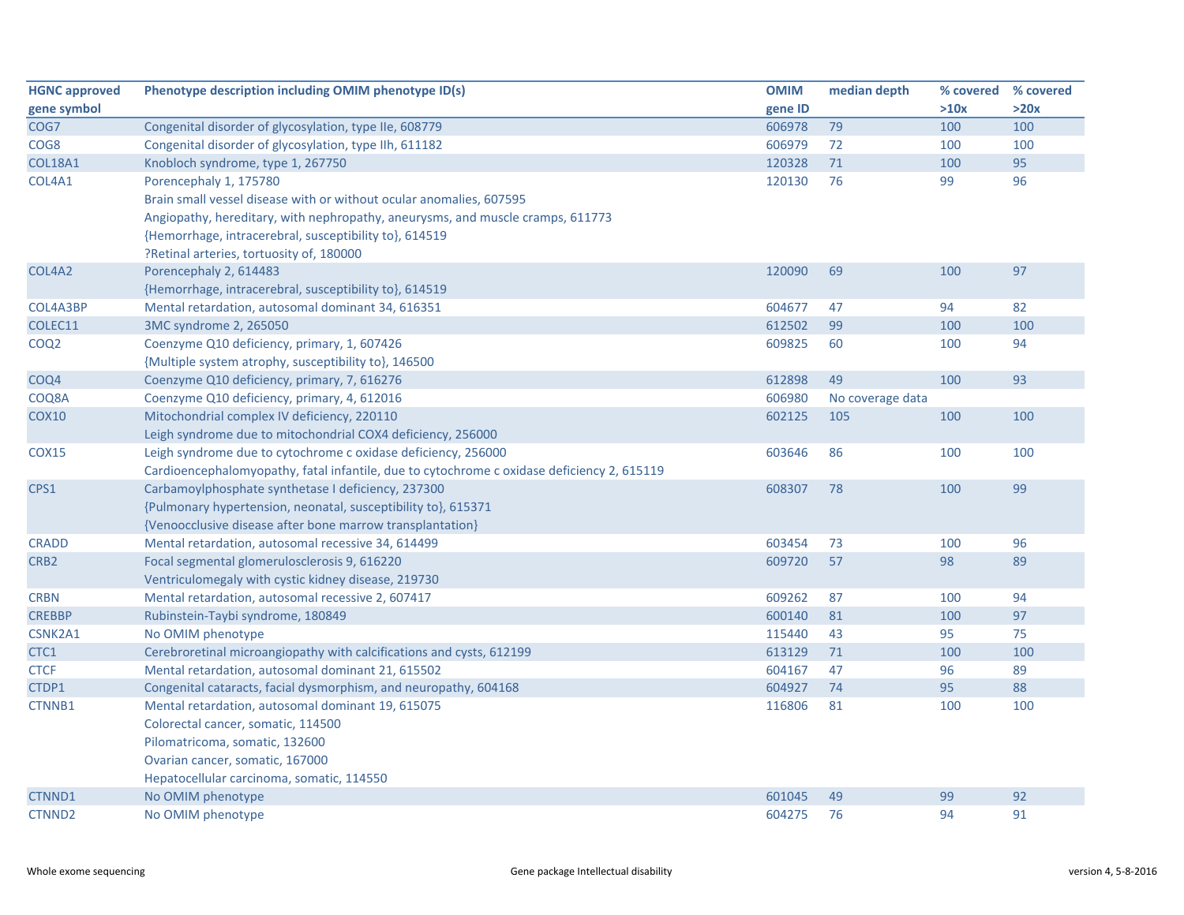| HGNC approved gene symbol | Phenotype description including OMIM phenotype ID(s) | OMIM gene ID | median depth | % covered >10x | % covered >20x |
|---|---|---|---|---|---|
| COG7 | Congenital disorder of glycosylation, type IIe, 608779 | 606978 | 79 | 100 | 100 |
| COG8 | Congenital disorder of glycosylation, type IIh, 611182 | 606979 | 72 | 100 | 100 |
| COL18A1 | Knobloch syndrome, type 1, 267750 | 120328 | 71 | 100 | 95 |
| COL4A1 | Porencephaly 1, 175780<br>Brain small vessel disease with or without ocular anomalies, 607595<br>Angiopathy, hereditary, with nephropathy, aneurysms, and muscle cramps, 611773<br>{Hemorrhage, intracerebral, susceptibility to}, 614519<br>?Retinal arteries, tortuosity of, 180000 | 120130 | 76 | 99 | 96 |
| COL4A2 | Porencephaly 2, 614483<br>{Hemorrhage, intracerebral, susceptibility to}, 614519 | 120090 | 69 | 100 | 97 |
| COL4A3BP | Mental retardation, autosomal dominant 34, 616351 | 604677 | 47 | 94 | 82 |
| COLEC11 | 3MC syndrome 2, 265050 | 612502 | 99 | 100 | 100 |
| COQ2 | Coenzyme Q10 deficiency, primary, 1, 607426<br>{Multiple system atrophy, susceptibility to}, 146500 | 609825 | 60 | 100 | 94 |
| COQ4 | Coenzyme Q10 deficiency, primary, 7, 616276 | 612898 | 49 | 100 | 93 |
| COQ8A | Coenzyme Q10 deficiency, primary, 4, 612016 | 606980 | No coverage data | | |
| COX10 | Mitochondrial complex IV deficiency, 220110<br>Leigh syndrome due to mitochondrial COX4 deficiency, 256000 | 602125 | 105 | 100 | 100 |
| COX15 | Leigh syndrome due to cytochrome c oxidase deficiency, 256000<br>Cardioencephalomyopathy, fatal infantile, due to cytochrome c oxidase deficiency 2, 615119 | 603646 | 86 | 100 | 100 |
| CPS1 | Carbamoylphosphate synthetase I deficiency, 237300<br>{Pulmonary hypertension, neonatal, susceptibility to}, 615371<br>{Venoocclusive disease after bone marrow transplantation} | 608307 | 78 | 100 | 99 |
| CRADD | Mental retardation, autosomal recessive 34, 614499 | 603454 | 73 | 100 | 96 |
| CRB2 | Focal segmental glomerulosclerosis 9, 616220<br>Ventriculomegaly with cystic kidney disease, 219730 | 609720 | 57 | 98 | 89 |
| CRBN | Mental retardation, autosomal recessive 2, 607417 | 609262 | 87 | 100 | 94 |
| CREBBP | Rubinstein-Taybi syndrome, 180849 | 600140 | 81 | 100 | 97 |
| CSNK2A1 | No OMIM phenotype | 115440 | 43 | 95 | 75 |
| CTC1 | Cerebroretinal microangiopathy with calcifications and cysts, 612199 | 613129 | 71 | 100 | 100 |
| CTCF | Mental retardation, autosomal dominant 21, 615502 | 604167 | 47 | 96 | 89 |
| CTDP1 | Congenital cataracts, facial dysmorphism, and neuropathy, 604168 | 604927 | 74 | 95 | 88 |
| CTNNB1 | Mental retardation, autosomal dominant 19, 615075<br>Colorectal cancer, somatic, 114500<br>Pilomatricoma, somatic, 132600<br>Ovarian cancer, somatic, 167000<br>Hepatocellular carcinoma, somatic, 114550 | 116806 | 81 | 100 | 100 |
| CTNND1 | No OMIM phenotype | 601045 | 49 | 99 | 92 |
| CTNND2 | No OMIM phenotype | 604275 | 76 | 94 | 91 |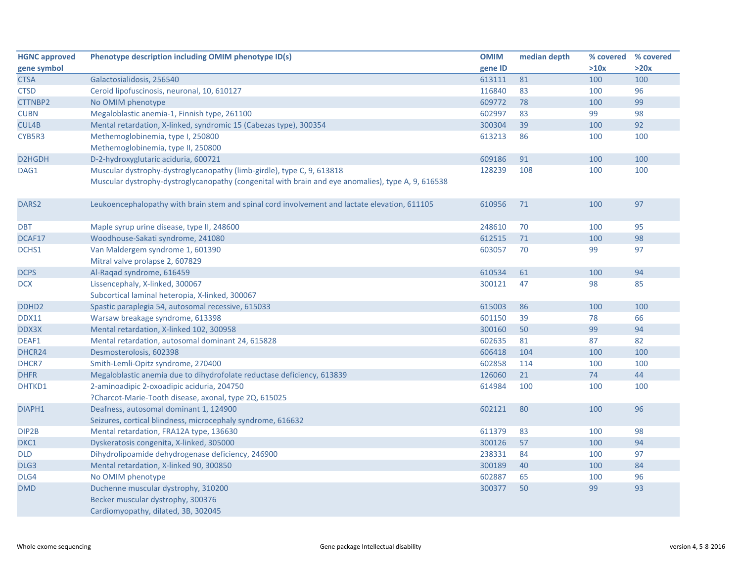| HGNC approved gene symbol | Phenotype description including OMIM phenotype ID(s) | OMIM gene ID | median depth | % covered >10x | % covered >20x |
|---|---|---|---|---|---|
| CTSA | Galactosialidosis, 256540 | 613111 | 81 | 100 | 100 |
| CTSD | Ceroid lipofuscinosis, neuronal, 10, 610127 | 116840 | 83 | 100 | 96 |
| CTTNBP2 | No OMIM phenotype | 609772 | 78 | 100 | 99 |
| CUBN | Megaloblastic anemia-1, Finnish type, 261100 | 602997 | 83 | 99 | 98 |
| CUL4B | Mental retardation, X-linked, syndromic 15 (Cabezas type), 300354 | 300304 | 39 | 100 | 92 |
| CYB5R3 | Methemoglobinemia, type I, 250800<br>Methemoglobinemia, type II, 250800 | 613213 | 86 | 100 | 100 |
| D2HGDH | D-2-hydroxyglutaric aciduria, 600721 | 609186 | 91 | 100 | 100 |
| DAG1 | Muscular dystrophy-dystroglycanopathy (limb-girdle), type C, 9, 613818<br>Muscular dystrophy-dystroglycanopathy (congenital with brain and eye anomalies), type A, 9, 616538 | 128239 | 108 | 100 | 100 |
| DARS2 | Leukoencephalopathy with brain stem and spinal cord involvement and lactate elevation, 611105 | 610956 | 71 | 100 | 97 |
| DBT | Maple syrup urine disease, type II, 248600 | 248610 | 70 | 100 | 95 |
| DCAF17 | Woodhouse-Sakati syndrome, 241080 | 612515 | 71 | 100 | 98 |
| DCHS1 | Van Maldergem syndrome 1, 601390<br>Mitral valve prolapse 2, 607829 | 603057 | 70 | 99 | 97 |
| DCPS | Al-Raqad syndrome, 616459 | 610534 | 61 | 100 | 94 |
| DCX | Lissencephaly, X-linked, 300067<br>Subcortical laminal heteropia, X-linked, 300067 | 300121 | 47 | 98 | 85 |
| DDHD2 | Spastic paraplegia 54, autosomal recessive, 615033 | 615003 | 86 | 100 | 100 |
| DDX11 | Warsaw breakage syndrome, 613398 | 601150 | 39 | 78 | 66 |
| DDX3X | Mental retardation, X-linked 102, 300958 | 300160 | 50 | 99 | 94 |
| DEAF1 | Mental retardation, autosomal dominant 24, 615828 | 602635 | 81 | 87 | 82 |
| DHCR24 | Desmosterolosis, 602398 | 606418 | 104 | 100 | 100 |
| DHCR7 | Smith-Lemli-Opitz syndrome, 270400 | 602858 | 114 | 100 | 100 |
| DHFR | Megaloblastic anemia due to dihydrofolate reductase deficiency, 613839 | 126060 | 21 | 74 | 44 |
| DHTKD1 | 2-aminoadipic 2-oxoadipic aciduria, 204750<br>?Charcot-Marie-Tooth disease, axonal, type 2Q, 615025 | 614984 | 100 | 100 | 100 |
| DIAPH1 | Deafness, autosomal dominant 1, 124900<br>Seizures, cortical blindness, microcephaly syndrome, 616632 | 602121 | 80 | 100 | 96 |
| DIP2B | Mental retardation, FRA12A type, 136630 | 611379 | 83 | 100 | 98 |
| DKC1 | Dyskeratosis congenita, X-linked, 305000 | 300126 | 57 | 100 | 94 |
| DLD | Dihydrolipoamide dehydrogenase deficiency, 246900 | 238331 | 84 | 100 | 97 |
| DLG3 | Mental retardation, X-linked 90, 300850 | 300189 | 40 | 100 | 84 |
| DLG4 | No OMIM phenotype | 602887 | 65 | 100 | 96 |
| DMD | Duchenne muscular dystrophy, 310200<br>Becker muscular dystrophy, 300376<br>Cardiomyopathy, dilated, 3B, 302045 | 300377 | 50 | 99 | 93 |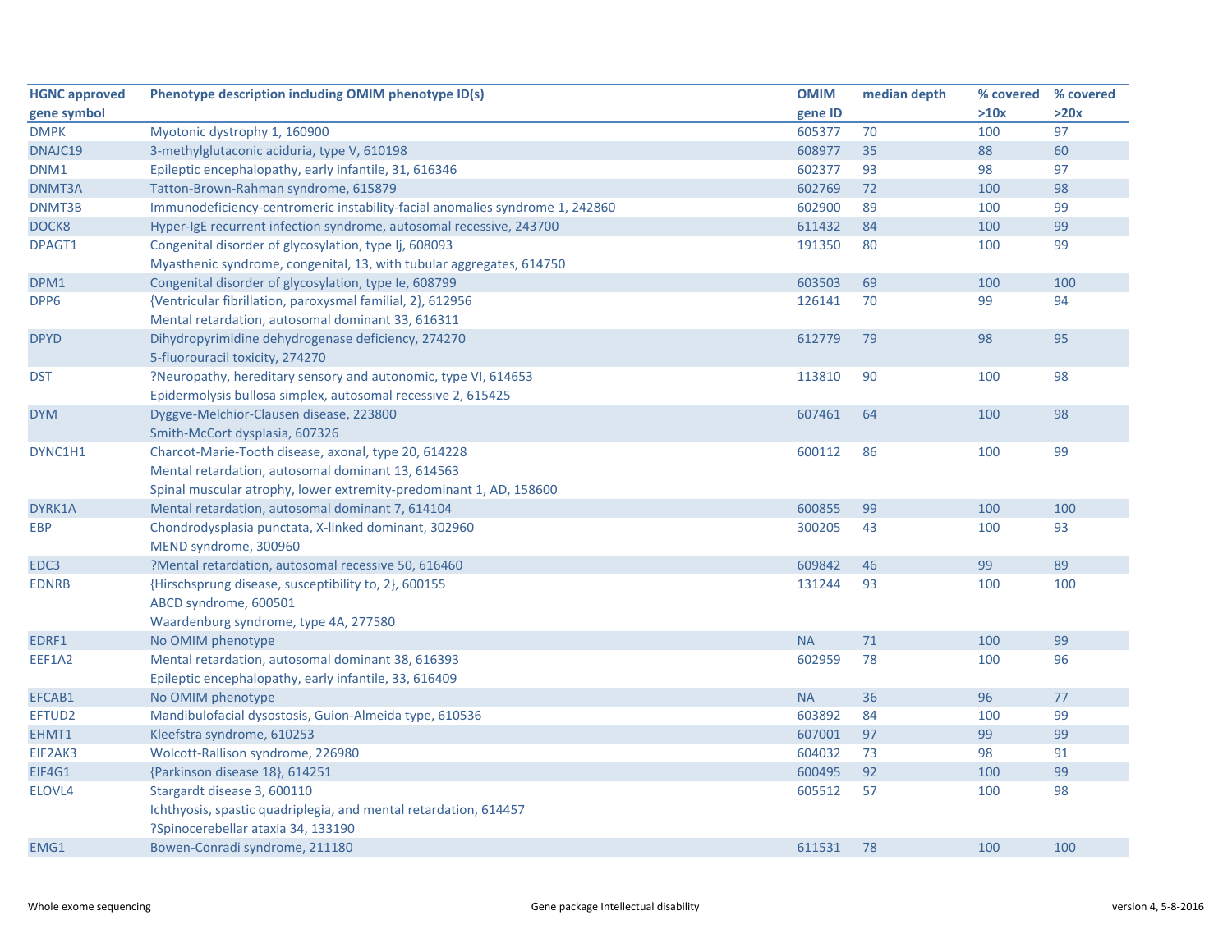| HGNC approved gene symbol | Phenotype description including OMIM phenotype ID(s) | OMIM gene ID | median depth | % covered >10x | % covered >20x |
|---|---|---|---|---|---|
| DMPK | Myotonic dystrophy 1, 160900 | 605377 | 70 | 100 | 97 |
| DNAJC19 | 3-methylglutaconic aciduria, type V, 610198 | 608977 | 35 | 88 | 60 |
| DNM1 | Epileptic encephalopathy, early infantile, 31, 616346 | 602377 | 93 | 98 | 97 |
| DNMT3A | Tatton-Brown-Rahman syndrome, 615879 | 602769 | 72 | 100 | 98 |
| DNMT3B | Immunodeficiency-centromeric instability-facial anomalies syndrome 1, 242860 | 602900 | 89 | 100 | 99 |
| DOCK8 | Hyper-IgE recurrent infection syndrome, autosomal recessive, 243700 | 611432 | 84 | 100 | 99 |
| DPAGT1 | Congenital disorder of glycosylation, type Ij, 608093<br>Myasthenic syndrome, congenital, 13, with tubular aggregates, 614750 | 191350 | 80 | 100 | 99 |
| DPM1 | Congenital disorder of glycosylation, type Ie, 608799 | 603503 | 69 | 100 | 100 |
| DPP6 | {Ventricular fibrillation, paroxysmal familial, 2}, 612956<br>Mental retardation, autosomal dominant 33, 616311 | 126141 | 70 | 99 | 94 |
| DPYD | Dihydropyrimidine dehydrogenase deficiency, 274270<br>5-fluorouracil toxicity, 274270 | 612779 | 79 | 98 | 95 |
| DST | ?Neuropathy, hereditary sensory and autonomic, type VI, 614653<br>Epidermolysis bullosa simplex, autosomal recessive 2, 615425 | 113810 | 90 | 100 | 98 |
| DYM | Dyggve-Melchior-Clausen disease, 223800<br>Smith-McCort dysplasia, 607326 | 607461 | 64 | 100 | 98 |
| DYNC1H1 | Charcot-Marie-Tooth disease, axonal, type 20, 614228<br>Mental retardation, autosomal dominant 13, 614563<br>Spinal muscular atrophy, lower extremity-predominant 1, AD, 158600 | 600112 | 86 | 100 | 99 |
| DYRK1A | Mental retardation, autosomal dominant 7, 614104 | 600855 | 99 | 100 | 100 |
| EBP | Chondrodysplasia punctata, X-linked dominant, 302960<br>MEND syndrome, 300960 | 300205 | 43 | 100 | 93 |
| EDC3 | ?Mental retardation, autosomal recessive 50, 616460 | 609842 | 46 | 99 | 89 |
| EDNRB | {Hirschsprung disease, susceptibility to, 2}, 600155<br>ABCD syndrome, 600501<br>Waardenburg syndrome, type 4A, 277580 | 131244 | 93 | 100 | 100 |
| EDRF1 | No OMIM phenotype | NA | 71 | 100 | 99 |
| EEF1A2 | Mental retardation, autosomal dominant 38, 616393<br>Epileptic encephalopathy, early infantile, 33, 616409 | 602959 | 78 | 100 | 96 |
| EFCAB1 | No OMIM phenotype | NA | 36 | 96 | 77 |
| EFTUD2 | Mandibulofacial dysostosis, Guion-Almeida type, 610536 | 603892 | 84 | 100 | 99 |
| EHMT1 | Kleefstra syndrome, 610253 | 607001 | 97 | 99 | 99 |
| EIF2AK3 | Wolcott-Rallison syndrome, 226980 | 604032 | 73 | 98 | 91 |
| EIF4G1 | {Parkinson disease 18}, 614251 | 600495 | 92 | 100 | 99 |
| ELOVL4 | Stargardt disease 3, 600110<br>Ichthyosis, spastic quadriplegia, and mental retardation, 614457<br>?Spinocerebellar ataxia 34, 133190 | 605512 | 57 | 100 | 98 |
| EMG1 | Bowen-Conradi syndrome, 211180 | 611531 | 78 | 100 | 100 |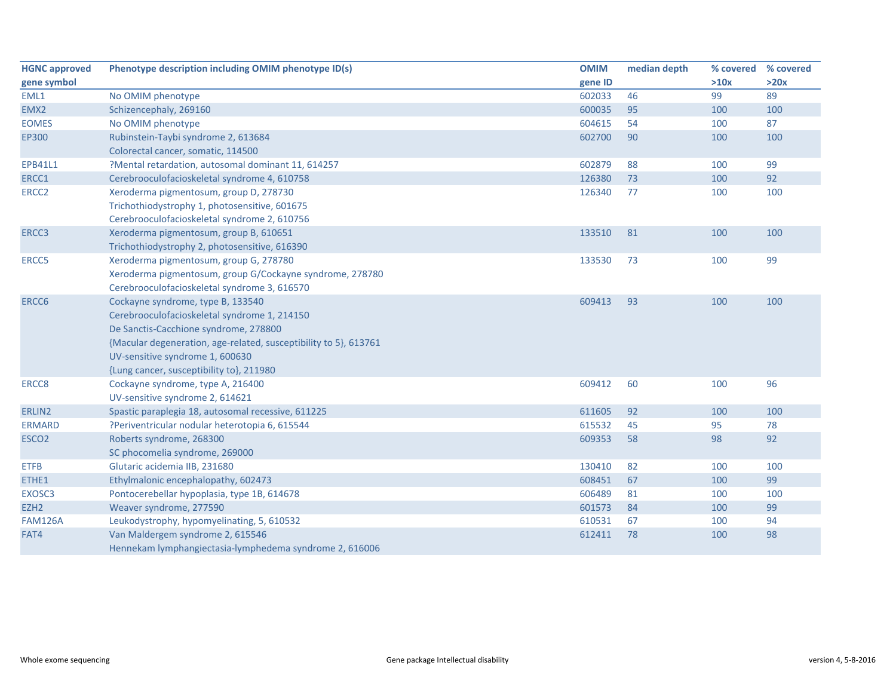| HGNC approved gene symbol | Phenotype description including OMIM phenotype ID(s) | OMIM gene ID | median depth | % covered >10x | % covered >20x |
|---|---|---|---|---|---|
| EML1 | No OMIM phenotype | 602033 | 46 | 99 | 89 |
| EMX2 | Schizencephaly, 269160 | 600035 | 95 | 100 | 100 |
| EOMES | No OMIM phenotype | 604615 | 54 | 100 | 87 |
| EP300 | Rubinstein-Taybi syndrome 2, 613684<br>Colorectal cancer, somatic, 114500 | 602700 | 90 | 100 | 100 |
| EPB41L1 | ?Mental retardation, autosomal dominant 11, 614257 | 602879 | 88 | 100 | 99 |
| ERCC1 | Cerebrooculofacioskeletal syndrome 4, 610758 | 126380 | 73 | 100 | 92 |
| ERCC2 | Xeroderma pigmentosum, group D, 278730<br>Trichothiodystrophy 1, photosensitive, 601675<br>Cerebrooculofacioskeletal syndrome 2, 610756 | 126340 | 77 | 100 | 100 |
| ERCC3 | Xeroderma pigmentosum, group B, 610651<br>Trichothiodystrophy 2, photosensitive, 616390 | 133510 | 81 | 100 | 100 |
| ERCC5 | Xeroderma pigmentosum, group G, 278780<br>Xeroderma pigmentosum, group G/Cockayne syndrome, 278780<br>Cerebrooculofacioskeletal syndrome 3, 616570 | 133530 | 73 | 100 | 99 |
| ERCC6 | Cockayne syndrome, type B, 133540<br>Cerebrooculofacioskeletal syndrome 1, 214150<br>De Sanctis-Cacchione syndrome, 278800<br>{Macular degeneration, age-related, susceptibility to 5}, 613761<br>UV-sensitive syndrome 1, 600630<br>{Lung cancer, susceptibility to}, 211980 | 609413 | 93 | 100 | 100 |
| ERCC8 | Cockayne syndrome, type A, 216400<br>UV-sensitive syndrome 2, 614621 | 609412 | 60 | 100 | 96 |
| ERLIN2 | Spastic paraplegia 18, autosomal recessive, 611225 | 611605 | 92 | 100 | 100 |
| ERMARD | ?Periventricular nodular heterotopia 6, 615544 | 615532 | 45 | 95 | 78 |
| ESCO2 | Roberts syndrome, 268300<br>SC phocomelia syndrome, 269000 | 609353 | 58 | 98 | 92 |
| ETFB | Glutaric acidemia IIB, 231680 | 130410 | 82 | 100 | 100 |
| ETHE1 | Ethylmalonic encephalopathy, 602473 | 608451 | 67 | 100 | 99 |
| EXOSC3 | Pontocerebellar hypoplasia, type 1B, 614678 | 606489 | 81 | 100 | 100 |
| EZH2 | Weaver syndrome, 277590 | 601573 | 84 | 100 | 99 |
| FAM126A | Leukodystrophy, hypomyelinating, 5, 610532 | 610531 | 67 | 100 | 94 |
| FAT4 | Van Maldergem syndrome 2, 615546<br>Hennekam lymphangiectasia-lymphedema syndrome 2, 616006 | 612411 | 78 | 100 | 98 |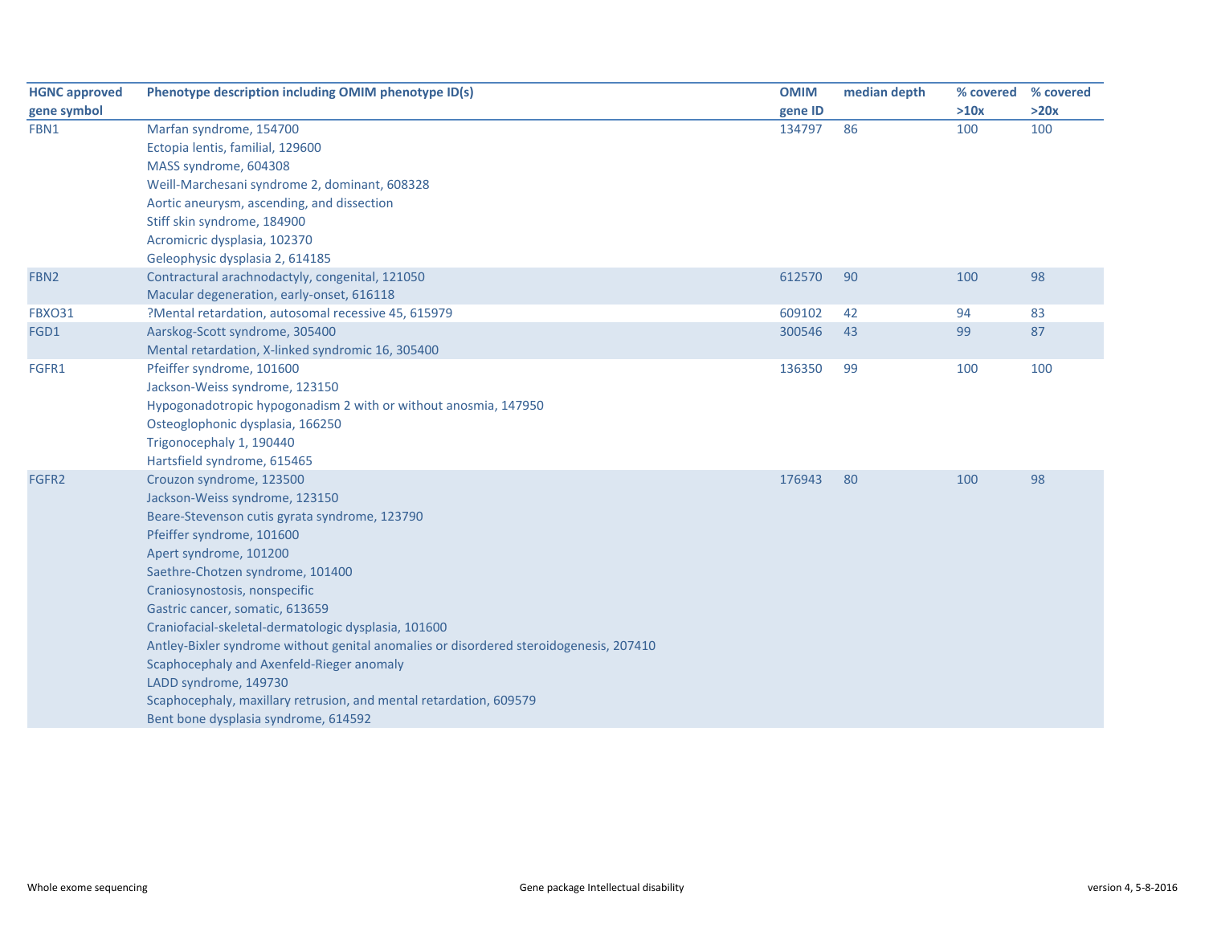| HGNC approved gene symbol | Phenotype description including OMIM phenotype ID(s) | OMIM gene ID | median depth | % covered >10x | % covered >20x |
|---|---|---|---|---|---|
| FBN1 | Marfan syndrome, 154700 | 134797 | 86 | 100 | 100 |
| | Ectopia lentis, familial, 129600 | | | | |
| | MASS syndrome, 604308 | | | | |
| | Weill-Marchesani syndrome 2, dominant, 608328 | | | | |
| | Aortic aneurysm, ascending, and dissection | | | | |
| | Stiff skin syndrome, 184900 | | | | |
| | Acromicric dysplasia, 102370 | | | | |
| | Geleophysic dysplasia 2, 614185 | | | | |
| FBN2 | Contractural arachnodactyly, congenital, 121050 | 612570 | 90 | 100 | 98 |
| | Macular degeneration, early-onset, 616118 | | | | |
| FBXO31 | ?Mental retardation, autosomal recessive 45, 615979 | 609102 | 42 | 94 | 83 |
| FGD1 | Aarskog-Scott syndrome, 305400 | 300546 | 43 | 99 | 87 |
| | Mental retardation, X-linked syndromic 16, 305400 | | | | |
| FGFR1 | Pfeiffer syndrome, 101600 | 136350 | 99 | 100 | 100 |
| | Jackson-Weiss syndrome, 123150 | | | | |
| | Hypogonadotropic hypogonadism 2 with or without anosmia, 147950 | | | | |
| | Osteoglophonic dysplasia, 166250 | | | | |
| | Trigonocephaly 1, 190440 | | | | |
| | Hartsfield syndrome, 615465 | | | | |
| FGFR2 | Crouzon syndrome, 123500 | 176943 | 80 | 100 | 98 |
| | Jackson-Weiss syndrome, 123150 | | | | |
| | Beare-Stevenson cutis gyrata syndrome, 123790 | | | | |
| | Pfeiffer syndrome, 101600 | | | | |
| | Apert syndrome, 101200 | | | | |
| | Saethre-Chotzen syndrome, 101400 | | | | |
| | Craniosynostosis, nonspecific | | | | |
| | Gastric cancer, somatic, 613659 | | | | |
| | Craniofacial-skeletal-dermatologic dysplasia, 101600 | | | | |
| | Antley-Bixler syndrome without genital anomalies or disordered steroidogenesis, 207410 | | | | |
| | Scaphocephaly and Axenfeld-Rieger anomaly | | | | |
| | LADD syndrome, 149730 | | | | |
| | Scaphocephaly, maxillary retrusion, and mental retardation, 609579 | | | | |
| | Bent bone dysplasia syndrome, 614592 | | | | |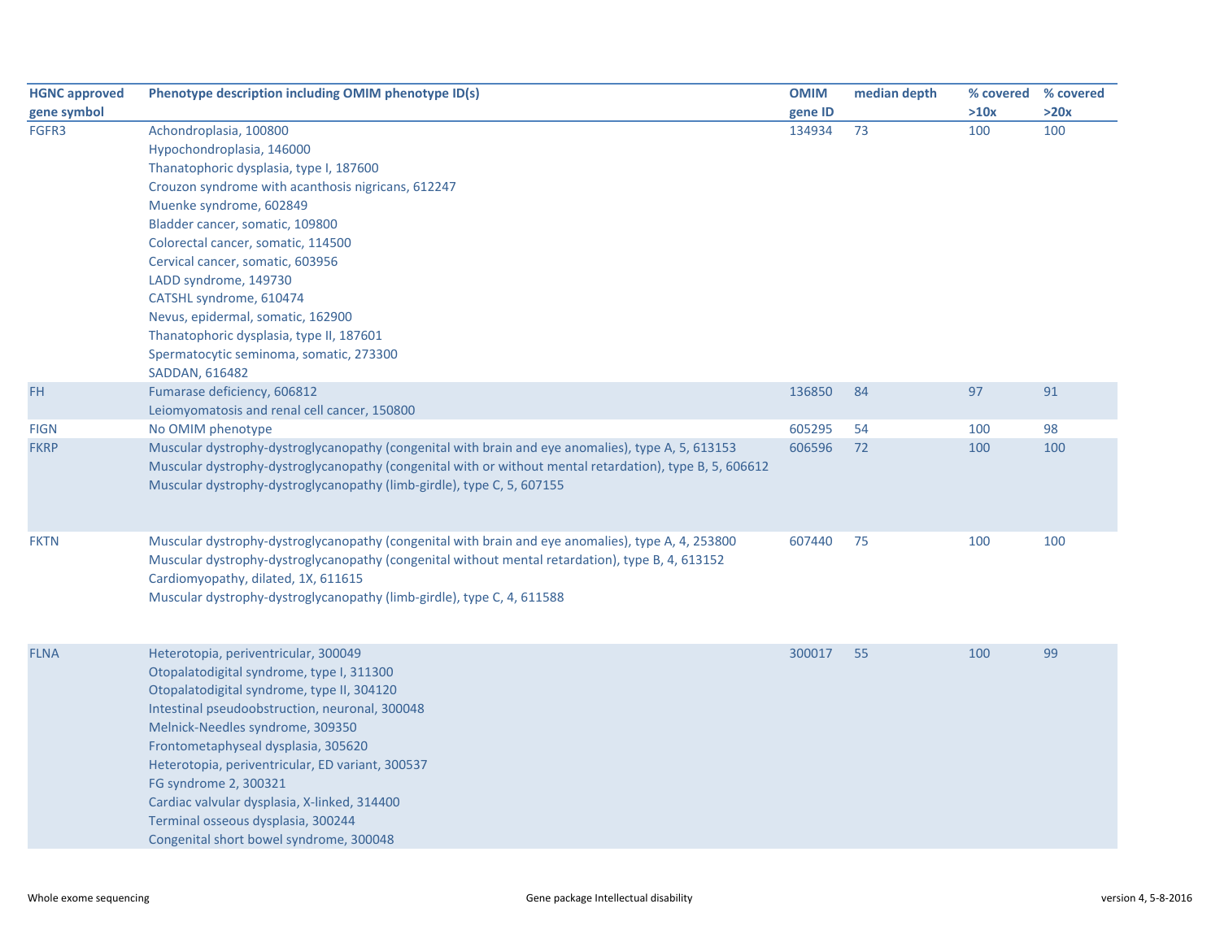| HGNC approved gene symbol | Phenotype description including OMIM phenotype ID(s) | OMIM gene ID | median depth | % covered >10x | % covered >20x |
|---|---|---|---|---|---|
| FGFR3 | Achondroplasia, 100800<br>Hypochondroplasia, 146000<br>Thanatophoric dysplasia, type I, 187600<br>Crouzon syndrome with acanthosis nigricans, 612247<br>Muenke syndrome, 602849<br>Bladder cancer, somatic, 109800<br>Colorectal cancer, somatic, 114500<br>Cervical cancer, somatic, 603956<br>LADD syndrome, 149730<br>CATSHL syndrome, 610474<br>Nevus, epidermal, somatic, 162900<br>Thanatophoric dysplasia, type II, 187601<br>Spermatocytic seminoma, somatic, 273300<br>SADDAN, 616482 | 134934 | 73 | 100 | 100 |
| FH | Fumarase deficiency, 606812<br>Leiomyomatosis and renal cell cancer, 150800 | 136850 | 84 | 97 | 91 |
| FIGN | No OMIM phenotype | 605295 | 54 | 100 | 98 |
| FKRP | Muscular dystrophy-dystroglycanopathy (congenital with brain and eye anomalies), type A, 5, 613153<br>Muscular dystrophy-dystroglycanopathy (congenital with or without mental retardation), type B, 5, 606612<br>Muscular dystrophy-dystroglycanopathy (limb-girdle), type C, 5, 607155 | 606596 | 72 | 100 | 100 |
| FKTN | Muscular dystrophy-dystroglycanopathy (congenital with brain and eye anomalies), type A, 4, 253800<br>Muscular dystrophy-dystroglycanopathy (congenital without mental retardation), type B, 4, 613152<br>Cardiomyopathy, dilated, 1X, 611615<br>Muscular dystrophy-dystroglycanopathy (limb-girdle), type C, 4, 611588 | 607440 | 75 | 100 | 100 |
| FLNA | Heterotopia, periventricular, 300049<br>Otopalatodigital syndrome, type I, 311300<br>Otopalatodigital syndrome, type II, 304120<br>Intestinal pseudoobstruction, neuronal, 300048<br>Melnick-Needles syndrome, 309350<br>Frontometaphyseal dysplasia, 305620<br>Heterotopia, periventricular, ED variant, 300537<br>FG syndrome 2, 300321<br>Cardiac valvular dysplasia, X-linked, 314400<br>Terminal osseous dysplasia, 300244<br>Congenital short bowel syndrome, 300048 | 300017 | 55 | 100 | 99 |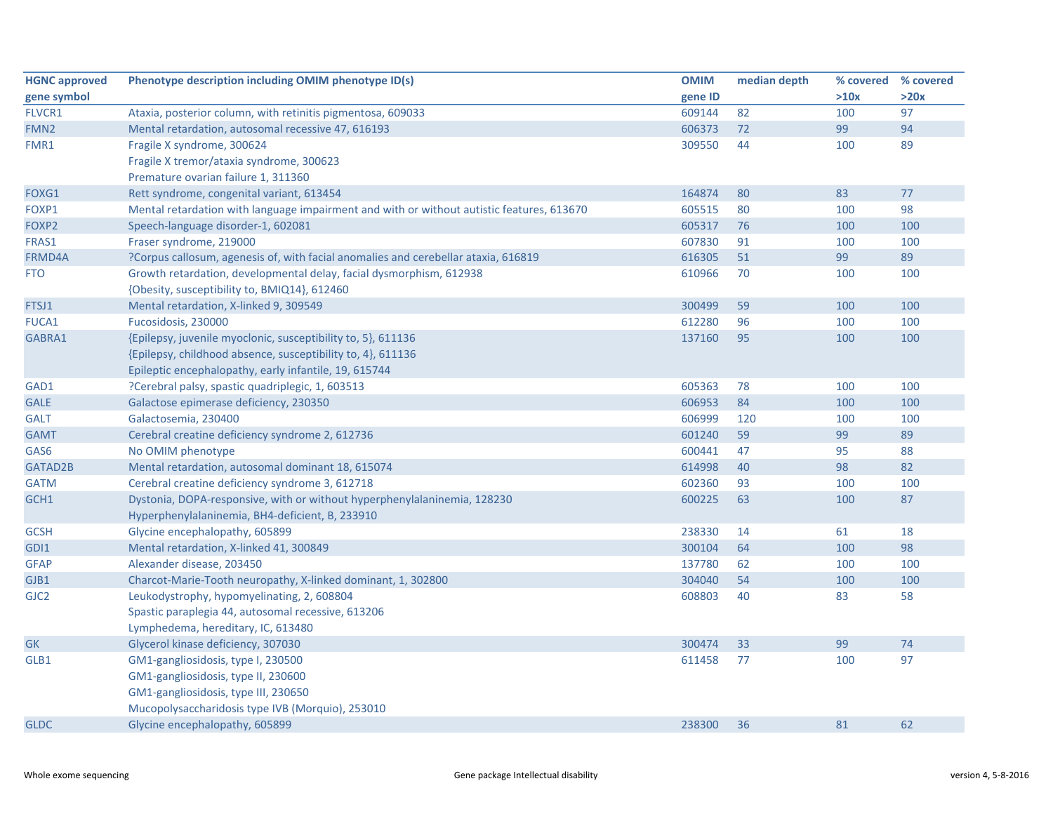| HGNC approved gene symbol | Phenotype description including OMIM phenotype ID(s) | OMIM gene ID | median depth | % covered >10x | % covered >20x |
|---|---|---|---|---|---|
| FLVCR1 | Ataxia, posterior column, with retinitis pigmentosa, 609033 | 609144 | 82 | 100 | 97 |
| FMN2 | Mental retardation, autosomal recessive 47, 616193 | 606373 | 72 | 99 | 94 |
| FMR1 | Fragile X syndrome, 300624<br>Fragile X tremor/ataxia syndrome, 300623<br>Premature ovarian failure 1, 311360 | 309550 | 44 | 100 | 89 |
| FOXG1 | Rett syndrome, congenital variant, 613454 | 164874 | 80 | 83 | 77 |
| FOXP1 | Mental retardation with language impairment and with or without autistic features, 613670 | 605515 | 80 | 100 | 98 |
| FOXP2 | Speech-language disorder-1, 602081 | 605317 | 76 | 100 | 100 |
| FRAS1 | Fraser syndrome, 219000 | 607830 | 91 | 100 | 100 |
| FRMD4A | ?Corpus callosum, agenesis of, with facial anomalies and cerebellar ataxia, 616819 | 616305 | 51 | 99 | 89 |
| FTO | Growth retardation, developmental delay, facial dysmorphism, 612938<br>{Obesity, susceptibility to, BMIQ14}, 612460 | 610966 | 70 | 100 | 100 |
| FTSJ1 | Mental retardation, X-linked 9, 309549 | 300499 | 59 | 100 | 100 |
| FUCA1 | Fucosidosis, 230000 | 612280 | 96 | 100 | 100 |
| GABRA1 | {Epilepsy, juvenile myoclonic, susceptibility to, 5}, 611136<br>{Epilepsy, childhood absence, susceptibility to, 4}, 611136<br>Epileptic encephalopathy, early infantile, 19, 615744 | 137160 | 95 | 100 | 100 |
| GAD1 | ?Cerebral palsy, spastic quadriplegic, 1, 603513 | 605363 | 78 | 100 | 100 |
| GALE | Galactose epimerase deficiency, 230350 | 606953 | 84 | 100 | 100 |
| GALT | Galactosemia, 230400 | 606999 | 120 | 100 | 100 |
| GAMT | Cerebral creatine deficiency syndrome 2, 612736 | 601240 | 59 | 99 | 89 |
| GAS6 | No OMIM phenotype | 600441 | 47 | 95 | 88 |
| GATAD2B | Mental retardation, autosomal dominant 18, 615074 | 614998 | 40 | 98 | 82 |
| GATM | Cerebral creatine deficiency syndrome 3, 612718 | 602360 | 93 | 100 | 100 |
| GCH1 | Dystonia, DOPA-responsive, with or without hyperphenylalaninemia, 128230<br>Hyperphenylalaninemia, BH4-deficient, B, 233910 | 600225 | 63 | 100 | 87 |
| GCSH | Glycine encephalopathy, 605899 | 238330 | 14 | 61 | 18 |
| GDI1 | Mental retardation, X-linked 41, 300849 | 300104 | 64 | 100 | 98 |
| GFAP | Alexander disease, 203450 | 137780 | 62 | 100 | 100 |
| GJB1 | Charcot-Marie-Tooth neuropathy, X-linked dominant, 1, 302800 | 304040 | 54 | 100 | 100 |
| GJC2 | Leukodystrophy, hypomyelinating, 2, 608804<br>Spastic paraplegia 44, autosomal recessive, 613206<br>Lymphedema, hereditary, IC, 613480 | 608803 | 40 | 83 | 58 |
| GK | Glycerol kinase deficiency, 307030 | 300474 | 33 | 99 | 74 |
| GLB1 | GM1-gangliosidosis, type I, 230500<br>GM1-gangliosidosis, type II, 230600<br>GM1-gangliosidosis, type III, 230650<br>Mucopolysaccharidosis type IVB (Morquio), 253010 | 611458 | 77 | 100 | 97 |
| GLDC | Glycine encephalopathy, 605899 | 238300 | 36 | 81 | 62 |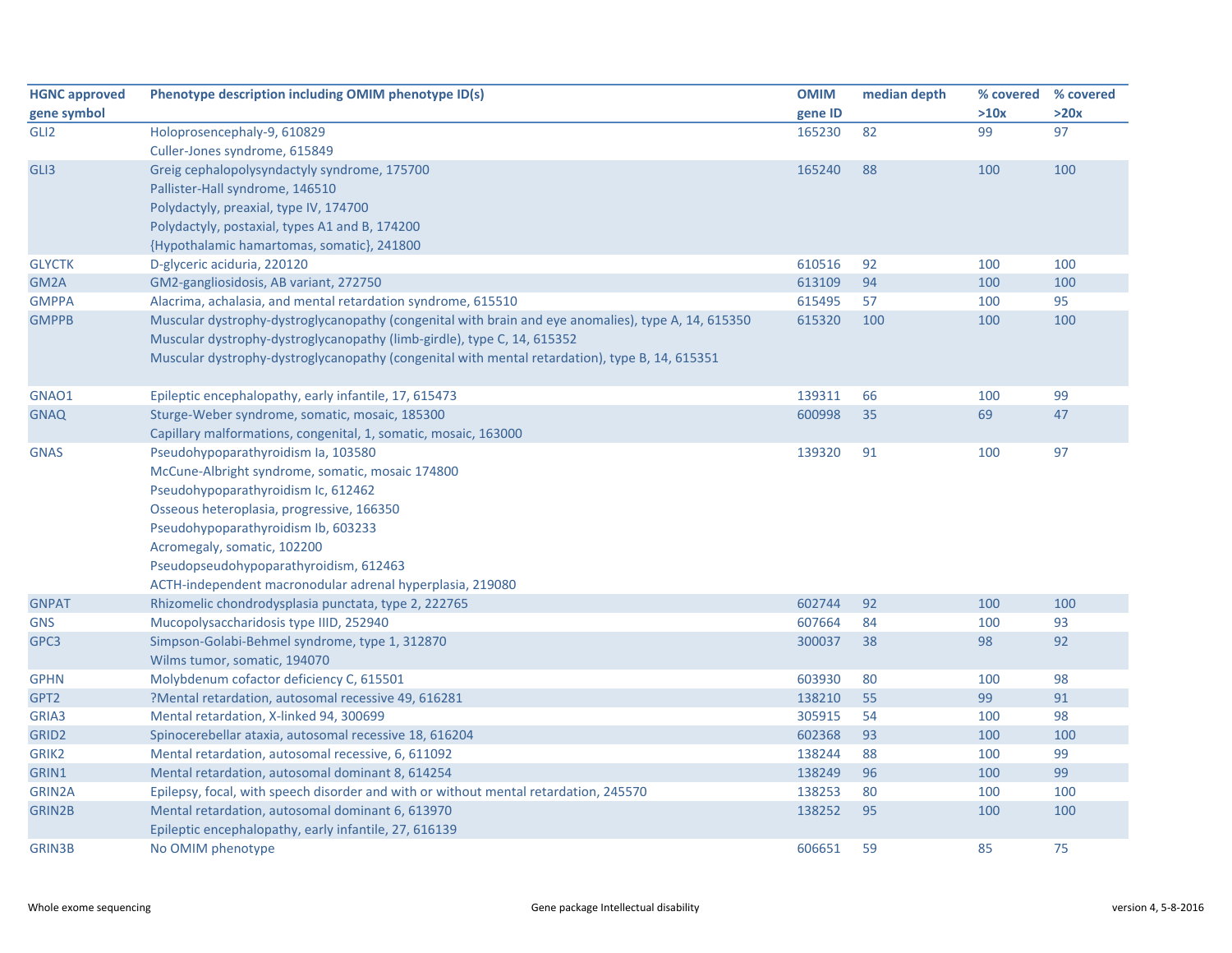| HGNC approved gene symbol | Phenotype description including OMIM phenotype ID(s) | OMIM gene ID | median depth | % covered >10x | % covered >20x |
|---|---|---|---|---|---|
| GLI2 | Holoprosencephaly-9, 610829<br>Culler-Jones syndrome, 615849 | 165230 | 82 | 99 | 97 |
| GLI3 | Greig cephalopolysyndactyly syndrome, 175700<br>Pallister-Hall syndrome, 146510<br>Polydactyly, preaxial, type IV, 174700<br>Polydactyly, postaxial, types A1 and B, 174200<br>{Hypothalamic hamartomas, somatic}, 241800 | 165240 | 88 | 100 | 100 |
| GLYCTK | D-glyceric aciduria, 220120 | 610516 | 92 | 100 | 100 |
| GM2A | GM2-gangliosidosis, AB variant, 272750 | 613109 | 94 | 100 | 100 |
| GMPPA | Alacrima, achalasia, and mental retardation syndrome, 615510 | 615495 | 57 | 100 | 95 |
| GMPPB | Muscular dystrophy-dystroglycanopathy (congenital with brain and eye anomalies), type A, 14, 615350<br>Muscular dystrophy-dystroglycanopathy (limb-girdle), type C, 14, 615352<br>Muscular dystrophy-dystroglycanopathy (congenital with mental retardation), type B, 14, 615351 | 615320 | 100 | 100 | 100 |
| GNAO1 | Epileptic encephalopathy, early infantile, 17, 615473 | 139311 | 66 | 100 | 99 |
| GNAQ | Sturge-Weber syndrome, somatic, mosaic, 185300<br>Capillary malformations, congenital, 1, somatic, mosaic, 163000 | 600998 | 35 | 69 | 47 |
| GNAS | Pseudohypoparathyroidism Ia, 103580<br>McCune-Albright syndrome, somatic, mosaic 174800<br>Pseudohypoparathyroidism Ic, 612462<br>Osseous heteroplasia, progressive, 166350<br>Pseudohypoparathyroidism Ib, 603233<br>Acromegaly, somatic, 102200<br>Pseudopseudohypoparathyroidism, 612463<br>ACTH-independent macronodular adrenal hyperplasia, 219080 | 139320 | 91 | 100 | 97 |
| GNPAT | Rhizomelic chondrodysplasia punctata, type 2, 222765 | 602744 | 92 | 100 | 100 |
| GNS | Mucopolysaccharidosis type IIID, 252940 | 607664 | 84 | 100 | 93 |
| GPC3 | Simpson-Golabi-Behmel syndrome, type 1, 312870<br>Wilms tumor, somatic, 194070 | 300037 | 38 | 98 | 92 |
| GPHN | Molybdenum cofactor deficiency C, 615501 | 603930 | 80 | 100 | 98 |
| GPT2 | ?Mental retardation, autosomal recessive 49, 616281 | 138210 | 55 | 99 | 91 |
| GRIA3 | Mental retardation, X-linked 94, 300699 | 305915 | 54 | 100 | 98 |
| GRID2 | Spinocerebellar ataxia, autosomal recessive 18, 616204 | 602368 | 93 | 100 | 100 |
| GRIK2 | Mental retardation, autosomal recessive, 6, 611092 | 138244 | 88 | 100 | 99 |
| GRIN1 | Mental retardation, autosomal dominant 8, 614254 | 138249 | 96 | 100 | 99 |
| GRIN2A | Epilepsy, focal, with speech disorder and with or without mental retardation, 245570 | 138253 | 80 | 100 | 100 |
| GRIN2B | Mental retardation, autosomal dominant 6, 613970<br>Epileptic encephalopathy, early infantile, 27, 616139 | 138252 | 95 | 100 | 100 |
| GRIN3B | No OMIM phenotype | 606651 | 59 | 85 | 75 |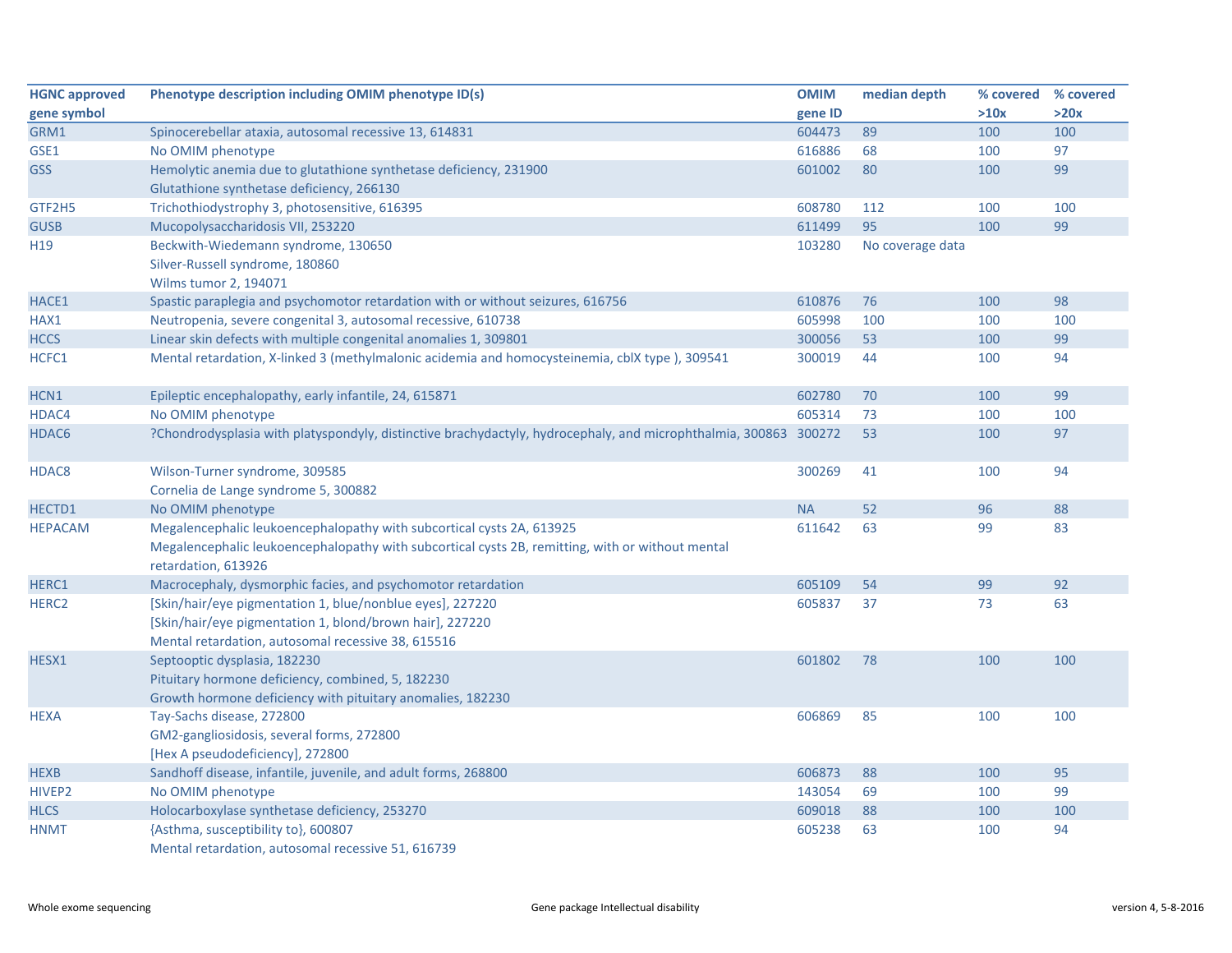| HGNC approved gene symbol | Phenotype description including OMIM phenotype ID(s) | OMIM gene ID | median depth | % covered >10x | % covered >20x |
|---|---|---|---|---|---|
| GRM1 | Spinocerebellar ataxia, autosomal recessive 13, 614831 | 604473 | 89 | 100 | 100 |
| GSE1 | No OMIM phenotype | 616886 | 68 | 100 | 97 |
| GSS | Hemolytic anemia due to glutathione synthetase deficiency, 231900<br>Glutathione synthetase deficiency, 266130 | 601002 | 80 | 100 | 99 |
| GTF2H5 | Trichothiodystrophy 3, photosensitive, 616395 | 608780 | 112 | 100 | 100 |
| GUSB | Mucopolysaccharidosis VII, 253220 | 611499 | 95 | 100 | 99 |
| H19 | Beckwith-Wiedemann syndrome, 130650<br>Silver-Russell syndrome, 180860<br>Wilms tumor 2, 194071 | 103280 | No coverage data | | |
| HACE1 | Spastic paraplegia and psychomotor retardation with or without seizures, 616756 | 610876 | 76 | 100 | 98 |
| HAX1 | Neutropenia, severe congenital 3, autosomal recessive, 610738 | 605998 | 100 | 100 | 100 |
| HCCS | Linear skin defects with multiple congenital anomalies 1, 309801 | 300056 | 53 | 100 | 99 |
| HCFC1 | Mental retardation, X-linked 3 (methylmalonic acidemia and homocysteinemia, cblX type ), 309541 | 300019 | 44 | 100 | 94 |
| HCN1 | Epileptic encephalopathy, early infantile, 24, 615871 | 602780 | 70 | 100 | 99 |
| HDAC4 | No OMIM phenotype | 605314 | 73 | 100 | 100 |
| HDAC6 | ?Chondrodysplasia with platyspondyly, distinctive brachydactyly, hydrocephaly, and microphthalmia, 300863 | 300272 | 53 | 100 | 97 |
| HDAC8 | Wilson-Turner syndrome, 309585<br>Cornelia de Lange syndrome 5, 300882 | 300269 | 41 | 100 | 94 |
| HECTD1 | No OMIM phenotype | NA | 52 | 96 | 88 |
| HEPACAM | Megalencephalic leukoencephalopathy with subcortical cysts 2A, 613925<br>Megalencephalic leukoencephalopathy with subcortical cysts 2B, remitting, with or without mental retardation, 613926 | 611642 | 63 | 99 | 83 |
| HERC1 | Macrocephaly, dysmorphic facies, and psychomotor retardation | 605109 | 54 | 99 | 92 |
| HERC2 | [Skin/hair/eye pigmentation 1, blue/nonblue eyes], 227220<br>[Skin/hair/eye pigmentation 1, blond/brown hair], 227220<br>Mental retardation, autosomal recessive 38, 615516 | 605837 | 37 | 73 | 63 |
| HESX1 | Septooptic dysplasia, 182230<br>Pituitary hormone deficiency, combined, 5, 182230<br>Growth hormone deficiency with pituitary anomalies, 182230 | 601802 | 78 | 100 | 100 |
| HEXA | Tay-Sachs disease, 272800<br>GM2-gangliosidosis, several forms, 272800<br>[Hex A pseudodeficiency], 272800 | 606869 | 85 | 100 | 100 |
| HEXB | Sandhoff disease, infantile, juvenile, and adult forms, 268800 | 606873 | 88 | 100 | 95 |
| HIVEP2 | No OMIM phenotype | 143054 | 69 | 100 | 99 |
| HLCS | Holocarboxylase synthetase deficiency, 253270 | 609018 | 88 | 100 | 100 |
| HNMT | {Asthma, susceptibility to}, 600807<br>Mental retardation, autosomal recessive 51, 616739 | 605238 | 63 | 100 | 94 |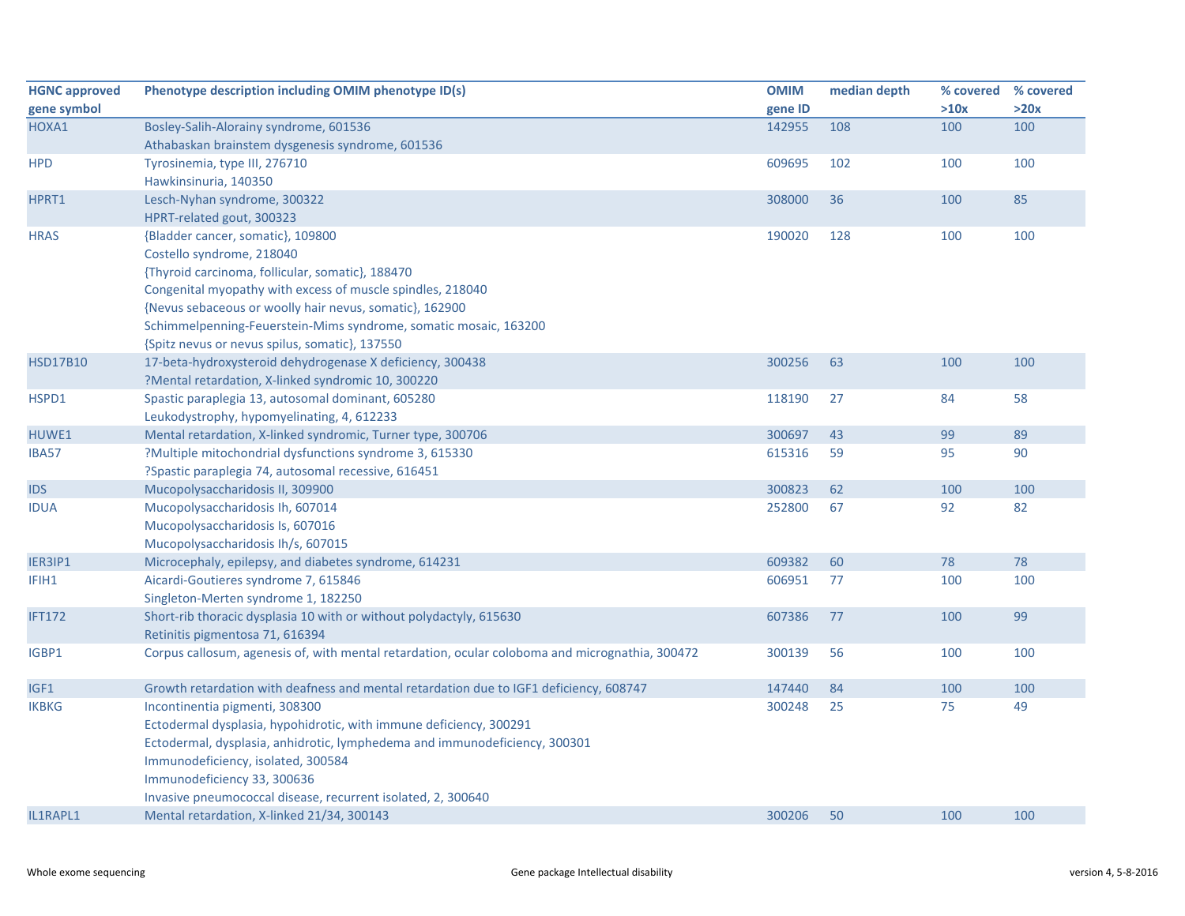| HGNC approved gene symbol | Phenotype description including OMIM phenotype ID(s) | OMIM gene ID | median depth | % covered >10x | % covered >20x |
|---|---|---|---|---|---|
| HOXA1 | Bosley-Salih-Alorainy syndrome, 601536<br>Athabaskan brainstem dysgenesis syndrome, 601536 | 142955 | 108 | 100 | 100 |
| HPD | Tyrosinemia, type III, 276710<br>Hawkinsinuria, 140350 | 609695 | 102 | 100 | 100 |
| HPRT1 | Lesch-Nyhan syndrome, 300322<br>HPRT-related gout, 300323 | 308000 | 36 | 100 | 85 |
| HRAS | {Bladder cancer, somatic}, 109800<br>Costello syndrome, 218040<br>{Thyroid carcinoma, follicular, somatic}, 188470<br>Congenital myopathy with excess of muscle spindles, 218040<br>{Nevus sebaceous or woolly hair nevus, somatic}, 162900<br>Schimmelpenning-Feuerstein-Mims syndrome, somatic mosaic, 163200<br>{Spitz nevus or nevus spilus, somatic}, 137550 | 190020 | 128 | 100 | 100 |
| HSD17B10 | 17-beta-hydroxysteroid dehydrogenase X deficiency, 300438<br>?Mental retardation, X-linked syndromic 10, 300220 | 300256 | 63 | 100 | 100 |
| HSPD1 | Spastic paraplegia 13, autosomal dominant, 605280<br>Leukodystrophy, hypomyelinating, 4, 612233 | 118190 | 27 | 84 | 58 |
| HUWE1 | Mental retardation, X-linked syndromic, Turner type, 300706 | 300697 | 43 | 99 | 89 |
| IBA57 | ?Multiple mitochondrial dysfunctions syndrome 3, 615330<br>?Spastic paraplegia 74, autosomal recessive, 616451 | 615316 | 59 | 95 | 90 |
| IDS | Mucopolysaccharidosis II, 309900 | 300823 | 62 | 100 | 100 |
| IDUA | Mucopolysaccharidosis Ih, 607014<br>Mucopolysaccharidosis Is, 607016<br>Mucopolysaccharidosis Ih/s, 607015 | 252800 | 67 | 92 | 82 |
| IER3IP1 | Microcephaly, epilepsy, and diabetes syndrome, 614231 | 609382 | 60 | 78 | 78 |
| IFIH1 | Aicardi-Goutieres syndrome 7, 615846<br>Singleton-Merten syndrome 1, 182250 | 606951 | 77 | 100 | 100 |
| IFT172 | Short-rib thoracic dysplasia 10 with or without polydactyly, 615630<br>Retinitis pigmentosa 71, 616394 | 607386 | 77 | 100 | 99 |
| IGBP1 | Corpus callosum, agenesis of, with mental retardation, ocular coloboma and micrognathia, 300472 | 300139 | 56 | 100 | 100 |
| IGF1 | Growth retardation with deafness and mental retardation due to IGF1 deficiency, 608747 | 147440 | 84 | 100 | 100 |
| IKBKG | Incontinentia pigmenti, 308300<br>Ectodermal dysplasia, hypohidrotic, with immune deficiency, 300291<br>Ectodermal, dysplasia, anhidrotic, lymphedema and immunodeficiency, 300301<br>Immunodeficiency, isolated, 300584<br>Immunodeficiency 33, 300636<br>Invasive pneumococcal disease, recurrent isolated, 2, 300640 | 300248 | 25 | 75 | 49 |
| IL1RAPL1 | Mental retardation, X-linked 21/34, 300143 | 300206 | 50 | 100 | 100 |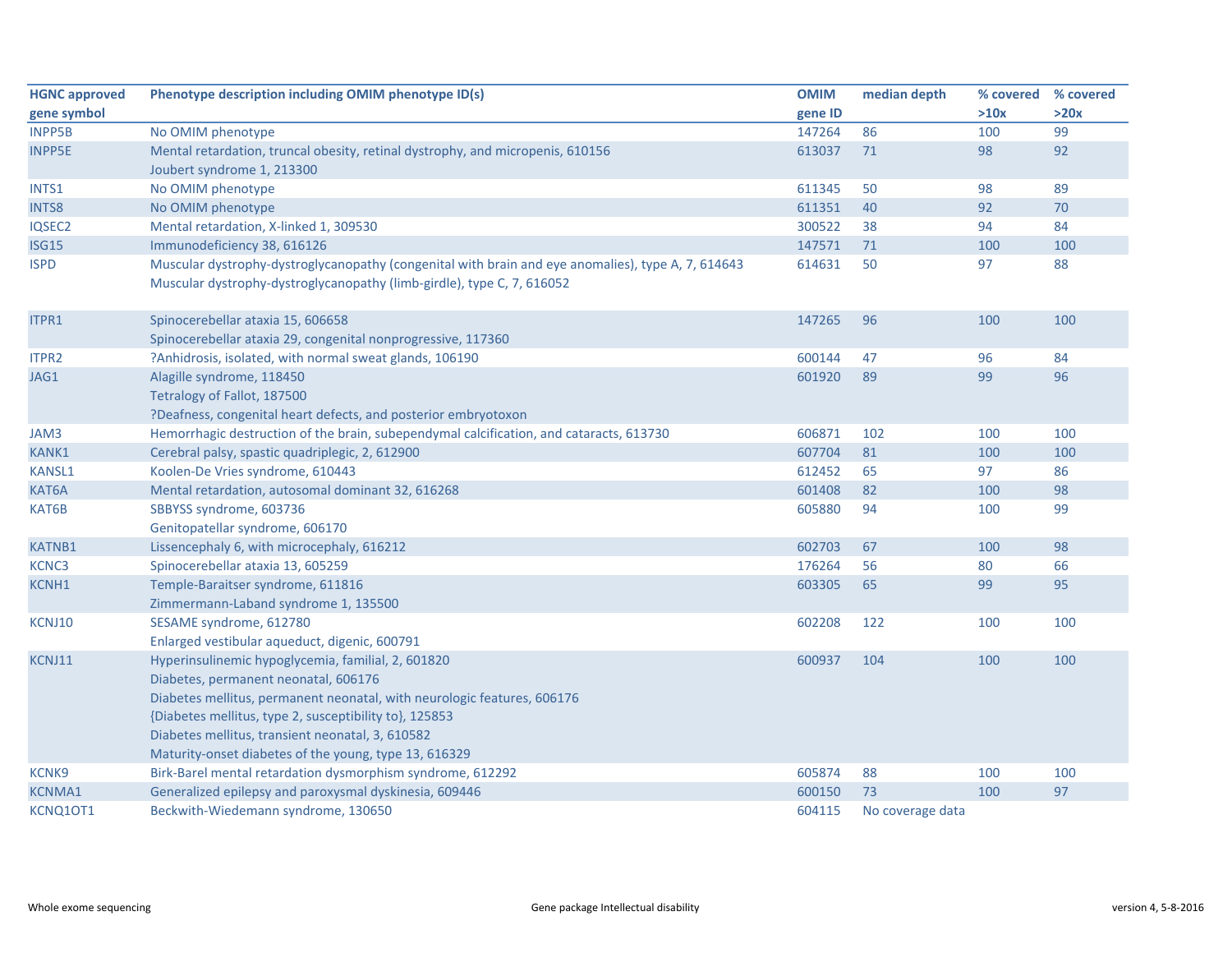| HGNC approved gene symbol | Phenotype description including OMIM phenotype ID(s) | OMIM gene ID | median depth | % covered >10x | % covered >20x |
|---|---|---|---|---|---|
| INPP5B | No OMIM phenotype | 147264 | 86 | 100 | 99 |
| INPP5E | Mental retardation, truncal obesity, retinal dystrophy, and micropenis, 610156<br>Joubert syndrome 1, 213300 | 613037 | 71 | 98 | 92 |
| INTS1 | No OMIM phenotype | 611345 | 50 | 98 | 89 |
| INTS8 | No OMIM phenotype | 611351 | 40 | 92 | 70 |
| IQSEC2 | Mental retardation, X-linked 1, 309530 | 300522 | 38 | 94 | 84 |
| ISG15 | Immunodeficiency 38, 616126 | 147571 | 71 | 100 | 100 |
| ISPD | Muscular dystrophy-dystroglycanopathy (congenital with brain and eye anomalies), type A, 7, 614643<br>Muscular dystrophy-dystroglycanopathy (limb-girdle), type C, 7, 616052 | 614631 | 50 | 97 | 88 |
| ITPR1 | Spinocerebellar ataxia 15, 606658<br>Spinocerebellar ataxia 29, congenital nonprogressive, 117360 | 147265 | 96 | 100 | 100 |
| ITPR2 | ?Anhidrosis, isolated, with normal sweat glands, 106190 | 600144 | 47 | 96 | 84 |
| JAG1 | Alagille syndrome, 118450<br>Tetralogy of Fallot, 187500<br>?Deafness, congenital heart defects, and posterior embryotoxon | 601920 | 89 | 99 | 96 |
| JAM3 | Hemorrhagic destruction of the brain, subependymal calcification, and cataracts, 613730 | 606871 | 102 | 100 | 100 |
| KANK1 | Cerebral palsy, spastic quadriplegic, 2, 612900 | 607704 | 81 | 100 | 100 |
| KANSL1 | Koolen-De Vries syndrome, 610443 | 612452 | 65 | 97 | 86 |
| KAT6A | Mental retardation, autosomal dominant 32, 616268 | 601408 | 82 | 100 | 98 |
| KAT6B | SBBYSS syndrome, 603736<br>Genitopatellar syndrome, 606170 | 605880 | 94 | 100 | 99 |
| KATNB1 | Lissencephaly 6, with microcephaly, 616212 | 602703 | 67 | 100 | 98 |
| KCNC3 | Spinocerebellar ataxia 13, 605259 | 176264 | 56 | 80 | 66 |
| KCNH1 | Temple-Baraitser syndrome, 611816<br>Zimmermann-Laband syndrome 1, 135500 | 603305 | 65 | 99 | 95 |
| KCNJ10 | SESAME syndrome, 612780<br>Enlarged vestibular aqueduct, digenic, 600791 | 602208 | 122 | 100 | 100 |
| KCNJ11 | Hyperinsulinemic hypoglycemia, familial, 2, 601820<br>Diabetes, permanent neonatal, 606176<br>Diabetes mellitus, permanent neonatal, with neurologic features, 606176<br>{Diabetes mellitus, type 2, susceptibility to}, 125853<br>Diabetes mellitus, transient neonatal, 3, 610582<br>Maturity-onset diabetes of the young, type 13, 616329 | 600937 | 104 | 100 | 100 |
| KCNK9 | Birk-Barel mental retardation dysmorphism syndrome, 612292 | 605874 | 88 | 100 | 100 |
| KCNMA1 | Generalized epilepsy and paroxysmal dyskinesia, 609446 | 600150 | 73 | 100 | 97 |
| KCNQ1OT1 | Beckwith-Wiedemann syndrome, 130650 | 604115 | No coverage data | | |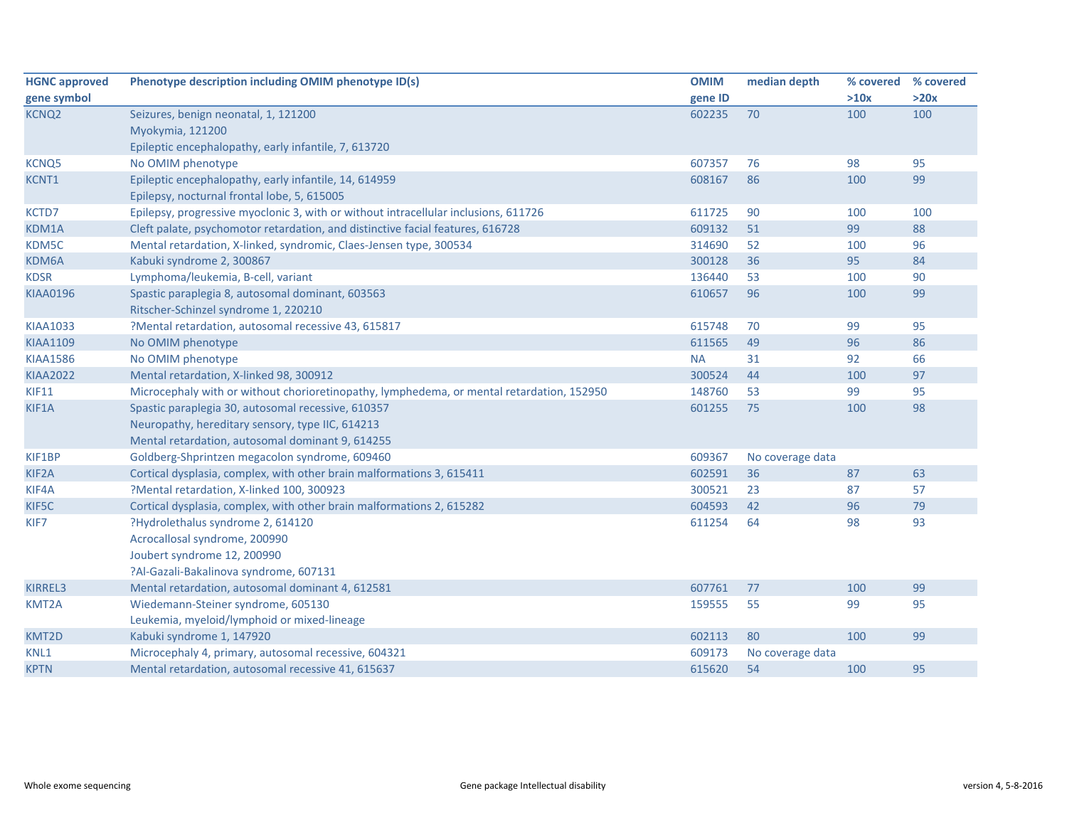| HGNC approved gene symbol | Phenotype description including OMIM phenotype ID(s) | OMIM gene ID | median depth | % covered >10x | % covered >20x |
|---|---|---|---|---|---|
| KCNQ2 | Seizures, benign neonatal, 1, 121200<br>Myokymia, 121200<br>Epileptic encephalopathy, early infantile, 7, 613720 | 602235 | 70 | 100 | 100 |
| KCNQ5 | No OMIM phenotype | 607357 | 76 | 98 | 95 |
| KCNT1 | Epileptic encephalopathy, early infantile, 14, 614959<br>Epilepsy, nocturnal frontal lobe, 5, 615005 | 608167 | 86 | 100 | 99 |
| KCTD7 | Epilepsy, progressive myoclonic 3, with or without intracellular inclusions, 611726 | 611725 | 90 | 100 | 100 |
| KDM1A | Cleft palate, psychomotor retardation, and distinctive facial features, 616728 | 609132 | 51 | 99 | 88 |
| KDM5C | Mental retardation, X-linked, syndromic, Claes-Jensen type, 300534 | 314690 | 52 | 100 | 96 |
| KDM6A | Kabuki syndrome 2, 300867 | 300128 | 36 | 95 | 84 |
| KDSR | Lymphoma/leukemia, B-cell, variant | 136440 | 53 | 100 | 90 |
| KIAA0196 | Spastic paraplegia 8, autosomal dominant, 603563<br>Ritscher-Schinzel syndrome 1, 220210 | 610657 | 96 | 100 | 99 |
| KIAA1033 | ?Mental retardation, autosomal recessive 43, 615817 | 615748 | 70 | 99 | 95 |
| KIAA1109 | No OMIM phenotype | 611565 | 49 | 96 | 86 |
| KIAA1586 | No OMIM phenotype | NA | 31 | 92 | 66 |
| KIAA2022 | Mental retardation, X-linked 98, 300912 | 300524 | 44 | 100 | 97 |
| KIF11 | Microcephaly with or without chorioretinopathy, lymphedema, or mental retardation, 152950 | 148760 | 53 | 99 | 95 |
| KIF1A | Spastic paraplegia 30, autosomal recessive, 610357<br>Neuropathy, hereditary sensory, type IIC, 614213<br>Mental retardation, autosomal dominant 9, 614255 | 601255 | 75 | 100 | 98 |
| KIF1BP | Goldberg-Shprintzen megacolon syndrome, 609460 | 609367 | No coverage data | | |
| KIF2A | Cortical dysplasia, complex, with other brain malformations 3, 615411 | 602591 | 36 | 87 | 63 |
| KIF4A | ?Mental retardation, X-linked 100, 300923 | 300521 | 23 | 87 | 57 |
| KIF5C | Cortical dysplasia, complex, with other brain malformations 2, 615282 | 604593 | 42 | 96 | 79 |
| KIF7 | ?Hydrolethalus syndrome 2, 614120<br>Acrocallosal syndrome, 200990<br>Joubert syndrome 12, 200990<br>?Al-Gazali-Bakalinova syndrome, 607131 | 611254 | 64 | 98 | 93 |
| KIRREL3 | Mental retardation, autosomal dominant 4, 612581 | 607761 | 77 | 100 | 99 |
| KMT2A | Wiedemann-Steiner syndrome, 605130<br>Leukemia, myeloid/lymphoid or mixed-lineage | 159555 | 55 | 99 | 95 |
| KMT2D | Kabuki syndrome 1, 147920 | 602113 | 80 | 100 | 99 |
| KNL1 | Microcephaly 4, primary, autosomal recessive, 604321 | 609173 | No coverage data | | |
| KPTN | Mental retardation, autosomal recessive 41, 615637 | 615620 | 54 | 100 | 95 |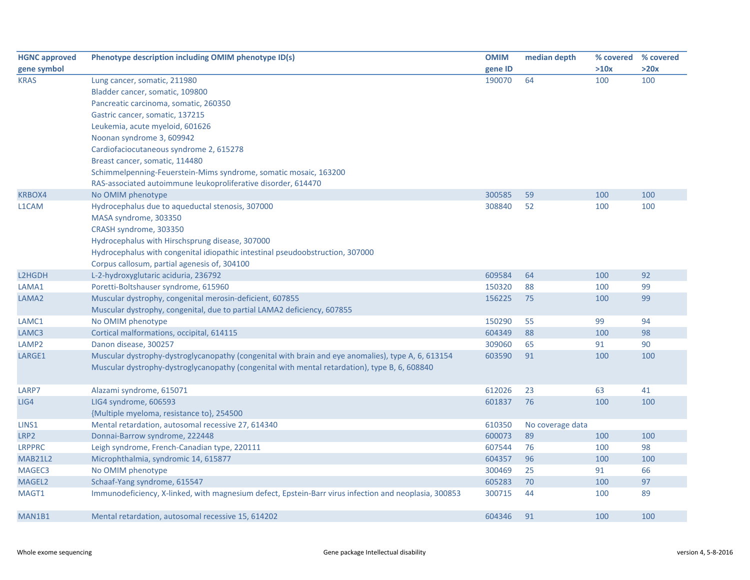| HGNC approved gene symbol | Phenotype description including OMIM phenotype ID(s) | OMIM gene ID | median depth | % covered >10x | % covered >20x |
|---|---|---|---|---|---|
| KRAS | Lung cancer, somatic, 211980 | 190070 | 64 | 100 | 100 |
| | Bladder cancer, somatic, 109800 | | | | |
| | Pancreatic carcinoma, somatic, 260350 | | | | |
| | Gastric cancer, somatic, 137215 | | | | |
| | Leukemia, acute myeloid, 601626 | | | | |
| | Noonan syndrome 3, 609942 | | | | |
| | Cardiofaciocutaneous syndrome 2, 615278 | | | | |
| | Breast cancer, somatic, 114480 | | | | |
| | Schimmelpenning-Feuerstein-Mims syndrome, somatic mosaic, 163200 | | | | |
| | RAS-associated autoimmune leukoproliferative disorder, 614470 | | | | |
| KRBOX4 | No OMIM phenotype | 300585 | 59 | 100 | 100 |
| L1CAM | Hydrocephalus due to aqueductal stenosis, 307000 | 308840 | 52 | 100 | 100 |
| | MASA syndrome, 303350 | | | | |
| | CRASH syndrome, 303350 | | | | |
| | Hydrocephalus with Hirschsprung disease, 307000 | | | | |
| | Hydrocephalus with congenital idiopathic intestinal pseudoobstruction, 307000 | | | | |
| | Corpus callosum, partial agenesis of, 304100 | | | | |
| L2HGDH | L-2-hydroxyglutaric aciduria, 236792 | 609584 | 64 | 100 | 92 |
| LAMA1 | Poretti-Boltshauser syndrome, 615960 | 150320 | 88 | 100 | 99 |
| LAMA2 | Muscular dystrophy, congenital merosin-deficient, 607855 | 156225 | 75 | 100 | 99 |
| | Muscular dystrophy, congenital, due to partial LAMA2 deficiency, 607855 | | | | |
| LAMC1 | No OMIM phenotype | 150290 | 55 | 99 | 94 |
| LAMC3 | Cortical malformations, occipital, 614115 | 604349 | 88 | 100 | 98 |
| LAMP2 | Danon disease, 300257 | 309060 | 65 | 91 | 90 |
| LARGE1 | Muscular dystrophy-dystroglycanopathy (congenital with brain and eye anomalies), type A, 6, 613154 | 603590 | 91 | 100 | 100 |
| | Muscular dystrophy-dystroglycanopathy (congenital with mental retardation), type B, 6, 608840 | | | | |
| LARP7 | Alazami syndrome, 615071 | 612026 | 23 | 63 | 41 |
| LIG4 | LIG4 syndrome, 606593 | 601837 | 76 | 100 | 100 |
| | {Multiple myeloma, resistance to}, 254500 | | | | |
| LINS1 | Mental retardation, autosomal recessive 27, 614340 | 610350 | No coverage data | | |
| LRP2 | Donnai-Barrow syndrome, 222448 | 600073 | 89 | 100 | 100 |
| LRPPRC | Leigh syndrome, French-Canadian type, 220111 | 607544 | 76 | 100 | 98 |
| MAB21L2 | Microphthalmia, syndromic 14, 615877 | 604357 | 96 | 100 | 100 |
| MAGEC3 | No OMIM phenotype | 300469 | 25 | 91 | 66 |
| MAGEL2 | Schaaf-Yang syndrome, 615547 | 605283 | 70 | 100 | 97 |
| MAGT1 | Immunodeficiency, X-linked, with magnesium defect, Epstein-Barr virus infection and neoplasia, 300853 | 300715 | 44 | 100 | 89 |
| MAN1B1 | Mental retardation, autosomal recessive 15, 614202 | 604346 | 91 | 100 | 100 |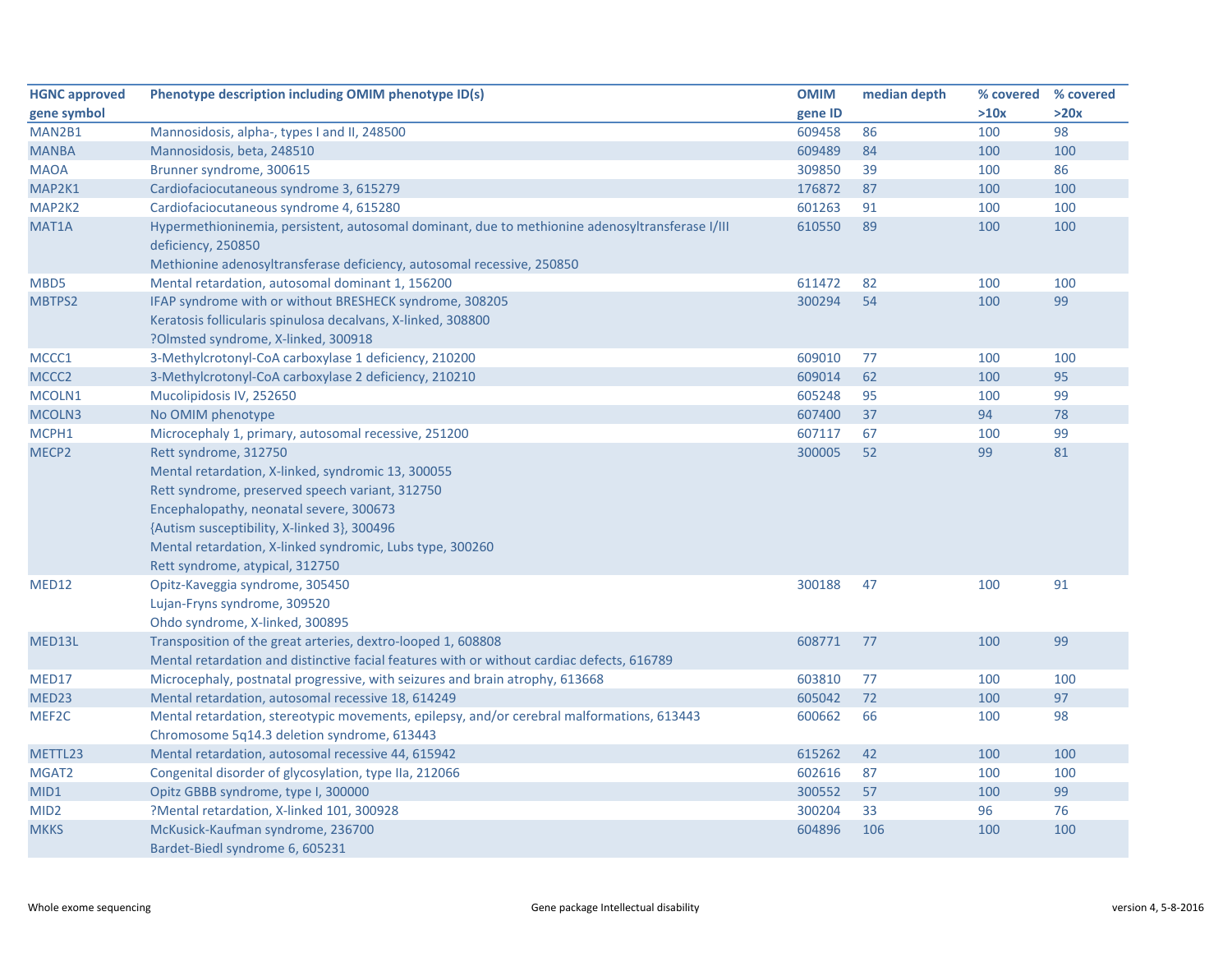| HGNC approved gene symbol | Phenotype description including OMIM phenotype ID(s) | OMIM gene ID | median depth | % covered >10x | % covered >20x |
|---|---|---|---|---|---|
| MAN2B1 | Mannosidosis, alpha-, types I and II, 248500 | 609458 | 86 | 100 | 98 |
| MANBA | Mannosidosis, beta, 248510 | 609489 | 84 | 100 | 100 |
| MAOA | Brunner syndrome, 300615 | 309850 | 39 | 100 | 86 |
| MAP2K1 | Cardiofaciocutaneous syndrome 3, 615279 | 176872 | 87 | 100 | 100 |
| MAP2K2 | Cardiofaciocutaneous syndrome 4, 615280 | 601263 | 91 | 100 | 100 |
| MAT1A | Hypermethioninemia, persistent, autosomal dominant, due to methionine adenosyltransferase I/III deficiency, 250850<br>Methionine adenosyltransferase deficiency, autosomal recessive, 250850 | 610550 | 89 | 100 | 100 |
| MBD5 | Mental retardation, autosomal dominant 1, 156200 | 611472 | 82 | 100 | 100 |
| MBTPS2 | IFAP syndrome with or without BRESHECK syndrome, 308205<br>Keratosis follicularis spinulosa decalvans, X-linked, 308800<br>?Olmsted syndrome, X-linked, 300918 | 300294 | 54 | 100 | 99 |
| MCCC1 | 3-Methylcrotonyl-CoA carboxylase 1 deficiency, 210200 | 609010 | 77 | 100 | 100 |
| MCCC2 | 3-Methylcrotonyl-CoA carboxylase 2 deficiency, 210210 | 609014 | 62 | 100 | 95 |
| MCOLN1 | Mucolipidosis IV, 252650 | 605248 | 95 | 100 | 99 |
| MCOLN3 | No OMIM phenotype | 607400 | 37 | 94 | 78 |
| MCPH1 | Microcephaly 1, primary, autosomal recessive, 251200 | 607117 | 67 | 100 | 99 |
| MECP2 | Rett syndrome, 312750<br>Mental retardation, X-linked, syndromic 13, 300055<br>Rett syndrome, preserved speech variant, 312750<br>Encephalopathy, neonatal severe, 300673<br>{Autism susceptibility, X-linked 3}, 300496<br>Mental retardation, X-linked syndromic, Lubs type, 300260<br>Rett syndrome, atypical, 312750 | 300005 | 52 | 99 | 81 |
| MED12 | Opitz-Kaveggia syndrome, 305450<br>Lujan-Fryns syndrome, 309520<br>Ohdo syndrome, X-linked, 300895 | 300188 | 47 | 100 | 91 |
| MED13L | Transposition of the great arteries, dextro-looped 1, 608808<br>Mental retardation and distinctive facial features with or without cardiac defects, 616789 | 608771 | 77 | 100 | 99 |
| MED17 | Microcephaly, postnatal progressive, with seizures and brain atrophy, 613668 | 603810 | 77 | 100 | 100 |
| MED23 | Mental retardation, autosomal recessive 18, 614249 | 605042 | 72 | 100 | 97 |
| MEF2C | Mental retardation, stereotypic movements, epilepsy, and/or cerebral malformations, 613443<br>Chromosome 5q14.3 deletion syndrome, 613443 | 600662 | 66 | 100 | 98 |
| METTL23 | Mental retardation, autosomal recessive 44, 615942 | 615262 | 42 | 100 | 100 |
| MGAT2 | Congenital disorder of glycosylation, type IIa, 212066 | 602616 | 87 | 100 | 100 |
| MID1 | Opitz GBBB syndrome, type I, 300000 | 300552 | 57 | 100 | 99 |
| MID2 | ?Mental retardation, X-linked 101, 300928 | 300204 | 33 | 96 | 76 |
| MKKS | McKusick-Kaufman syndrome, 236700<br>Bardet-Biedl syndrome 6, 605231 | 604896 | 106 | 100 | 100 |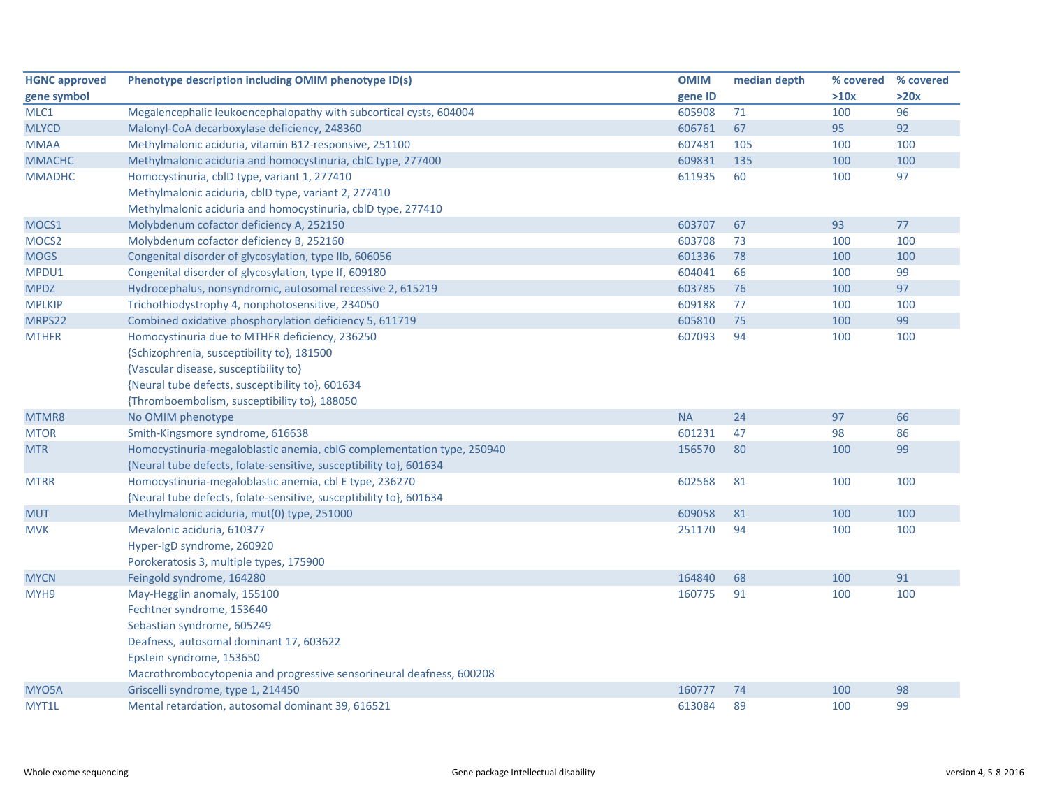| HGNC approved gene symbol | Phenotype description including OMIM phenotype ID(s) | OMIM gene ID | median depth | % covered >10x | % covered >20x |
|---|---|---|---|---|---|
| MLC1 | Megalencephalic leukoencephalopathy with subcortical cysts, 604004 | 605908 | 71 | 100 | 96 |
| MLYCD | Malonyl-CoA decarboxylase deficiency, 248360 | 606761 | 67 | 95 | 92 |
| MMAA | Methylmalonic aciduria, vitamin B12-responsive, 251100 | 607481 | 105 | 100 | 100 |
| MMACHC | Methylmalonic aciduria and homocystinuria, cblC type, 277400 | 609831 | 135 | 100 | 100 |
| MMADHC | Homocystinuria, cblD type, variant 1, 277410<br>Methylmalonic aciduria, cblD type, variant 2, 277410<br>Methylmalonic aciduria and homocystinuria, cblD type, 277410 | 611935 | 60 | 100 | 97 |
| MOCS1 | Molybdenum cofactor deficiency A, 252150 | 603707 | 67 | 93 | 77 |
| MOCS2 | Molybdenum cofactor deficiency B, 252160 | 603708 | 73 | 100 | 100 |
| MOGS | Congenital disorder of glycosylation, type IIb, 606056 | 601336 | 78 | 100 | 100 |
| MPDU1 | Congenital disorder of glycosylation, type If, 609180 | 604041 | 66 | 100 | 99 |
| MPDZ | Hydrocephalus, nonsyndromic, autosomal recessive 2, 615219 | 603785 | 76 | 100 | 97 |
| MPLKIP | Trichothiodystrophy 4, nonphotosensitive, 234050 | 609188 | 77 | 100 | 100 |
| MRPS22 | Combined oxidative phosphorylation deficiency 5, 611719 | 605810 | 75 | 100 | 99 |
| MTHFR | Homocystinuria due to MTHFR deficiency, 236250<br>{Schizophrenia, susceptibility to}, 181500<br>{Vascular disease, susceptibility to}<br>{Neural tube defects, susceptibility to}, 601634<br>{Thromboembolism, susceptibility to}, 188050 | 607093 | 94 | 100 | 100 |
| MTMR8 | No OMIM phenotype | NA | 24 | 97 | 66 |
| MTOR | Smith-Kingsmore syndrome, 616638 | 601231 | 47 | 98 | 86 |
| MTR | Homocystinuria-megaloblastic anemia, cblG complementation type, 250940<br>{Neural tube defects, folate-sensitive, susceptibility to}, 601634 | 156570 | 80 | 100 | 99 |
| MTRR | Homocystinuria-megaloblastic anemia, cbl E type, 236270<br>{Neural tube defects, folate-sensitive, susceptibility to}, 601634 | 602568 | 81 | 100 | 100 |
| MUT | Methylmalonic aciduria, mut(0) type, 251000 | 609058 | 81 | 100 | 100 |
| MVK | Mevalonic aciduria, 610377<br>Hyper-IgD syndrome, 260920<br>Porokeratosis 3, multiple types, 175900 | 251170 | 94 | 100 | 100 |
| MYCN | Feingold syndrome, 164280 | 164840 | 68 | 100 | 91 |
| MYH9 | May-Hegglin anomaly, 155100<br>Fechtner syndrome, 153640<br>Sebastian syndrome, 605249<br>Deafness, autosomal dominant 17, 603622<br>Epstein syndrome, 153650<br>Macrothrombocytopenia and progressive sensorineural deafness, 600208 | 160775 | 91 | 100 | 100 |
| MYO5A | Griscelli syndrome, type 1, 214450 | 160777 | 74 | 100 | 98 |
| MYT1L | Mental retardation, autosomal dominant 39, 616521 | 613084 | 89 | 100 | 99 |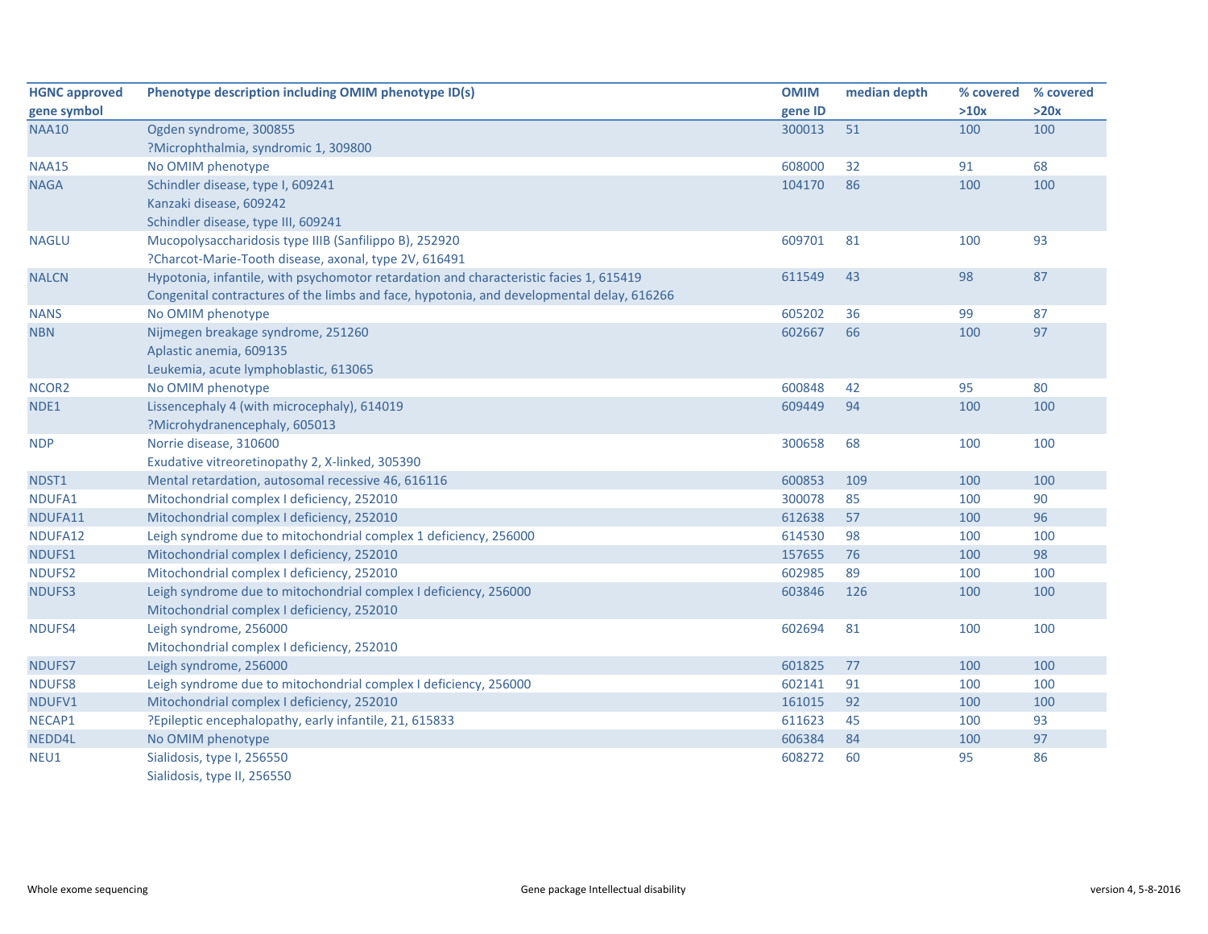| HGNC approved gene symbol | Phenotype description including OMIM phenotype ID(s) | OMIM gene ID | median depth | % covered >10x | % covered >20x |
|---|---|---|---|---|---|
| NAA10 | Ogden syndrome, 300855<br>?Microphthalmia, syndromic 1, 309800 | 300013 | 51 | 100 | 100 |
| NAA15 | No OMIM phenotype | 608000 | 32 | 91 | 68 |
| NAGA | Schindler disease, type I, 609241<br>Kanzaki disease, 609242<br>Schindler disease, type III, 609241 | 104170 | 86 | 100 | 100 |
| NAGLU | Mucopolysaccharidosis type IIIB (Sanfilippo B), 252920<br>?Charcot-Marie-Tooth disease, axonal, type 2V, 616491 | 609701 | 81 | 100 | 93 |
| NALCN | Hypotonia, infantile, with psychomotor retardation and characteristic facies 1, 615419<br>Congenital contractures of the limbs and face, hypotonia, and developmental delay, 616266 | 611549 | 43 | 98 | 87 |
| NANS | No OMIM phenotype | 605202 | 36 | 99 | 87 |
| NBN | Nijmegen breakage syndrome, 251260<br>Aplastic anemia, 609135<br>Leukemia, acute lymphoblastic, 613065 | 602667 | 66 | 100 | 97 |
| NCOR2 | No OMIM phenotype | 600848 | 42 | 95 | 80 |
| NDE1 | Lissencephaly 4 (with microcephaly), 614019<br>?Microhydranencephaly, 605013 | 609449 | 94 | 100 | 100 |
| NDP | Norrie disease, 310600<br>Exudative vitreoretinopathy 2, X-linked, 305390 | 300658 | 68 | 100 | 100 |
| NDST1 | Mental retardation, autosomal recessive 46, 616116 | 600853 | 109 | 100 | 100 |
| NDUFA1 | Mitochondrial complex I deficiency, 252010 | 300078 | 85 | 100 | 90 |
| NDUFA11 | Mitochondrial complex I deficiency, 252010 | 612638 | 57 | 100 | 96 |
| NDUFA12 | Leigh syndrome due to mitochondrial complex 1 deficiency, 256000 | 614530 | 98 | 100 | 100 |
| NDUFS1 | Mitochondrial complex I deficiency, 252010 | 157655 | 76 | 100 | 98 |
| NDUFS2 | Mitochondrial complex I deficiency, 252010 | 602985 | 89 | 100 | 100 |
| NDUFS3 | Leigh syndrome due to mitochondrial complex I deficiency, 256000<br>Mitochondrial complex I deficiency, 252010 | 603846 | 126 | 100 | 100 |
| NDUFS4 | Leigh syndrome, 256000<br>Mitochondrial complex I deficiency, 252010 | 602694 | 81 | 100 | 100 |
| NDUFS7 | Leigh syndrome, 256000 | 601825 | 77 | 100 | 100 |
| NDUFS8 | Leigh syndrome due to mitochondrial complex I deficiency, 256000 | 602141 | 91 | 100 | 100 |
| NDUFV1 | Mitochondrial complex I deficiency, 252010 | 161015 | 92 | 100 | 100 |
| NECAP1 | ?Epileptic encephalopathy, early infantile, 21, 615833 | 611623 | 45 | 100 | 93 |
| NEDD4L | No OMIM phenotype | 606384 | 84 | 100 | 97 |
| NEU1 | Sialidosis, type I, 256550<br>Sialidosis, type II, 256550 | 608272 | 60 | 95 | 86 |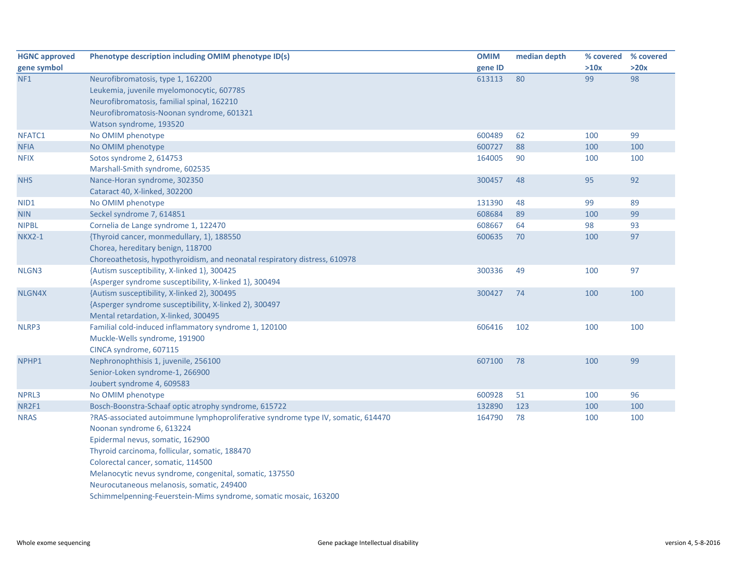| HGNC approved gene symbol | Phenotype description including OMIM phenotype ID(s) | OMIM gene ID | median depth | % covered >10x | % covered >20x |
|---|---|---|---|---|---|
| NF1 | Neurofibromatosis, type 1, 162200<br>Leukemia, juvenile myelomonocytic, 607785<br>Neurofibromatosis, familial spinal, 162210<br>Neurofibromatosis-Noonan syndrome, 601321<br>Watson syndrome, 193520 | 613113 | 80 | 99 | 98 |
| NFATC1 | No OMIM phenotype | 600489 | 62 | 100 | 99 |
| NFIA | No OMIM phenotype | 600727 | 88 | 100 | 100 |
| NFIX | Sotos syndrome 2, 614753<br>Marshall-Smith syndrome, 602535 | 164005 | 90 | 100 | 100 |
| NHS | Nance-Horan syndrome, 302350<br>Cataract 40, X-linked, 302200 | 300457 | 48 | 95 | 92 |
| NID1 | No OMIM phenotype | 131390 | 48 | 99 | 89 |
| NIN | Seckel syndrome 7, 614851 | 608684 | 89 | 100 | 99 |
| NIPBL | Cornelia de Lange syndrome 1, 122470 | 608667 | 64 | 98 | 93 |
| NKX2-1 | {Thyroid cancer, monmedullary, 1}, 188550<br>Chorea, hereditary benign, 118700<br>Choreoathetosis, hypothyroidism, and neonatal respiratory distress, 610978 | 600635 | 70 | 100 | 97 |
| NLGN3 | {Autism susceptibility, X-linked 1}, 300425<br>{Asperger syndrome susceptibility, X-linked 1}, 300494 | 300336 | 49 | 100 | 97 |
| NLGN4X | {Autism susceptibility, X-linked 2}, 300495<br>{Asperger syndrome susceptibility, X-linked 2}, 300497<br>Mental retardation, X-linked, 300495 | 300427 | 74 | 100 | 100 |
| NLRP3 | Familial cold-induced inflammatory syndrome 1, 120100<br>Muckle-Wells syndrome, 191900<br>CINCA syndrome, 607115 | 606416 | 102 | 100 | 100 |
| NPHP1 | Nephronophthisis 1, juvenile, 256100<br>Senior-Loken syndrome-1, 266900<br>Joubert syndrome 4, 609583 | 607100 | 78 | 100 | 99 |
| NPRL3 | No OMIM phenotype | 600928 | 51 | 100 | 96 |
| NR2F1 | Bosch-Boonstra-Schaaf optic atrophy syndrome, 615722 | 132890 | 123 | 100 | 100 |
| NRAS | ?RAS-associated autoimmune lymphoproliferative syndrome type IV, somatic, 614470<br>Noonan syndrome 6, 613224<br>Epidermal nevus, somatic, 162900<br>Thyroid carcinoma, follicular, somatic, 188470<br>Colorectal cancer, somatic, 114500<br>Melanocytic nevus syndrome, congenital, somatic, 137550<br>Neurocutaneous melanosis, somatic, 249400<br>Schimmelpenning-Feuerstein-Mims syndrome, somatic mosaic, 163200 | 164790 | 78 | 100 | 100 |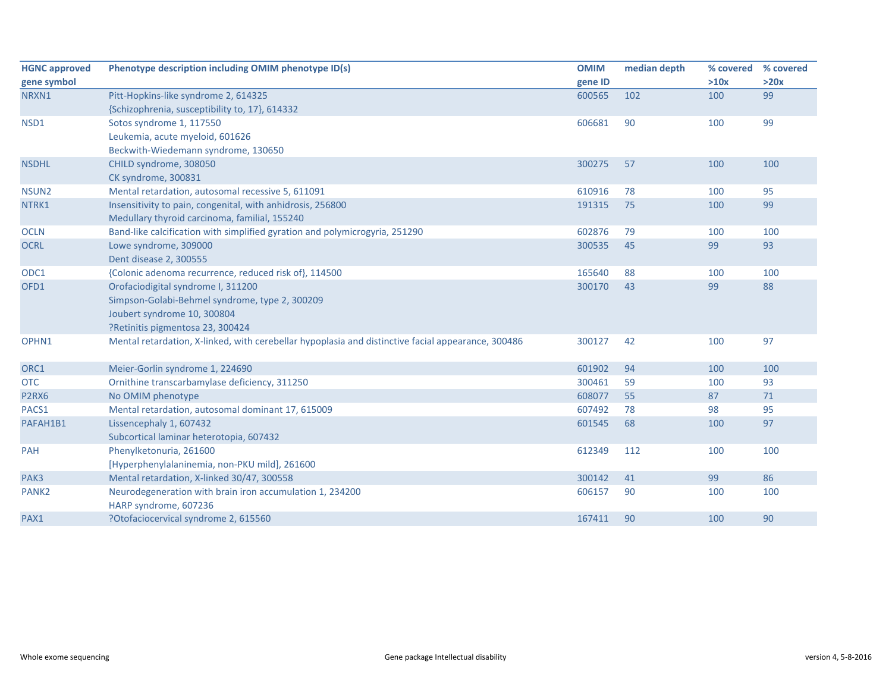| HGNC approved gene symbol | Phenotype description including OMIM phenotype ID(s) | OMIM gene ID | median depth | % covered >10x | % covered >20x |
|---|---|---|---|---|---|
| NRXN1 | Pitt-Hopkins-like syndrome 2, 614325<br>{Schizophrenia, susceptibility to, 17}, 614332 | 600565 | 102 | 100 | 99 |
| NSD1 | Sotos syndrome 1, 117550<br>Leukemia, acute myeloid, 601626<br>Beckwith-Wiedemann syndrome, 130650 | 606681 | 90 | 100 | 99 |
| NSDHL | CHILD syndrome, 308050<br>CK syndrome, 300831 | 300275 | 57 | 100 | 100 |
| NSUN2 | Mental retardation, autosomal recessive 5, 611091 | 610916 | 78 | 100 | 95 |
| NTRK1 | Insensitivity to pain, congenital, with anhidrosis, 256800<br>Medullary thyroid carcinoma, familial, 155240 | 191315 | 75 | 100 | 99 |
| OCLN | Band-like calcification with simplified gyration and polymicrogyria, 251290 | 602876 | 79 | 100 | 100 |
| OCRL | Lowe syndrome, 309000<br>Dent disease 2, 300555 | 300535 | 45 | 99 | 93 |
| ODC1 | {Colonic adenoma recurrence, reduced risk of}, 114500 | 165640 | 88 | 100 | 100 |
| OFD1 | Orofaciodigital syndrome I, 311200<br>Simpson-Golabi-Behmel syndrome, type 2, 300209<br>Joubert syndrome 10, 300804<br>?Retinitis pigmentosa 23, 300424 | 300170 | 43 | 99 | 88 |
| OPHN1 | Mental retardation, X-linked, with cerebellar hypoplasia and distinctive facial appearance, 300486 | 300127 | 42 | 100 | 97 |
| ORC1 | Meier-Gorlin syndrome 1, 224690 | 601902 | 94 | 100 | 100 |
| OTC | Ornithine transcarbamylase deficiency, 311250 | 300461 | 59 | 100 | 93 |
| P2RX6 | No OMIM phenotype | 608077 | 55 | 87 | 71 |
| PACS1 | Mental retardation, autosomal dominant 17, 615009 | 607492 | 78 | 98 | 95 |
| PAFAH1B1 | Lissencephaly 1, 607432<br>Subcortical laminar heterotopia, 607432 | 601545 | 68 | 100 | 97 |
| PAH | Phenylketonuria, 261600<br>[Hyperphenylalaninemia, non-PKU mild], 261600 | 612349 | 112 | 100 | 100 |
| PAK3 | Mental retardation, X-linked 30/47, 300558 | 300142 | 41 | 99 | 86 |
| PANK2 | Neurodegeneration with brain iron accumulation 1, 234200<br>HARP syndrome, 607236 | 606157 | 90 | 100 | 100 |
| PAX1 | ?Otofaciocervical syndrome 2, 615560 | 167411 | 90 | 100 | 90 |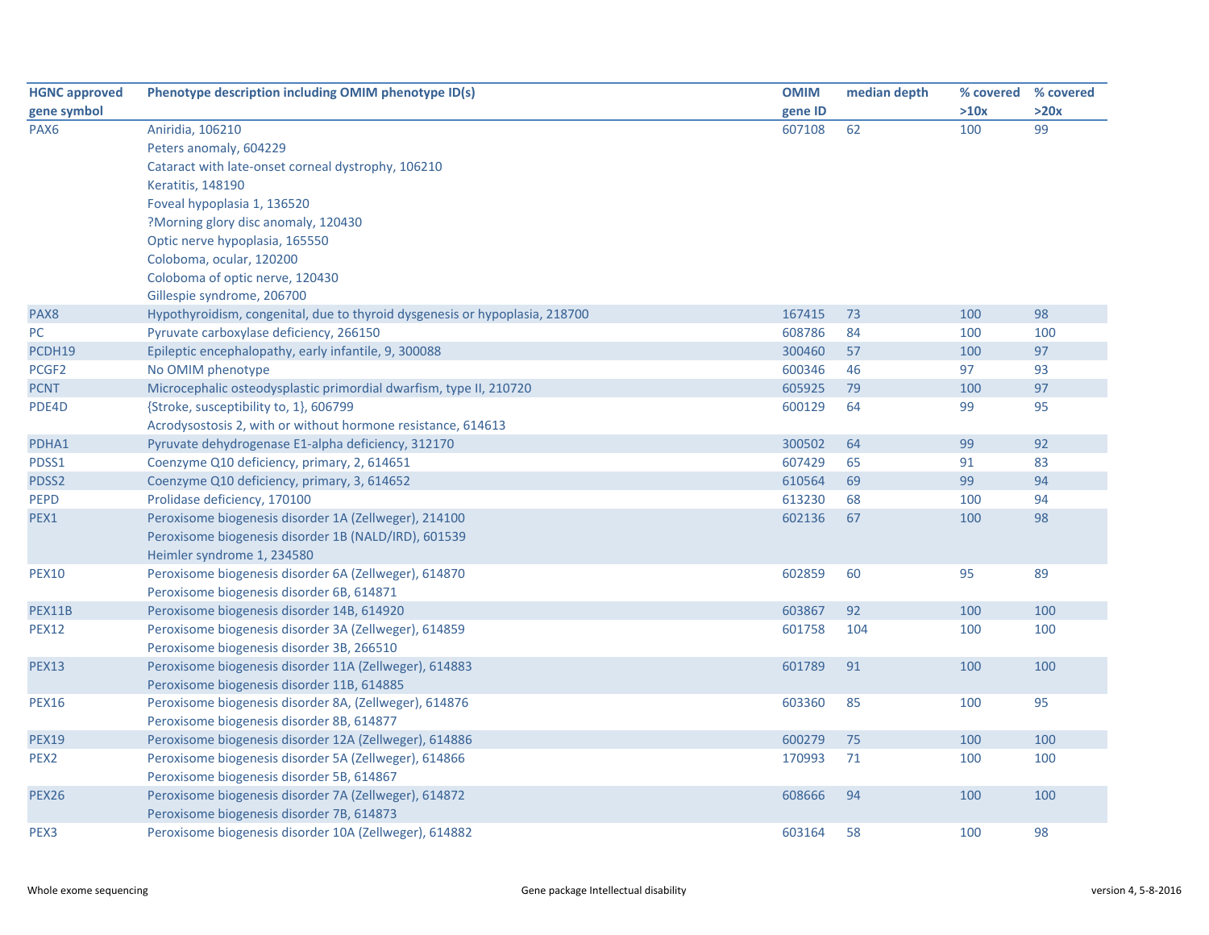| HGNC approved gene symbol | Phenotype description including OMIM phenotype ID(s) | OMIM gene ID | median depth | % covered >10x | % covered >20x |
|---|---|---|---|---|---|
| PAX6 | Aniridia, 106210<br>Peters anomaly, 604229<br>Cataract with late-onset corneal dystrophy, 106210<br>Keratitis, 148190<br>Foveal hypoplasia 1, 136520<br>?Morning glory disc anomaly, 120430<br>Optic nerve hypoplasia, 165550<br>Coloboma, ocular, 120200<br>Coloboma of optic nerve, 120430<br>Gillespie syndrome, 206700 | 607108 | 62 | 100 | 99 |
| PAX8 | Hypothyroidism, congenital, due to thyroid dysgenesis or hypoplasia, 218700 | 167415 | 73 | 100 | 98 |
| PC | Pyruvate carboxylase deficiency, 266150 | 608786 | 84 | 100 | 100 |
| PCDH19 | Epileptic encephalopathy, early infantile, 9, 300088 | 300460 | 57 | 100 | 97 |
| PCGF2 | No OMIM phenotype | 600346 | 46 | 97 | 93 |
| PCNT | Microcephalic osteodysplastic primordial dwarfism, type II, 210720 | 605925 | 79 | 100 | 97 |
| PDE4D | {Stroke, susceptibility to, 1}, 606799<br>Acrodysostosis 2, with or without hormone resistance, 614613 | 600129 | 64 | 99 | 95 |
| PDHA1 | Pyruvate dehydrogenase E1-alpha deficiency, 312170 | 300502 | 64 | 99 | 92 |
| PDSS1 | Coenzyme Q10 deficiency, primary, 2, 614651 | 607429 | 65 | 91 | 83 |
| PDSS2 | Coenzyme Q10 deficiency, primary, 3, 614652 | 610564 | 69 | 99 | 94 |
| PEPD | Prolidase deficiency, 170100 | 613230 | 68 | 100 | 94 |
| PEX1 | Peroxisome biogenesis disorder 1A (Zellweger), 214100<br>Peroxisome biogenesis disorder 1B (NALD/IRD), 601539<br>Heimler syndrome 1, 234580 | 602136 | 67 | 100 | 98 |
| PEX10 | Peroxisome biogenesis disorder 6A (Zellweger), 614870<br>Peroxisome biogenesis disorder 6B, 614871 | 602859 | 60 | 95 | 89 |
| PEX11B | Peroxisome biogenesis disorder 14B, 614920 | 603867 | 92 | 100 | 100 |
| PEX12 | Peroxisome biogenesis disorder 3A (Zellweger), 614859<br>Peroxisome biogenesis disorder 3B, 266510 | 601758 | 104 | 100 | 100 |
| PEX13 | Peroxisome biogenesis disorder 11A (Zellweger), 614883<br>Peroxisome biogenesis disorder 11B, 614885 | 601789 | 91 | 100 | 100 |
| PEX16 | Peroxisome biogenesis disorder 8A, (Zellweger), 614876<br>Peroxisome biogenesis disorder 8B, 614877 | 603360 | 85 | 100 | 95 |
| PEX19 | Peroxisome biogenesis disorder 12A (Zellweger), 614886 | 600279 | 75 | 100 | 100 |
| PEX2 | Peroxisome biogenesis disorder 5A (Zellweger), 614866<br>Peroxisome biogenesis disorder 5B, 614867 | 170993 | 71 | 100 | 100 |
| PEX26 | Peroxisome biogenesis disorder 7A (Zellweger), 614872<br>Peroxisome biogenesis disorder 7B, 614873 | 608666 | 94 | 100 | 100 |
| PEX3 | Peroxisome biogenesis disorder 10A (Zellweger), 614882 | 603164 | 58 | 100 | 98 |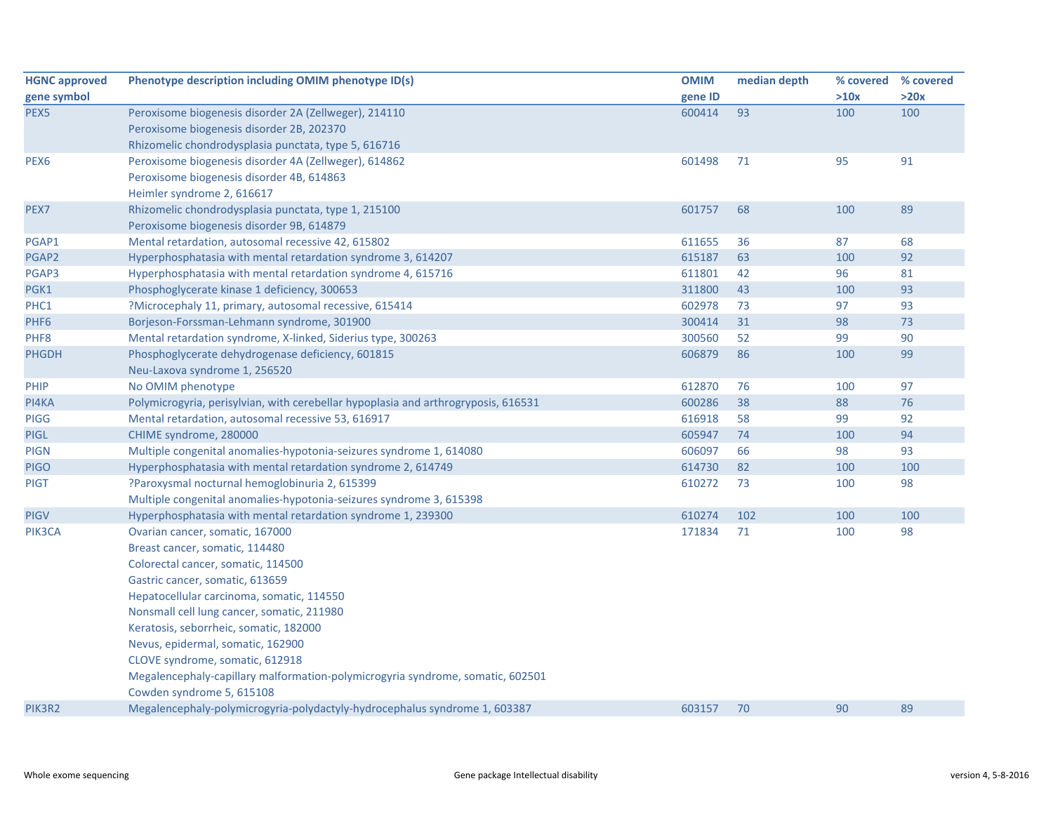| HGNC approved gene symbol | Phenotype description including OMIM phenotype ID(s) | OMIM gene ID | median depth | % covered >10x | % covered >20x |
|---|---|---|---|---|---|
| PEX5 | Peroxisome biogenesis disorder 2A (Zellweger), 214110<br>Peroxisome biogenesis disorder 2B, 202370<br>Rhizomelic chondrodysplasia punctata, type 5, 616716 | 600414 | 93 | 100 | 100 |
| PEX6 | Peroxisome biogenesis disorder 4A (Zellweger), 614862<br>Peroxisome biogenesis disorder 4B, 614863<br>Heimler syndrome 2, 616617 | 601498 | 71 | 95 | 91 |
| PEX7 | Rhizomelic chondrodysplasia punctata, type 1, 215100<br>Peroxisome biogenesis disorder 9B, 614879 | 601757 | 68 | 100 | 89 |
| PGAP1 | Mental retardation, autosomal recessive 42, 615802 | 611655 | 36 | 87 | 68 |
| PGAP2 | Hyperphosphatasia with mental retardation syndrome 3, 614207 | 615187 | 63 | 100 | 92 |
| PGAP3 | Hyperphosphatasia with mental retardation syndrome 4, 615716 | 611801 | 42 | 96 | 81 |
| PGK1 | Phosphoglycerate kinase 1 deficiency, 300653 | 311800 | 43 | 100 | 93 |
| PHC1 | ?Microcephaly 11, primary, autosomal recessive, 615414 | 602978 | 73 | 97 | 93 |
| PHF6 | Borjeson-Forssman-Lehmann syndrome, 301900 | 300414 | 31 | 98 | 73 |
| PHF8 | Mental retardation syndrome, X-linked, Siderius type, 300263 | 300560 | 52 | 99 | 90 |
| PHGDH | Phosphoglycerate dehydrogenase deficiency, 601815<br>Neu-Laxova syndrome 1, 256520 | 606879 | 86 | 100 | 99 |
| PHIP | No OMIM phenotype | 612870 | 76 | 100 | 97 |
| PI4KA | Polymicrogyria, perisylvian, with cerebellar hypoplasia and arthrogryposis, 616531 | 600286 | 38 | 88 | 76 |
| PIGG | Mental retardation, autosomal recessive 53, 616917 | 616918 | 58 | 99 | 92 |
| PIGL | CHIME syndrome, 280000 | 605947 | 74 | 100 | 94 |
| PIGN | Multiple congenital anomalies-hypotonia-seizures syndrome 1, 614080 | 606097 | 66 | 98 | 93 |
| PIGO | Hyperphosphatasia with mental retardation syndrome 2, 614749 | 614730 | 82 | 100 | 100 |
| PIGT | ?Paroxysmal nocturnal hemoglobinuria 2, 615399<br>Multiple congenital anomalies-hypotonia-seizures syndrome 3, 615398 | 610272 | 73 | 100 | 98 |
| PIGV | Hyperphosphatasia with mental retardation syndrome 1, 239300 | 610274 | 102 | 100 | 100 |
| PIK3CA | Ovarian cancer, somatic, 167000<br>Breast cancer, somatic, 114480<br>Colorectal cancer, somatic, 114500<br>Gastric cancer, somatic, 613659<br>Hepatocellular carcinoma, somatic, 114550<br>Nonsmall cell lung cancer, somatic, 211980<br>Keratosis, seborrheic, somatic, 182000<br>Nevus, epidermal, somatic, 162900<br>CLOVE syndrome, somatic, 612918<br>Megalencephaly-capillary malformation-polymicrogyria syndrome, somatic, 602501<br>Cowden syndrome 5, 615108 | 171834 | 71 | 100 | 98 |
| PIK3R2 | Megalencephaly-polymicrogyria-polydactyly-hydrocephalus syndrome 1, 603387 | 603157 | 70 | 90 | 89 |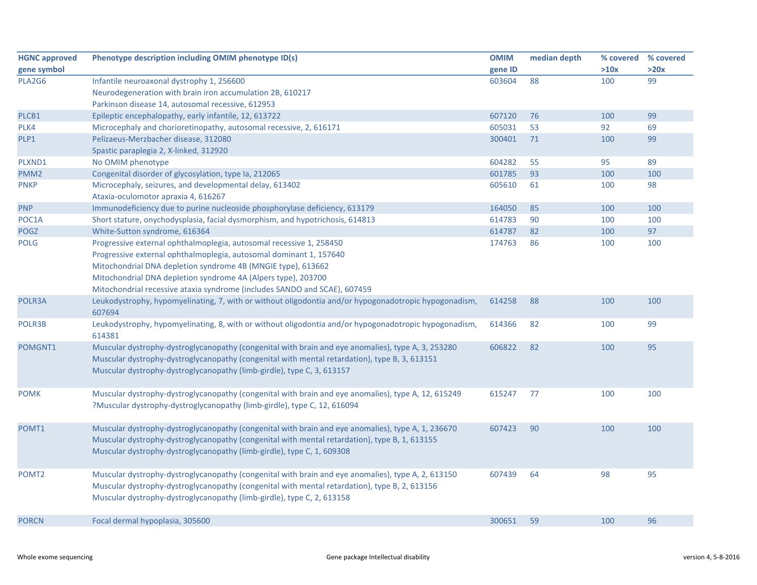| HGNC approved gene symbol | Phenotype description including OMIM phenotype ID(s) | OMIM gene ID | median depth | % covered >10x | % covered >20x |
|---|---|---|---|---|---|
| PLA2G6 | Infantile neuroaxonal dystrophy 1, 256600<br>Neurodegeneration with brain iron accumulation 2B, 610217<br>Parkinson disease 14, autosomal recessive, 612953 | 603604 | 88 | 100 | 99 |
| PLCB1 | Epileptic encephalopathy, early infantile, 12, 613722 | 607120 | 76 | 100 | 99 |
| PLK4 | Microcephaly and chorioretinopathy, autosomal recessive, 2, 616171 | 605031 | 53 | 92 | 69 |
| PLP1 | Pelizaeus-Merzbacher disease, 312080<br>Spastic paraplegia 2, X-linked, 312920 | 300401 | 71 | 100 | 99 |
| PLXND1 | No OMIM phenotype | 604282 | 55 | 95 | 89 |
| PMM2 | Congenital disorder of glycosylation, type Ia, 212065 | 601785 | 93 | 100 | 100 |
| PNKP | Microcephaly, seizures, and developmental delay, 613402<br>Ataxia-oculomotor apraxia 4, 616267 | 605610 | 61 | 100 | 98 |
| PNP | Immunodeficiency due to purine nucleoside phosphorylase deficiency, 613179 | 164050 | 85 | 100 | 100 |
| POC1A | Short stature, onychodysplasia, facial dysmorphism, and hypotrichosis, 614813 | 614783 | 90 | 100 | 100 |
| POGZ | White-Sutton syndrome, 616364 | 614787 | 82 | 100 | 97 |
| POLG | Progressive external ophthalmoplegia, autosomal recessive 1, 258450<br>Progressive external ophthalmoplegia, autosomal dominant 1, 157640<br>Mitochondrial DNA depletion syndrome 4B (MNGIE type), 613662<br>Mitochondrial DNA depletion syndrome 4A (Alpers type), 203700<br>Mitochondrial recessive ataxia syndrome (includes SANDO and SCAE), 607459 | 174763 | 86 | 100 | 100 |
| POLR3A | Leukodystrophy, hypomyelinating, 7, with or without oligodontia and/or hypogonadotropic hypogonadism, 607694 | 614258 | 88 | 100 | 100 |
| POLR3B | Leukodystrophy, hypomyelinating, 8, with or without oligodontia and/or hypogonadotropic hypogonadism, 614381 | 614366 | 82 | 100 | 99 |
| POMGNT1 | Muscular dystrophy-dystroglycanopathy (congenital with brain and eye anomalies), type A, 3, 253280<br>Muscular dystrophy-dystroglycanopathy (congenital with mental retardation), type B, 3, 613151<br>Muscular dystrophy-dystroglycanopathy (limb-girdle), type C, 3, 613157 | 606822 | 82 | 100 | 95 |
| POMK | Muscular dystrophy-dystroglycanopathy (congenital with brain and eye anomalies), type A, 12, 615249<br>?Muscular dystrophy-dystroglycanopathy (limb-girdle), type C, 12, 616094 | 615247 | 77 | 100 | 100 |
| POMT1 | Muscular dystrophy-dystroglycanopathy (congenital with brain and eye anomalies), type A, 1, 236670<br>Muscular dystrophy-dystroglycanopathy (congenital with mental retardation), type B, 1, 613155<br>Muscular dystrophy-dystroglycanopathy (limb-girdle), type C, 1, 609308 | 607423 | 90 | 100 | 100 |
| POMT2 | Muscular dystrophy-dystroglycanopathy (congenital with brain and eye anomalies), type A, 2, 613150<br>Muscular dystrophy-dystroglycanopathy (congenital with mental retardation), type B, 2, 613156<br>Muscular dystrophy-dystroglycanopathy (limb-girdle), type C, 2, 613158 | 607439 | 64 | 98 | 95 |
| PORCN | Focal dermal hypoplasia, 305600 | 300651 | 59 | 100 | 96 |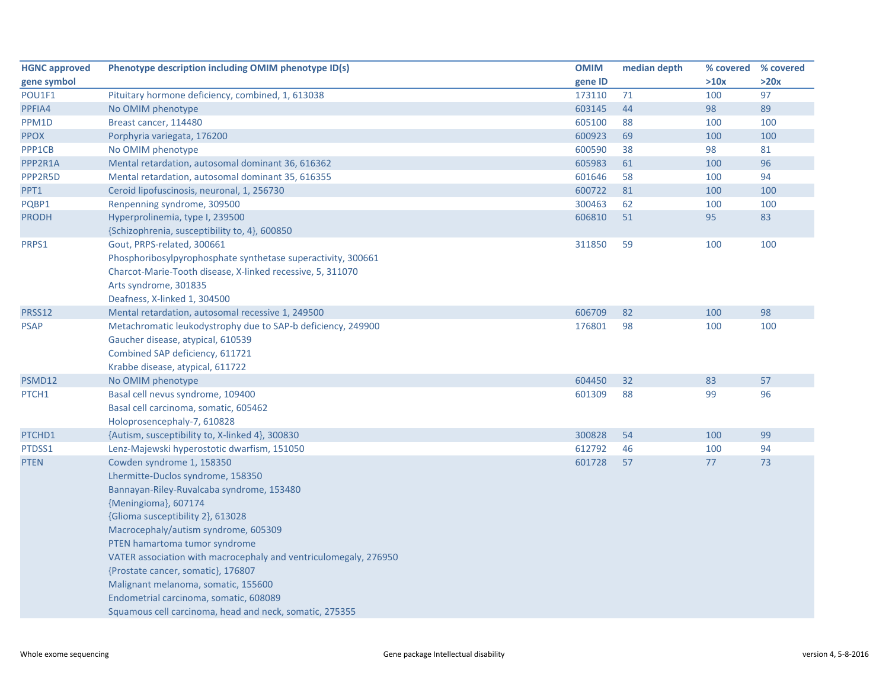| HGNC approved gene symbol | Phenotype description including OMIM phenotype ID(s) | OMIM gene ID | median depth | % covered >10x | % covered >20x |
|---|---|---|---|---|---|
| POU1F1 | Pituitary hormone deficiency, combined, 1, 613038 | 173110 | 71 | 100 | 97 |
| PPFIA4 | No OMIM phenotype | 603145 | 44 | 98 | 89 |
| PPM1D | Breast cancer, 114480 | 605100 | 88 | 100 | 100 |
| PPOX | Porphyria variegata, 176200 | 600923 | 69 | 100 | 100 |
| PPP1CB | No OMIM phenotype | 600590 | 38 | 98 | 81 |
| PPP2R1A | Mental retardation, autosomal dominant 36, 616362 | 605983 | 61 | 100 | 96 |
| PPP2R5D | Mental retardation, autosomal dominant 35, 616355 | 601646 | 58 | 100 | 94 |
| PPT1 | Ceroid lipofuscinosis, neuronal, 1, 256730 | 600722 | 81 | 100 | 100 |
| PQBP1 | Renpenning syndrome, 309500 | 300463 | 62 | 100 | 100 |
| PRODH | Hyperprolinemia, type I, 239500<br>{Schizophrenia, susceptibility to, 4}, 600850 | 606810 | 51 | 95 | 83 |
| PRPS1 | Gout, PRPS-related, 300661<br>Phosphoribosylpyrophosphate synthetase superactivity, 300661<br>Charcot-Marie-Tooth disease, X-linked recessive, 5, 311070<br>Arts syndrome, 301835<br>Deafness, X-linked 1, 304500 | 311850 | 59 | 100 | 100 |
| PRSS12 | Mental retardation, autosomal recessive 1, 249500 | 606709 | 82 | 100 | 98 |
| PSAP | Metachromatic leukodystrophy due to SAP-b deficiency, 249900<br>Gaucher disease, atypical, 610539<br>Combined SAP deficiency, 611721<br>Krabbe disease, atypical, 611722 | 176801 | 98 | 100 | 100 |
| PSMD12 | No OMIM phenotype | 604450 | 32 | 83 | 57 |
| PTCH1 | Basal cell nevus syndrome, 109400<br>Basal cell carcinoma, somatic, 605462<br>Holoprosencephaly-7, 610828 | 601309 | 88 | 99 | 96 |
| PTCHD1 | {Autism, susceptibility to, X-linked 4}, 300830 | 300828 | 54 | 100 | 99 |
| PTDSS1 | Lenz-Majewski hyperostotic dwarfism, 151050 | 612792 | 46 | 100 | 94 |
| PTEN | Cowden syndrome 1, 158350<br>Lhermitte-Duclos syndrome, 158350<br>Bannayan-Riley-Ruvalcaba syndrome, 153480<br>{Meningioma}, 607174<br>{Glioma susceptibility 2}, 613028<br>Macrocephaly/autism syndrome, 605309<br>PTEN hamartoma tumor syndrome<br>VATER association with macrocephaly and ventriculomegaly, 276950<br>{Prostate cancer, somatic}, 176807<br>Malignant melanoma, somatic, 155600<br>Endometrial carcinoma, somatic, 608089<br>Squamous cell carcinoma, head and neck, somatic, 275355 | 601728 | 57 | 77 | 73 |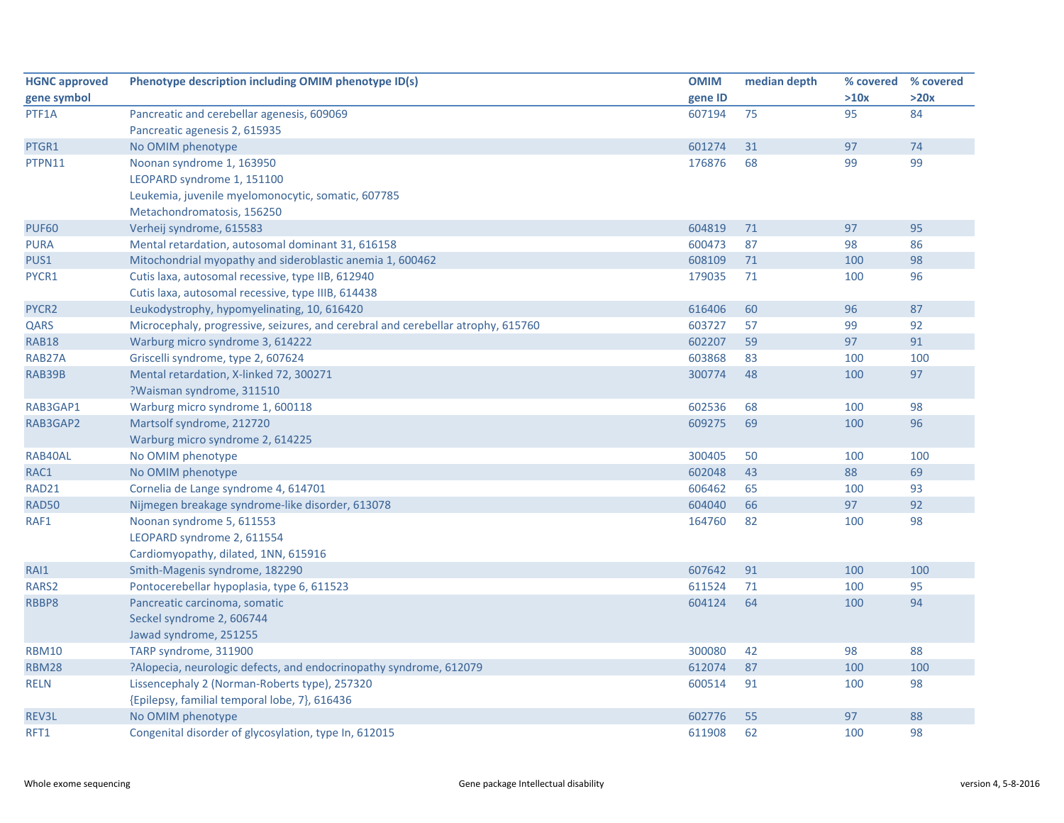| HGNC approved gene symbol | Phenotype description including OMIM phenotype ID(s) | OMIM gene ID | median depth | % covered >10x | % covered >20x |
|---|---|---|---|---|---|
| PTF1A | Pancreatic and cerebellar agenesis, 609069<br>Pancreatic agenesis 2, 615935 | 607194 | 75 | 95 | 84 |
| PTGR1 | No OMIM phenotype | 601274 | 31 | 97 | 74 |
| PTPN11 | Noonan syndrome 1, 163950<br>LEOPARD syndrome 1, 151100<br>Leukemia, juvenile myelomonocytic, somatic, 607785<br>Metachondromatosis, 156250 | 176876 | 68 | 99 | 99 |
| PUF60 | Verheij syndrome, 615583 | 604819 | 71 | 97 | 95 |
| PURA | Mental retardation, autosomal dominant 31, 616158 | 600473 | 87 | 98 | 86 |
| PUS1 | Mitochondrial myopathy and sideroblastic anemia 1, 600462 | 608109 | 71 | 100 | 98 |
| PYCR1 | Cutis laxa, autosomal recessive, type IIB, 612940<br>Cutis laxa, autosomal recessive, type IIIB, 614438 | 179035 | 71 | 100 | 96 |
| PYCR2 | Leukodystrophy, hypomyelinating, 10, 616420 | 616406 | 60 | 96 | 87 |
| QARS | Microcephaly, progressive, seizures, and cerebral and cerebellar atrophy, 615760 | 603727 | 57 | 99 | 92 |
| RAB18 | Warburg micro syndrome 3, 614222 | 602207 | 59 | 97 | 91 |
| RAB27A | Griscelli syndrome, type 2, 607624 | 603868 | 83 | 100 | 100 |
| RAB39B | Mental retardation, X-linked 72, 300271<br>?Waisman syndrome, 311510 | 300774 | 48 | 100 | 97 |
| RAB3GAP1 | Warburg micro syndrome 1, 600118 | 602536 | 68 | 100 | 98 |
| RAB3GAP2 | Martsolf syndrome, 212720<br>Warburg micro syndrome 2, 614225 | 609275 | 69 | 100 | 96 |
| RAB40AL | No OMIM phenotype | 300405 | 50 | 100 | 100 |
| RAC1 | No OMIM phenotype | 602048 | 43 | 88 | 69 |
| RAD21 | Cornelia de Lange syndrome 4, 614701 | 606462 | 65 | 100 | 93 |
| RAD50 | Nijmegen breakage syndrome-like disorder, 613078 | 604040 | 66 | 97 | 92 |
| RAF1 | Noonan syndrome 5, 611553<br>LEOPARD syndrome 2, 611554<br>Cardiomyopathy, dilated, 1NN, 615916 | 164760 | 82 | 100 | 98 |
| RAI1 | Smith-Magenis syndrome, 182290 | 607642 | 91 | 100 | 100 |
| RARS2 | Pontocerebellar hypoplasia, type 6, 611523 | 611524 | 71 | 100 | 95 |
| RBBP8 | Pancreatic carcinoma, somatic<br>Seckel syndrome 2, 606744<br>Jawad syndrome, 251255 | 604124 | 64 | 100 | 94 |
| RBM10 | TARP syndrome, 311900 | 300080 | 42 | 98 | 88 |
| RBM28 | ?Alopecia, neurologic defects, and endocrinopathy syndrome, 612079 | 612074 | 87 | 100 | 100 |
| RELN | Lissencephaly 2 (Norman-Roberts type), 257320<br>{Epilepsy, familial temporal lobe, 7}, 616436 | 600514 | 91 | 100 | 98 |
| REV3L | No OMIM phenotype | 602776 | 55 | 97 | 88 |
| RFT1 | Congenital disorder of glycosylation, type In, 612015 | 611908 | 62 | 100 | 98 |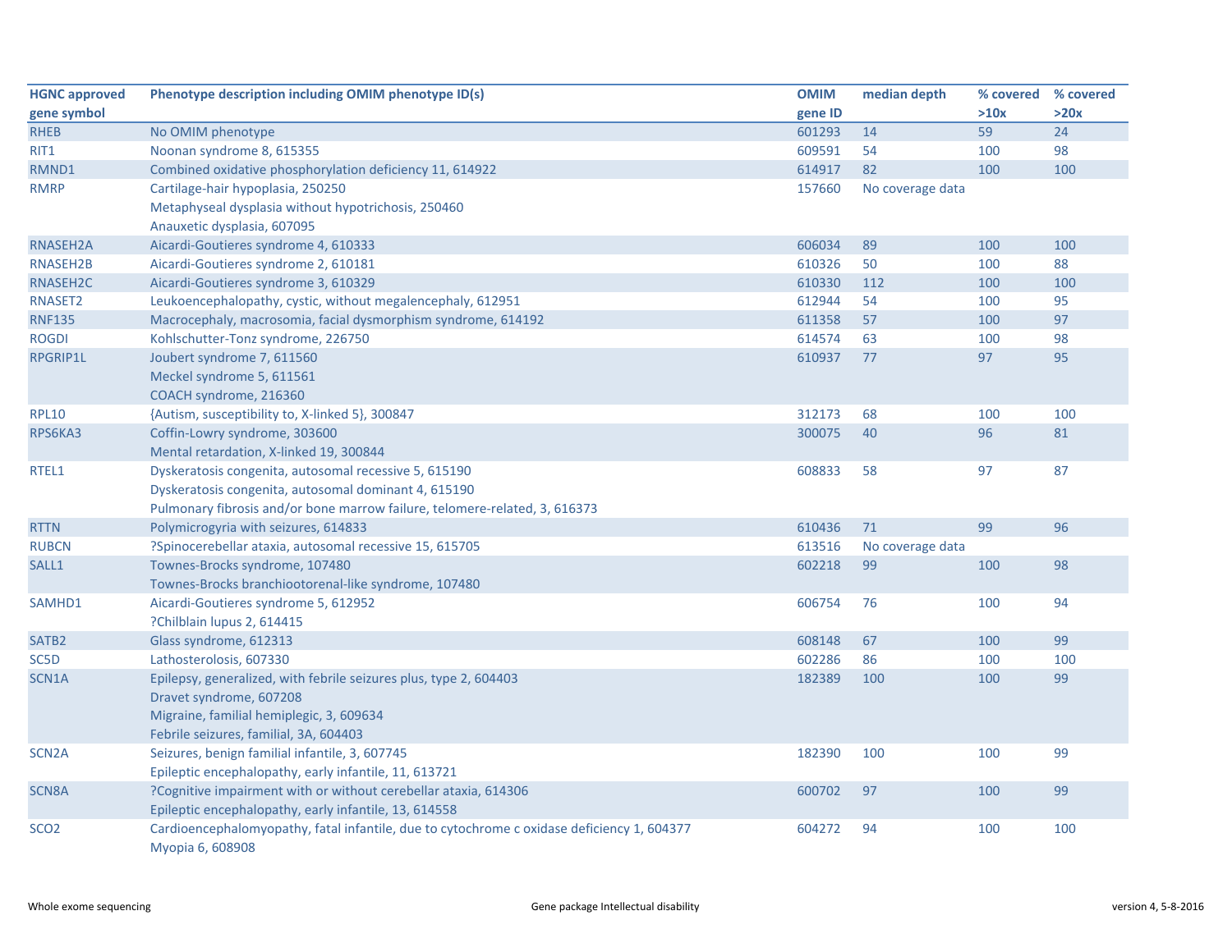| HGNC approved gene symbol | Phenotype description including OMIM phenotype ID(s) | OMIM gene ID | median depth | % covered >10x | % covered >20x |
|---|---|---|---|---|---|
| RHEB | No OMIM phenotype | 601293 | 14 | 59 | 24 |
| RIT1 | Noonan syndrome 8, 615355 | 609591 | 54 | 100 | 98 |
| RMND1 | Combined oxidative phosphorylation deficiency 11, 614922 | 614917 | 82 | 100 | 100 |
| RMRP | Cartilage-hair hypoplasia, 250250<br>Metaphyseal dysplasia without hypotrichosis, 250460<br>Anauxetic dysplasia, 607095 | 157660 | No coverage data | | |
| RNASEH2A | Aicardi-Goutieres syndrome 4, 610333 | 606034 | 89 | 100 | 100 |
| RNASEH2B | Aicardi-Goutieres syndrome 2, 610181 | 610326 | 50 | 100 | 88 |
| RNASEH2C | Aicardi-Goutieres syndrome 3, 610329 | 610330 | 112 | 100 | 100 |
| RNASET2 | Leukoencephalopathy, cystic, without megalencephaly, 612951 | 612944 | 54 | 100 | 95 |
| RNF135 | Macrocephaly, macrosomia, facial dysmorphism syndrome, 614192 | 611358 | 57 | 100 | 97 |
| ROGDI | Kohlschutter-Tonz syndrome, 226750 | 614574 | 63 | 100 | 98 |
| RPGRIP1L | Joubert syndrome 7, 611560<br>Meckel syndrome 5, 611561<br>COACH syndrome, 216360 | 610937 | 77 | 97 | 95 |
| RPL10 | {Autism, susceptibility to, X-linked 5}, 300847 | 312173 | 68 | 100 | 100 |
| RPS6KA3 | Coffin-Lowry syndrome, 303600<br>Mental retardation, X-linked 19, 300844 | 300075 | 40 | 96 | 81 |
| RTEL1 | Dyskeratosis congenita, autosomal recessive 5, 615190<br>Dyskeratosis congenita, autosomal dominant 4, 615190<br>Pulmonary fibrosis and/or bone marrow failure, telomere-related, 3, 616373 | 608833 | 58 | 97 | 87 |
| RTTN | Polymicrogyria with seizures, 614833 | 610436 | 71 | 99 | 96 |
| RUBCN | ?Spinocerebellar ataxia, autosomal recessive 15, 615705 | 613516 | No coverage data | | |
| SALL1 | Townes-Brocks syndrome, 107480<br>Townes-Brocks branchiootorenal-like syndrome, 107480 | 602218 | 99 | 100 | 98 |
| SAMHD1 | Aicardi-Goutieres syndrome 5, 612952<br>?Chilblain lupus 2, 614415 | 606754 | 76 | 100 | 94 |
| SATB2 | Glass syndrome, 612313 | 608148 | 67 | 100 | 99 |
| SC5D | Lathosterolosis, 607330 | 602286 | 86 | 100 | 100 |
| SCN1A | Epilepsy, generalized, with febrile seizures plus, type 2, 604403<br>Dravet syndrome, 607208<br>Migraine, familial hemiplegic, 3, 609634<br>Febrile seizures, familial, 3A, 604403 | 182389 | 100 | 100 | 99 |
| SCN2A | Seizures, benign familial infantile, 3, 607745<br>Epileptic encephalopathy, early infantile, 11, 613721 | 182390 | 100 | 100 | 99 |
| SCN8A | ?Cognitive impairment with or without cerebellar ataxia, 614306<br>Epileptic encephalopathy, early infantile, 13, 614558 | 600702 | 97 | 100 | 99 |
| SCO2 | Cardioencephalomyopathy, fatal infantile, due to cytochrome c oxidase deficiency 1, 604377<br>Myopia 6, 608908 | 604272 | 94 | 100 | 100 |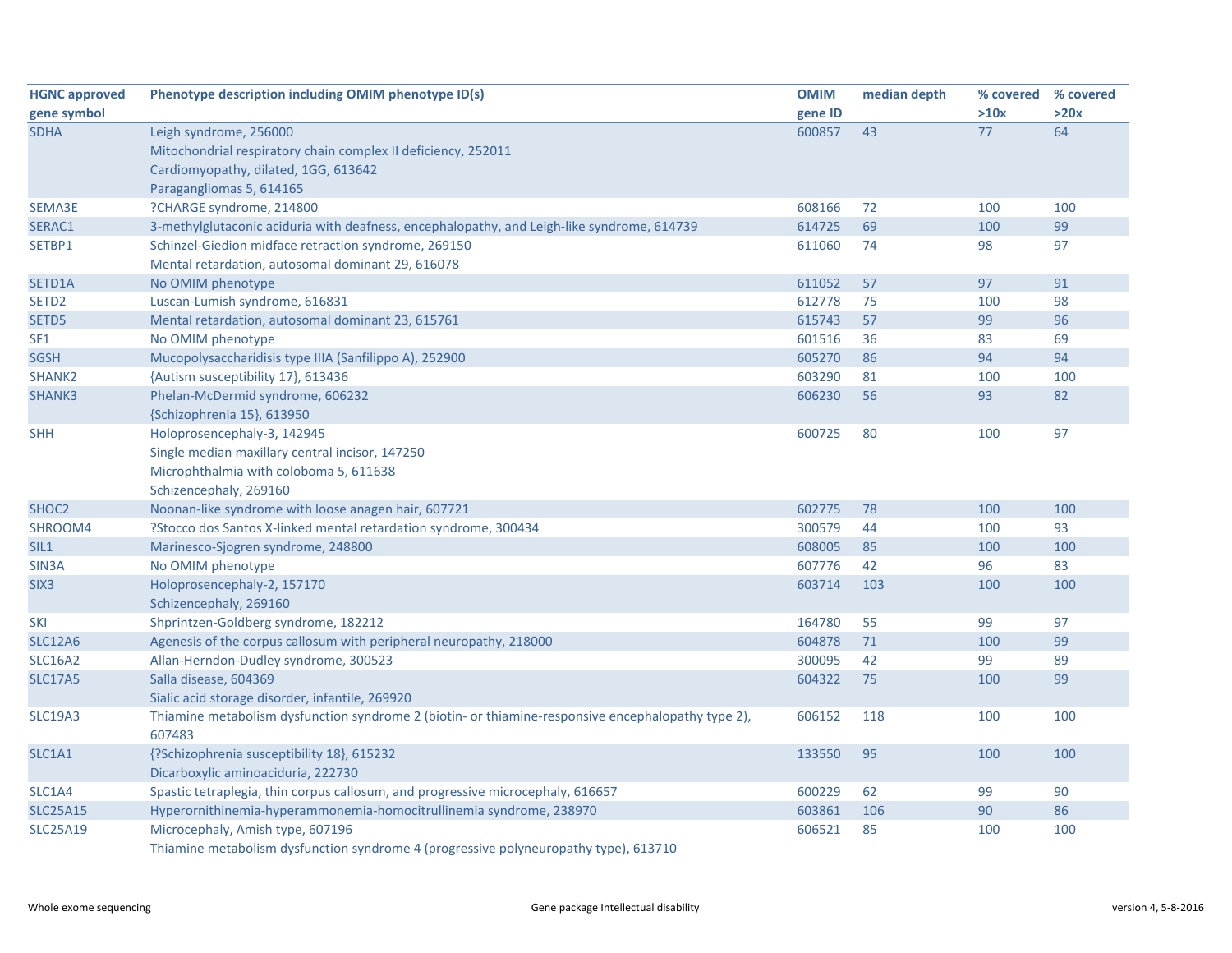| HGNC approved gene symbol | Phenotype description including OMIM phenotype ID(s) | OMIM gene ID | median depth | % covered >10x | % covered >20x |
|---|---|---|---|---|---|
| SDHA | Leigh syndrome, 256000<br>Mitochondrial respiratory chain complex II deficiency, 252011<br>Cardiomyopathy, dilated, 1GG, 613642<br>Paragangliomas 5, 614165 | 600857 | 43 | 77 | 64 |
| SEMA3E | ?CHARGE syndrome, 214800 | 608166 | 72 | 100 | 100 |
| SERAC1 | 3-methylglutaconic aciduria with deafness, encephalopathy, and Leigh-like syndrome, 614739 | 614725 | 69 | 100 | 99 |
| SETBP1 | Schinzel-Giedion midface retraction syndrome, 269150<br>Mental retardation, autosomal dominant 29, 616078 | 611060 | 74 | 98 | 97 |
| SETD1A | No OMIM phenotype | 611052 | 57 | 97 | 91 |
| SETD2 | Luscan-Lumish syndrome, 616831 | 612778 | 75 | 100 | 98 |
| SETD5 | Mental retardation, autosomal dominant 23, 615761 | 615743 | 57 | 99 | 96 |
| SF1 | No OMIM phenotype | 601516 | 36 | 83 | 69 |
| SGSH | Mucopolysaccharidisis type IIIA (Sanfilippo A), 252900 | 605270 | 86 | 94 | 94 |
| SHANK2 | {Autism susceptibility 17}, 613436 | 603290 | 81 | 100 | 100 |
| SHANK3 | Phelan-McDermid syndrome, 606232<br>{Schizophrenia 15}, 613950 | 606230 | 56 | 93 | 82 |
| SHH | Holoprosencephaly-3, 142945<br>Single median maxillary central incisor, 147250<br>Microphthalmia with coloboma 5, 611638<br>Schizencephaly, 269160 | 600725 | 80 | 100 | 97 |
| SHOC2 | Noonan-like syndrome with loose anagen hair, 607721 | 602775 | 78 | 100 | 100 |
| SHROOM4 | ?Stocco dos Santos X-linked mental retardation syndrome, 300434 | 300579 | 44 | 100 | 93 |
| SIL1 | Marinesco-Sjogren syndrome, 248800 | 608005 | 85 | 100 | 100 |
| SIN3A | No OMIM phenotype | 607776 | 42 | 96 | 83 |
| SIX3 | Holoprosencephaly-2, 157170<br>Schizencephaly, 269160 | 603714 | 103 | 100 | 100 |
| SKI | Shprintzen-Goldberg syndrome, 182212 | 164780 | 55 | 99 | 97 |
| SLC12A6 | Agenesis of the corpus callosum with peripheral neuropathy, 218000 | 604878 | 71 | 100 | 99 |
| SLC16A2 | Allan-Herndon-Dudley syndrome, 300523 | 300095 | 42 | 99 | 89 |
| SLC17A5 | Salla disease, 604369<br>Sialic acid storage disorder, infantile, 269920 | 604322 | 75 | 100 | 99 |
| SLC19A3 | Thiamine metabolism dysfunction syndrome 2 (biotin- or thiamine-responsive encephalopathy type 2), 607483 | 606152 | 118 | 100 | 100 |
| SLC1A1 | {?Schizophrenia susceptibility 18}, 615232<br>Dicarboxylic aminoaciduria, 222730 | 133550 | 95 | 100 | 100 |
| SLC1A4 | Spastic tetraplegia, thin corpus callosum, and progressive microcephaly, 616657 | 600229 | 62 | 99 | 90 |
| SLC25A15 | Hyperornithinemia-hyperammonemia-homocitrullinemia syndrome, 238970 | 603861 | 106 | 90 | 86 |
| SLC25A19 | Microcephaly, Amish type, 607196<br>Thiamine metabolism dysfunction syndrome 4 (progressive polyneuropathy type), 613710 | 606521 | 85 | 100 | 100 |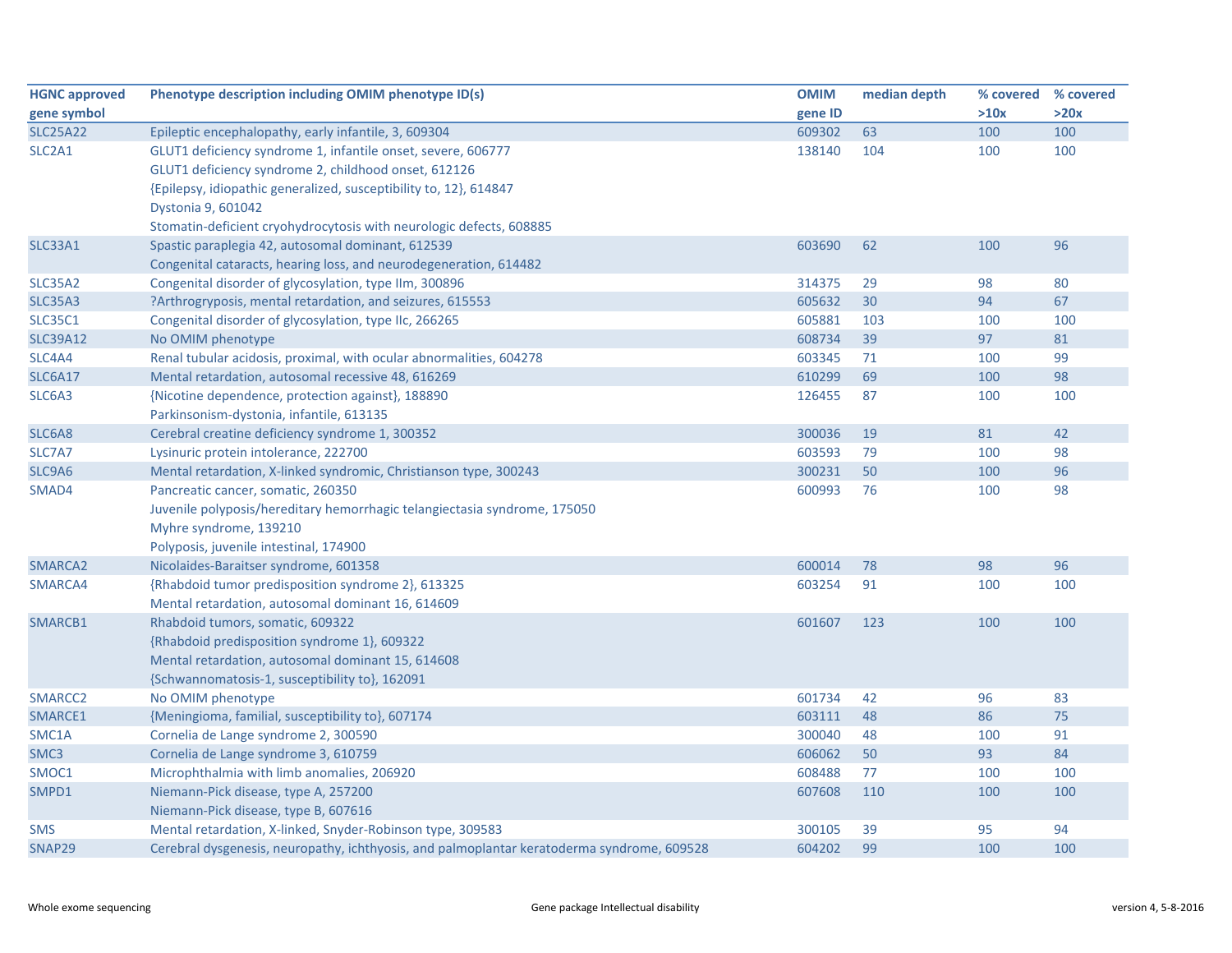| HGNC approved gene symbol | Phenotype description including OMIM phenotype ID(s) | OMIM gene ID | median depth | % covered >10x | % covered >20x |
|---|---|---|---|---|---|
| SLC25A22 | Epileptic encephalopathy, early infantile, 3, 609304 | 609302 | 63 | 100 | 100 |
| SLC2A1 | GLUT1 deficiency syndrome 1, infantile onset, severe, 606777<br>GLUT1 deficiency syndrome 2, childhood onset, 612126<br>{Epilepsy, idiopathic generalized, susceptibility to, 12}, 614847<br>Dystonia 9, 601042<br>Stomatin-deficient cryohydrocytosis with neurologic defects, 608885 | 138140 | 104 | 100 | 100 |
| SLC33A1 | Spastic paraplegia 42, autosomal dominant, 612539<br>Congenital cataracts, hearing loss, and neurodegeneration, 614482 | 603690 | 62 | 100 | 96 |
| SLC35A2 | Congenital disorder of glycosylation, type IIm, 300896 | 314375 | 29 | 98 | 80 |
| SLC35A3 | ?Arthrogryposis, mental retardation, and seizures, 615553 | 605632 | 30 | 94 | 67 |
| SLC35C1 | Congenital disorder of glycosylation, type IIc, 266265 | 605881 | 103 | 100 | 100 |
| SLC39A12 | No OMIM phenotype | 608734 | 39 | 97 | 81 |
| SLC4A4 | Renal tubular acidosis, proximal, with ocular abnormalities, 604278 | 603345 | 71 | 100 | 99 |
| SLC6A17 | Mental retardation, autosomal recessive 48, 616269 | 610299 | 69 | 100 | 98 |
| SLC6A3 | {Nicotine dependence, protection against}, 188890<br>Parkinsonism-dystonia, infantile, 613135 | 126455 | 87 | 100 | 100 |
| SLC6A8 | Cerebral creatine deficiency syndrome 1, 300352 | 300036 | 19 | 81 | 42 |
| SLC7A7 | Lysinuric protein intolerance, 222700 | 603593 | 79 | 100 | 98 |
| SLC9A6 | Mental retardation, X-linked syndromic, Christianson type, 300243 | 300231 | 50 | 100 | 96 |
| SMAD4 | Pancreatic cancer, somatic, 260350<br>Juvenile polyposis/hereditary hemorrhagic telangiectasia syndrome, 175050<br>Myhre syndrome, 139210<br>Polyposis, juvenile intestinal, 174900 | 600993 | 76 | 100 | 98 |
| SMARCA2 | Nicolaides-Baraitser syndrome, 601358 | 600014 | 78 | 98 | 96 |
| SMARCA4 | {Rhabdoid tumor predisposition syndrome 2}, 613325<br>Mental retardation, autosomal dominant 16, 614609 | 603254 | 91 | 100 | 100 |
| SMARCB1 | Rhabdoid tumors, somatic, 609322<br>{Rhabdoid predisposition syndrome 1}, 609322<br>Mental retardation, autosomal dominant 15, 614608<br>{Schwannomatosis-1, susceptibility to}, 162091 | 601607 | 123 | 100 | 100 |
| SMARCC2 | No OMIM phenotype | 601734 | 42 | 96 | 83 |
| SMARCE1 | {Meningioma, familial, susceptibility to}, 607174 | 603111 | 48 | 86 | 75 |
| SMC1A | Cornelia de Lange syndrome 2, 300590 | 300040 | 48 | 100 | 91 |
| SMC3 | Cornelia de Lange syndrome 3, 610759 | 606062 | 50 | 93 | 84 |
| SMOC1 | Microphthalmia with limb anomalies, 206920 | 608488 | 77 | 100 | 100 |
| SMPD1 | Niemann-Pick disease, type A, 257200<br>Niemann-Pick disease, type B, 607616 | 607608 | 110 | 100 | 100 |
| SMS | Mental retardation, X-linked, Snyder-Robinson type, 309583 | 300105 | 39 | 95 | 94 |
| SNAP29 | Cerebral dysgenesis, neuropathy, ichthyosis, and palmoplantar keratoderma syndrome, 609528 | 604202 | 99 | 100 | 100 |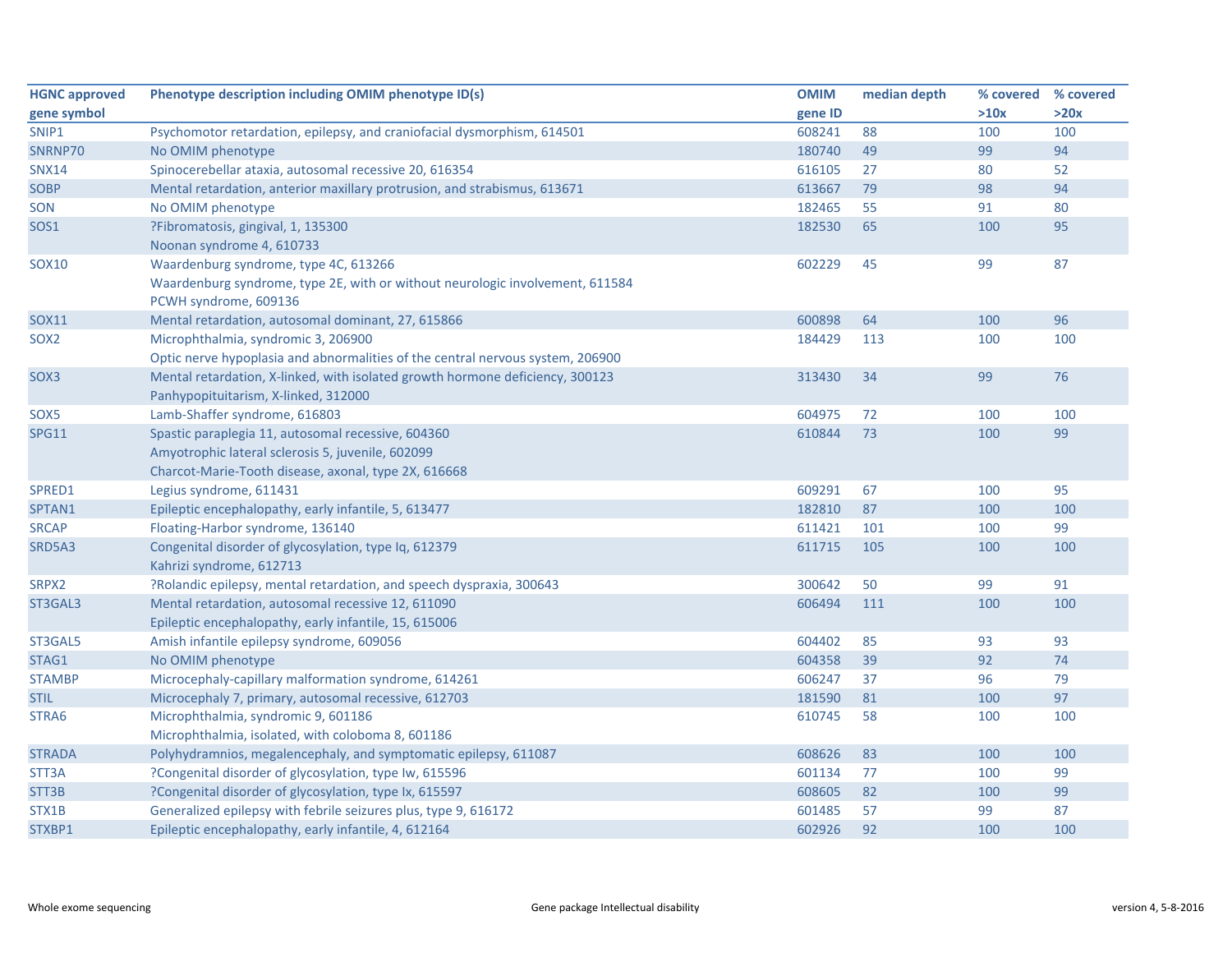| HGNC approved gene symbol | Phenotype description including OMIM phenotype ID(s) | OMIM gene ID | median depth | % covered >10x | % covered >20x |
|---|---|---|---|---|---|
| SNIP1 | Psychomotor retardation, epilepsy, and craniofacial dysmorphism, 614501 | 608241 | 88 | 100 | 100 |
| SNRNP70 | No OMIM phenotype | 180740 | 49 | 99 | 94 |
| SNX14 | Spinocerebellar ataxia, autosomal recessive 20, 616354 | 616105 | 27 | 80 | 52 |
| SOBP | Mental retardation, anterior maxillary protrusion, and strabismus, 613671 | 613667 | 79 | 98 | 94 |
| SON | No OMIM phenotype | 182465 | 55 | 91 | 80 |
| SOS1 | ?Fibromatosis, gingival, 1, 135300<br>Noonan syndrome 4, 610733 | 182530 | 65 | 100 | 95 |
| SOX10 | Waardenburg syndrome, type 4C, 613266<br>Waardenburg syndrome, type 2E, with or without neurologic involvement, 611584<br>PCWH syndrome, 609136 | 602229 | 45 | 99 | 87 |
| SOX11 | Mental retardation, autosomal dominant, 27, 615866 | 600898 | 64 | 100 | 96 |
| SOX2 | Microphthalmia, syndromic 3, 206900<br>Optic nerve hypoplasia and abnormalities of the central nervous system, 206900 | 184429 | 113 | 100 | 100 |
| SOX3 | Mental retardation, X-linked, with isolated growth hormone deficiency, 300123<br>Panhypopituitarism, X-linked, 312000 | 313430 | 34 | 99 | 76 |
| SOX5 | Lamb-Shaffer syndrome, 616803 | 604975 | 72 | 100 | 100 |
| SPG11 | Spastic paraplegia 11, autosomal recessive, 604360<br>Amyotrophic lateral sclerosis 5, juvenile, 602099<br>Charcot-Marie-Tooth disease, axonal, type 2X, 616668 | 610844 | 73 | 100 | 99 |
| SPRED1 | Legius syndrome, 611431 | 609291 | 67 | 100 | 95 |
| SPTAN1 | Epileptic encephalopathy, early infantile, 5, 613477 | 182810 | 87 | 100 | 100 |
| SRCAP | Floating-Harbor syndrome, 136140 | 611421 | 101 | 100 | 99 |
| SRD5A3 | Congenital disorder of glycosylation, type Iq, 612379<br>Kahrizi syndrome, 612713 | 611715 | 105 | 100 | 100 |
| SRPX2 | ?Rolandic epilepsy, mental retardation, and speech dyspraxia, 300643 | 300642 | 50 | 99 | 91 |
| ST3GAL3 | Mental retardation, autosomal recessive 12, 611090<br>Epileptic encephalopathy, early infantile, 15, 615006 | 606494 | 111 | 100 | 100 |
| ST3GAL5 | Amish infantile epilepsy syndrome, 609056 | 604402 | 85 | 93 | 93 |
| STAG1 | No OMIM phenotype | 604358 | 39 | 92 | 74 |
| STAMBP | Microcephaly-capillary malformation syndrome, 614261 | 606247 | 37 | 96 | 79 |
| STIL | Microcephaly 7, primary, autosomal recessive, 612703 | 181590 | 81 | 100 | 97 |
| STRA6 | Microphthalmia, syndromic 9, 601186<br>Microphthalmia, isolated, with coloboma 8, 601186 | 610745 | 58 | 100 | 100 |
| STRADA | Polyhydramnios, megalencephaly, and symptomatic epilepsy, 611087 | 608626 | 83 | 100 | 100 |
| STT3A | ?Congenital disorder of glycosylation, type Iw, 615596 | 601134 | 77 | 100 | 99 |
| STT3B | ?Congenital disorder of glycosylation, type Ix, 615597 | 608605 | 82 | 100 | 99 |
| STX1B | Generalized epilepsy with febrile seizures plus, type 9, 616172 | 601485 | 57 | 99 | 87 |
| STXBP1 | Epileptic encephalopathy, early infantile, 4, 612164 | 602926 | 92 | 100 | 100 |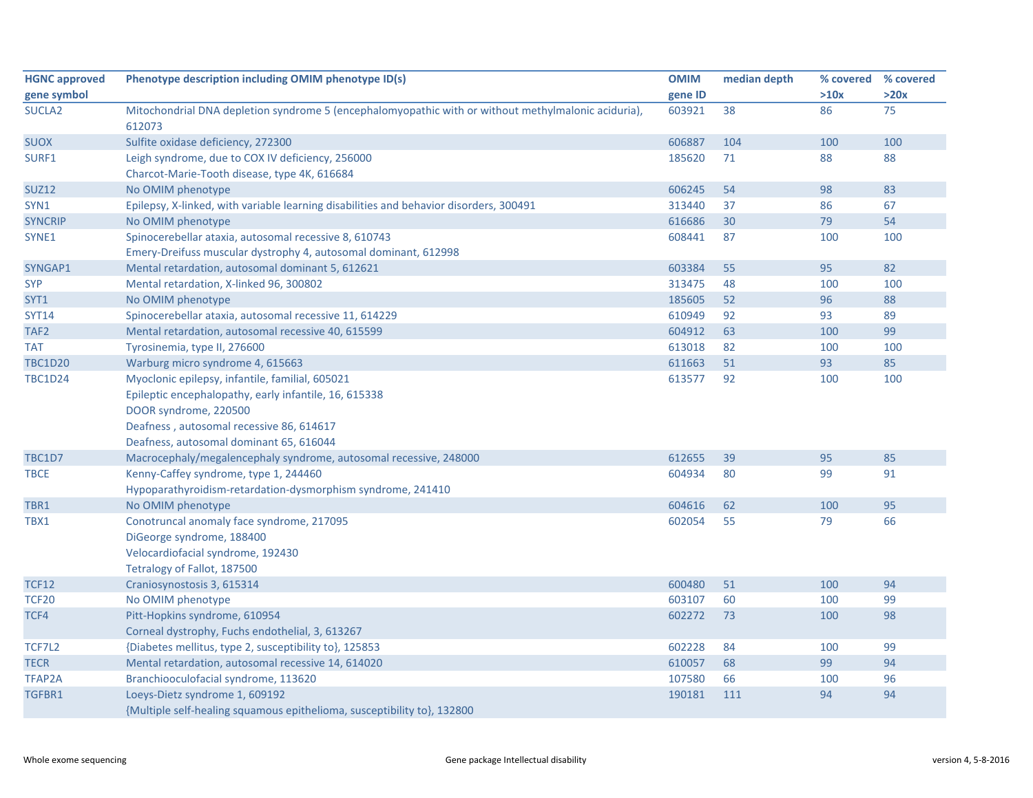| HGNC approved gene symbol | Phenotype description including OMIM phenotype ID(s) | OMIM gene ID | median depth | % covered >10x | % covered >20x |
|---|---|---|---|---|---|
| SUCLA2 | Mitochondrial DNA depletion syndrome 5 (encephalomyopathic with or without methylmalonic aciduria), 612073 | 603921 | 38 | 86 | 75 |
| SUOX | Sulfite oxidase deficiency, 272300 | 606887 | 104 | 100 | 100 |
| SURF1 | Leigh syndrome, due to COX IV deficiency, 256000<br>Charcot-Marie-Tooth disease, type 4K, 616684 | 185620 | 71 | 88 | 88 |
| SUZ12 | No OMIM phenotype | 606245 | 54 | 98 | 83 |
| SYN1 | Epilepsy, X-linked, with variable learning disabilities and behavior disorders, 300491 | 313440 | 37 | 86 | 67 |
| SYNCRIP | No OMIM phenotype | 616686 | 30 | 79 | 54 |
| SYNE1 | Spinocerebellar ataxia, autosomal recessive 8, 610743<br>Emery-Dreifuss muscular dystrophy 4, autosomal dominant, 612998 | 608441 | 87 | 100 | 100 |
| SYNGAP1 | Mental retardation, autosomal dominant 5, 612621 | 603384 | 55 | 95 | 82 |
| SYP | Mental retardation, X-linked 96, 300802 | 313475 | 48 | 100 | 100 |
| SYT1 | No OMIM phenotype | 185605 | 52 | 96 | 88 |
| SYT14 | Spinocerebellar ataxia, autosomal recessive 11, 614229 | 610949 | 92 | 93 | 89 |
| TAF2 | Mental retardation, autosomal recessive 40, 615599 | 604912 | 63 | 100 | 99 |
| TAT | Tyrosinemia, type II, 276600 | 613018 | 82 | 100 | 100 |
| TBC1D20 | Warburg micro syndrome 4, 615663 | 611663 | 51 | 93 | 85 |
| TBC1D24 | Myoclonic epilepsy, infantile, familial, 605021<br>Epileptic encephalopathy, early infantile, 16, 615338<br>DOOR syndrome, 220500<br>Deafness , autosomal recessive 86, 614617<br>Deafness, autosomal dominant 65, 616044 | 613577 | 92 | 100 | 100 |
| TBC1D7 | Macrocephaly/megalencephaly syndrome, autosomal recessive, 248000 | 612655 | 39 | 95 | 85 |
| TBCE | Kenny-Caffey syndrome, type 1, 244460<br>Hypoparathyroidism-retardation-dysmorphism syndrome, 241410 | 604934 | 80 | 99 | 91 |
| TBR1 | No OMIM phenotype | 604616 | 62 | 100 | 95 |
| TBX1 | Conotruncal anomaly face syndrome, 217095<br>DiGeorge syndrome, 188400<br>Velocardiofacial syndrome, 192430<br>Tetralogy of Fallot, 187500 | 602054 | 55 | 79 | 66 |
| TCF12 | Craniosynostosis 3, 615314 | 600480 | 51 | 100 | 94 |
| TCF20 | No OMIM phenotype | 603107 | 60 | 100 | 99 |
| TCF4 | Pitt-Hopkins syndrome, 610954<br>Corneal dystrophy, Fuchs endothelial, 3, 613267 | 602272 | 73 | 100 | 98 |
| TCF7L2 | {Diabetes mellitus, type 2, susceptibility to}, 125853 | 602228 | 84 | 100 | 99 |
| TECR | Mental retardation, autosomal recessive 14, 614020 | 610057 | 68 | 99 | 94 |
| TFAP2A | Branchiooculofacial syndrome, 113620 | 107580 | 66 | 100 | 96 |
| TGFBR1 | Loeys-Dietz syndrome 1, 609192<br>{Multiple self-healing squamous epithelioma, susceptibility to}, 132800 | 190181 | 111 | 94 | 94 |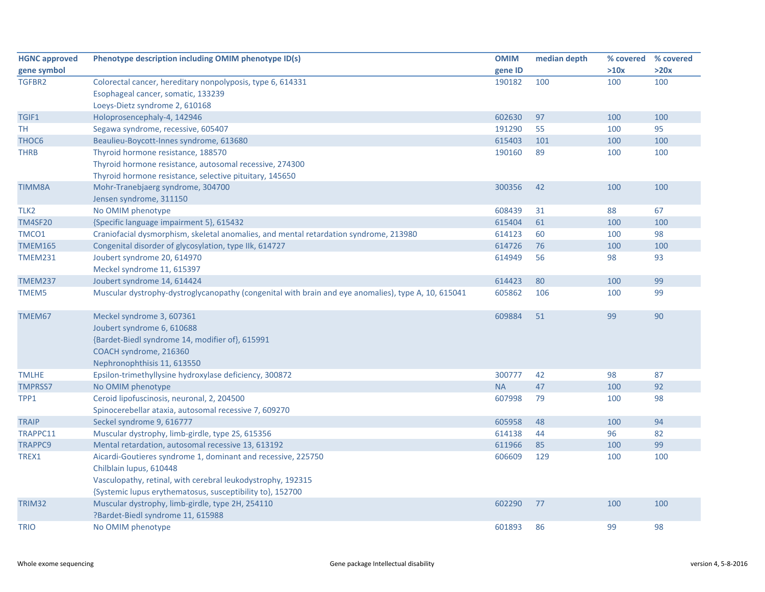| HGNC approved gene symbol | Phenotype description including OMIM phenotype ID(s) | OMIM gene ID | median depth | % covered >10x | % covered >20x |
|---|---|---|---|---|---|
| TGFBR2 | Colorectal cancer, hereditary nonpolyposis, type 6, 614331<br>Esophageal cancer, somatic, 133239<br>Loeys-Dietz syndrome 2, 610168 | 190182 | 100 | 100 | 100 |
| TGIF1 | Holoprosencephaly-4, 142946 | 602630 | 97 | 100 | 100 |
| TH | Segawa syndrome, recessive, 605407 | 191290 | 55 | 100 | 95 |
| THOC6 | Beaulieu-Boycott-Innes syndrome, 613680 | 615403 | 101 | 100 | 100 |
| THRB | Thyroid hormone resistance, 188570<br>Thyroid hormone resistance, autosomal recessive, 274300<br>Thyroid hormone resistance, selective pituitary, 145650 | 190160 | 89 | 100 | 100 |
| TIMM8A | Mohr-Tranebjaerg syndrome, 304700<br>Jensen syndrome, 311150 | 300356 | 42 | 100 | 100 |
| TLK2 | No OMIM phenotype | 608439 | 31 | 88 | 67 |
| TM4SF20 | {Specific language impairment 5}, 615432 | 615404 | 61 | 100 | 100 |
| TMCO1 | Craniofacial dysmorphism, skeletal anomalies, and mental retardation syndrome, 213980 | 614123 | 60 | 100 | 98 |
| TMEM165 | Congenital disorder of glycosylation, type IIk, 614727 | 614726 | 76 | 100 | 100 |
| TMEM231 | Joubert syndrome 20, 614970<br>Meckel syndrome 11, 615397 | 614949 | 56 | 98 | 93 |
| TMEM237 | Joubert syndrome 14, 614424 | 614423 | 80 | 100 | 99 |
| TMEM5 | Muscular dystrophy-dystroglycanopathy (congenital with brain and eye anomalies), type A, 10, 615041 | 605862 | 106 | 100 | 99 |
| TMEM67 | Meckel syndrome 3, 607361<br>Joubert syndrome 6, 610688<br>{Bardet-Biedl syndrome 14, modifier of}, 615991<br>COACH syndrome, 216360<br>Nephronophthisis 11, 613550 | 609884 | 51 | 99 | 90 |
| TMLHE | Epsilon-trimethyllysine hydroxylase deficiency, 300872 | 300777 | 42 | 98 | 87 |
| TMPRSS7 | No OMIM phenotype | NA | 47 | 100 | 92 |
| TPP1 | Ceroid lipofuscinosis, neuronal, 2, 204500<br>Spinocerebellar ataxia, autosomal recessive 7, 609270 | 607998 | 79 | 100 | 98 |
| TRAIP | Seckel syndrome 9, 616777 | 605958 | 48 | 100 | 94 |
| TRAPPC11 | Muscular dystrophy, limb-girdle, type 2S, 615356 | 614138 | 44 | 96 | 82 |
| TRAPPC9 | Mental retardation, autosomal recessive 13, 613192 | 611966 | 85 | 100 | 99 |
| TREX1 | Aicardi-Goutieres syndrome 1, dominant and recessive, 225750<br>Chilblain lupus, 610448<br>Vasculopathy, retinal, with cerebral leukodystrophy, 192315<br>{Systemic lupus erythematosus, susceptibility to}, 152700 | 606609 | 129 | 100 | 100 |
| TRIM32 | Muscular dystrophy, limb-girdle, type 2H, 254110<br>?Bardet-Biedl syndrome 11, 615988 | 602290 | 77 | 100 | 100 |
| TRIO | No OMIM phenotype | 601893 | 86 | 99 | 98 |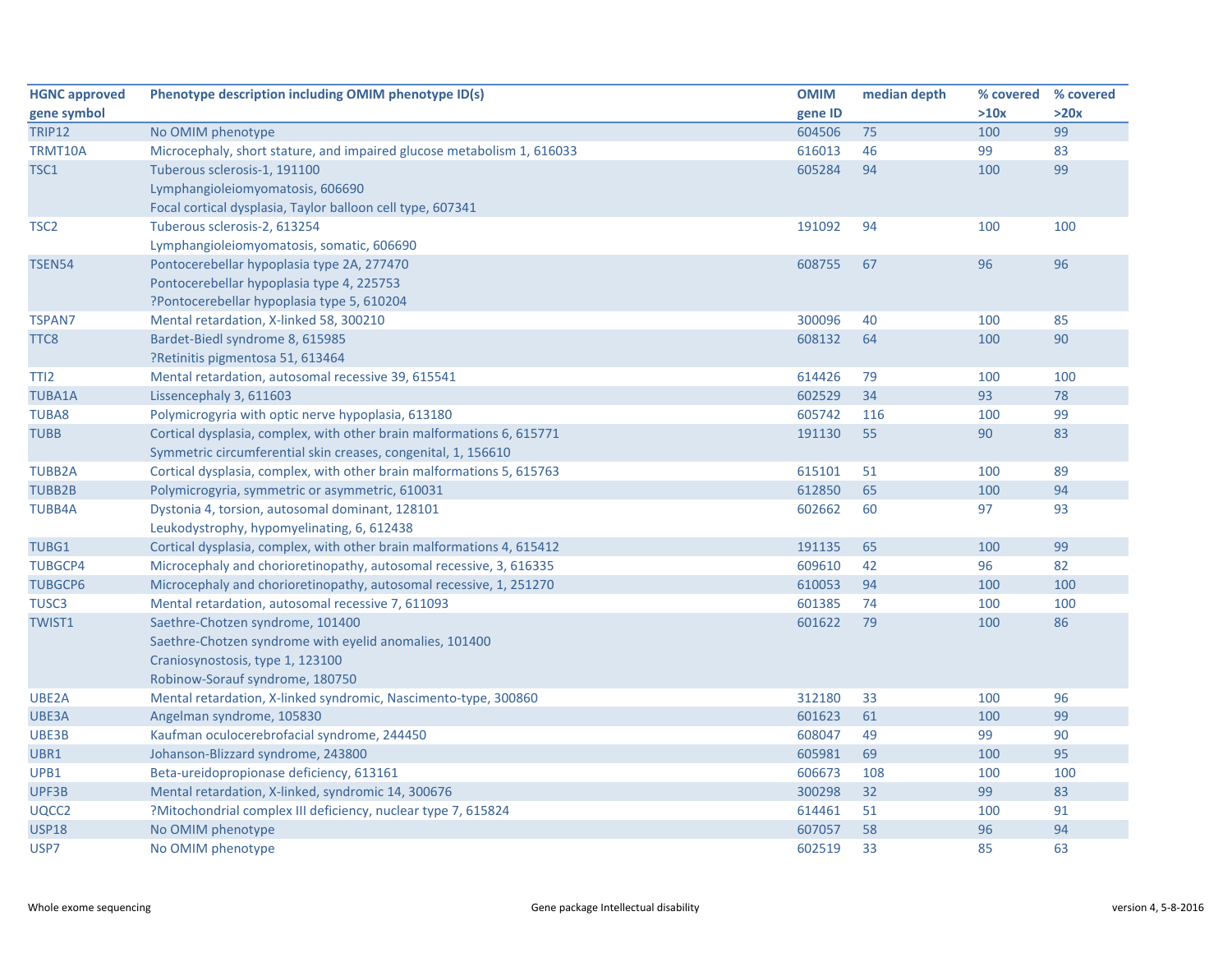| HGNC approved gene symbol | Phenotype description including OMIM phenotype ID(s) | OMIM gene ID | median depth | % covered >10x | % covered >20x |
|---|---|---|---|---|---|
| TRIP12 | No OMIM phenotype | 604506 | 75 | 100 | 99 |
| TRMT10A | Microcephaly, short stature, and impaired glucose metabolism 1, 616033 | 616013 | 46 | 99 | 83 |
| TSC1 | Tuberous sclerosis-1, 191100<br>Lymphangioleiomyomatosis, 606690<br>Focal cortical dysplasia, Taylor balloon cell type, 607341 | 605284 | 94 | 100 | 99 |
| TSC2 | Tuberous sclerosis-2, 613254<br>Lymphangioleiomyomatosis, somatic, 606690 | 191092 | 94 | 100 | 100 |
| TSEN54 | Pontocerebellar hypoplasia type 2A, 277470<br>Pontocerebellar hypoplasia type 4, 225753<br>?Pontocerebellar hypoplasia type 5, 610204 | 608755 | 67 | 96 | 96 |
| TSPAN7 | Mental retardation, X-linked 58, 300210 | 300096 | 40 | 100 | 85 |
| TTC8 | Bardet-Biedl syndrome 8, 615985<br>?Retinitis pigmentosa 51, 613464 | 608132 | 64 | 100 | 90 |
| TTI2 | Mental retardation, autosomal recessive 39, 615541 | 614426 | 79 | 100 | 100 |
| TUBA1A | Lissencephaly 3, 611603 | 602529 | 34 | 93 | 78 |
| TUBA8 | Polymicrogyria with optic nerve hypoplasia, 613180 | 605742 | 116 | 100 | 99 |
| TUBB | Cortical dysplasia, complex, with other brain malformations 6, 615771<br>Symmetric circumferential skin creases, congenital, 1, 156610 | 191130 | 55 | 90 | 83 |
| TUBB2A | Cortical dysplasia, complex, with other brain malformations 5, 615763 | 615101 | 51 | 100 | 89 |
| TUBB2B | Polymicrogyria, symmetric or asymmetric, 610031 | 612850 | 65 | 100 | 94 |
| TUBB4A | Dystonia 4, torsion, autosomal dominant, 128101<br>Leukodystrophy, hypomyelinating, 6, 612438 | 602662 | 60 | 97 | 93 |
| TUBG1 | Cortical dysplasia, complex, with other brain malformations 4, 615412 | 191135 | 65 | 100 | 99 |
| TUBGCP4 | Microcephaly and chorioretinopathy, autosomal recessive, 3, 616335 | 609610 | 42 | 96 | 82 |
| TUBGCP6 | Microcephaly and chorioretinopathy, autosomal recessive, 1, 251270 | 610053 | 94 | 100 | 100 |
| TUSC3 | Mental retardation, autosomal recessive 7, 611093 | 601385 | 74 | 100 | 100 |
| TWIST1 | Saethre-Chotzen syndrome, 101400<br>Saethre-Chotzen syndrome with eyelid anomalies, 101400<br>Craniosynostosis, type 1, 123100<br>Robinow-Sorauf syndrome, 180750 | 601622 | 79 | 100 | 86 |
| UBE2A | Mental retardation, X-linked syndromic, Nascimento-type, 300860 | 312180 | 33 | 100 | 96 |
| UBE3A | Angelman syndrome, 105830 | 601623 | 61 | 100 | 99 |
| UBE3B | Kaufman oculocerebrofacial syndrome, 244450 | 608047 | 49 | 99 | 90 |
| UBR1 | Johanson-Blizzard syndrome, 243800 | 605981 | 69 | 100 | 95 |
| UPB1 | Beta-ureidopropionase deficiency, 613161 | 606673 | 108 | 100 | 100 |
| UPF3B | Mental retardation, X-linked, syndromic 14, 300676 | 300298 | 32 | 99 | 83 |
| UQCC2 | ?Mitochondrial complex III deficiency, nuclear type 7, 615824 | 614461 | 51 | 100 | 91 |
| USP18 | No OMIM phenotype | 607057 | 58 | 96 | 94 |
| USP7 | No OMIM phenotype | 602519 | 33 | 85 | 63 |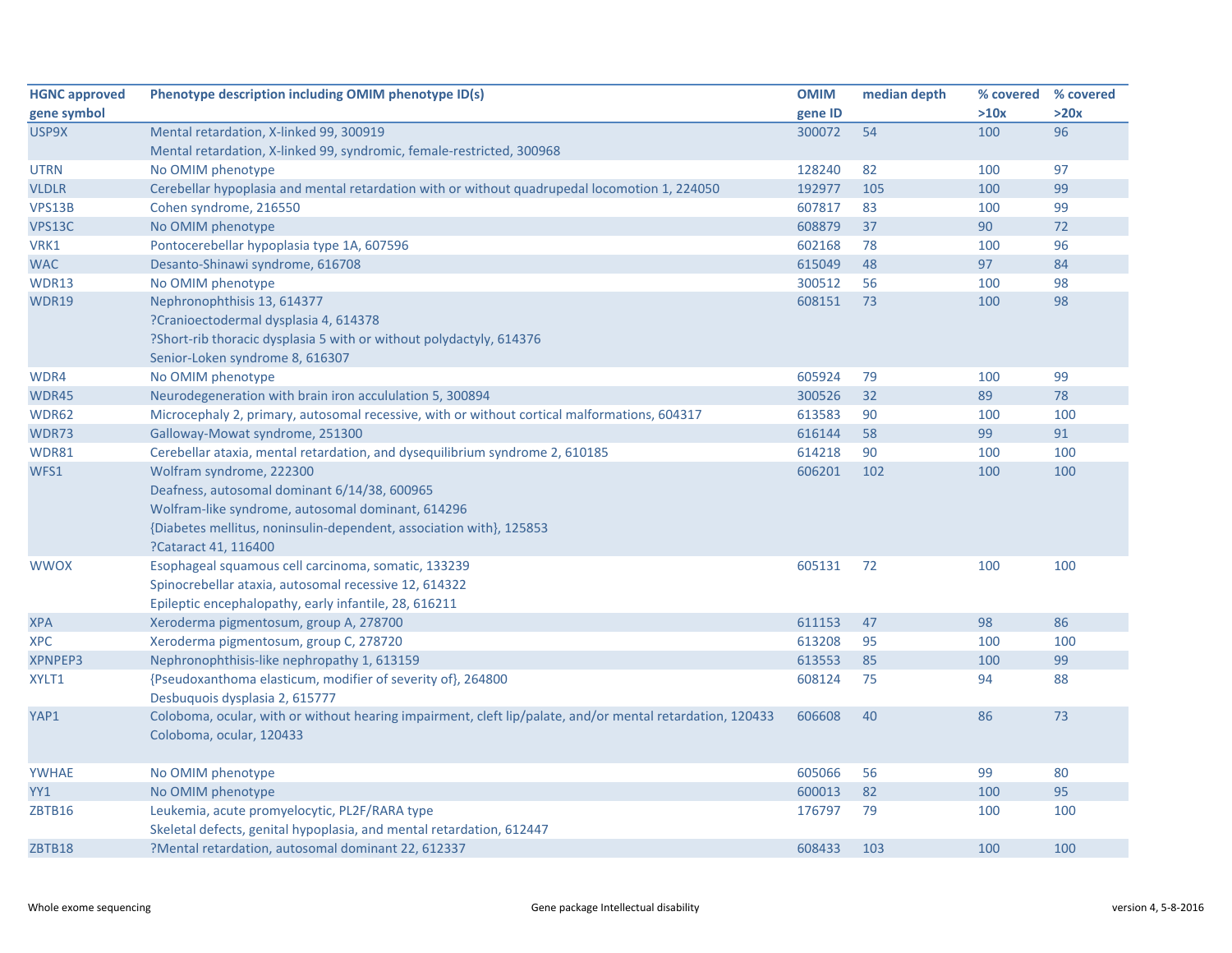| HGNC approved gene symbol | Phenotype description including OMIM phenotype ID(s) | OMIM gene ID | median depth | % covered >10x | % covered >20x |
|---|---|---|---|---|---|
| USP9X | Mental retardation, X-linked 99, 300919<br>Mental retardation, X-linked 99, syndromic, female-restricted, 300968 | 300072 | 54 | 100 | 96 |
| UTRN | No OMIM phenotype | 128240 | 82 | 100 | 97 |
| VLDLR | Cerebellar hypoplasia and mental retardation with or without quadrupedal locomotion 1, 224050 | 192977 | 105 | 100 | 99 |
| VPS13B | Cohen syndrome, 216550 | 607817 | 83 | 100 | 99 |
| VPS13C | No OMIM phenotype | 608879 | 37 | 90 | 72 |
| VRK1 | Pontocerebellar hypoplasia type 1A, 607596 | 602168 | 78 | 100 | 96 |
| WAC | Desanto-Shinawi syndrome, 616708 | 615049 | 48 | 97 | 84 |
| WDR13 | No OMIM phenotype | 300512 | 56 | 100 | 98 |
| WDR19 | Nephronophthisis 13, 614377<br>?Cranioectodermal dysplasia 4, 614378<br>?Short-rib thoracic dysplasia 5 with or without polydactyly, 614376<br>Senior-Loken syndrome 8, 616307 | 608151 | 73 | 100 | 98 |
| WDR4 | No OMIM phenotype | 605924 | 79 | 100 | 99 |
| WDR45 | Neurodegeneration with brain iron acculation 5, 300894 | 300526 | 32 | 89 | 78 |
| WDR62 | Microcephaly 2, primary, autosomal recessive, with or without cortical malformations, 604317 | 613583 | 90 | 100 | 100 |
| WDR73 | Galloway-Mowat syndrome, 251300 | 616144 | 58 | 99 | 91 |
| WDR81 | Cerebellar ataxia, mental retardation, and dysequilibrium syndrome 2, 610185 | 614218 | 90 | 100 | 100 |
| WFS1 | Wolfram syndrome, 222300<br>Deafness, autosomal dominant 6/14/38, 600965<br>Wolfram-like syndrome, autosomal dominant, 614296<br>{Diabetes mellitus, noninsulin-dependent, association with}, 125853<br>?Cataract 41, 116400 | 606201 | 102 | 100 | 100 |
| WWOX | Esophageal squamous cell carcinoma, somatic, 133239<br>Spinocrebellar ataxia, autosomal recessive 12, 614322<br>Epileptic encephalopathy, early infantile, 28, 616211 | 605131 | 72 | 100 | 100 |
| XPA | Xeroderma pigmentosum, group A, 278700 | 611153 | 47 | 98 | 86 |
| XPC | Xeroderma pigmentosum, group C, 278720 | 613208 | 95 | 100 | 100 |
| XPNPEP3 | Nephronophthisis-like nephropathy 1, 613159 | 613553 | 85 | 100 | 99 |
| XYLT1 | {Pseudoxanthoma elasticum, modifier of severity of}, 264800<br>Desbuquois dysplasia 2, 615777 | 608124 | 75 | 94 | 88 |
| YAP1 | Coloboma, ocular, with or without hearing impairment, cleft lip/palate, and/or mental retardation, 120433<br>Coloboma, ocular, 120433 | 606608 | 40 | 86 | 73 |
| YWHAE | No OMIM phenotype | 605066 | 56 | 99 | 80 |
| YY1 | No OMIM phenotype | 600013 | 82 | 100 | 95 |
| ZBTB16 | Leukemia, acute promyelocytic, PL2F/RARA type<br>Skeletal defects, genital hypoplasia, and mental retardation, 612447 | 176797 | 79 | 100 | 100 |
| ZBTB18 | ?Mental retardation, autosomal dominant 22, 612337 | 608433 | 103 | 100 | 100 |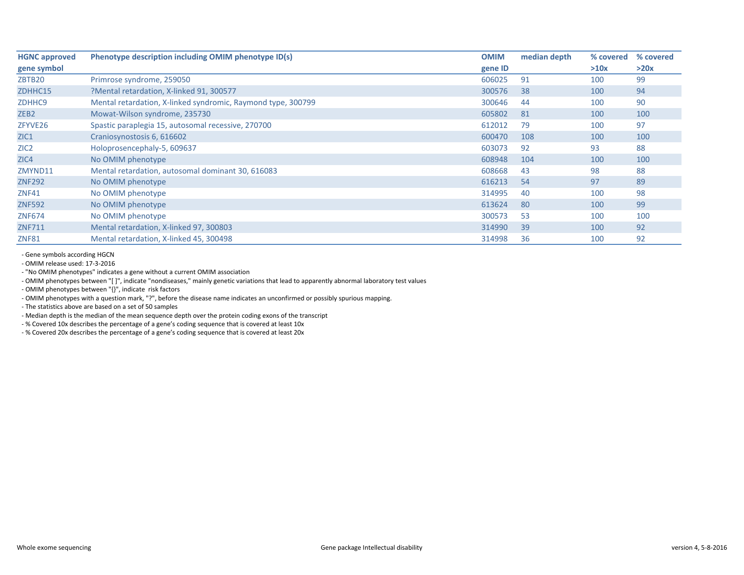| HGNC approved gene symbol | Phenotype description including OMIM phenotype ID(s) | OMIM gene ID | median depth | % covered >10x | % covered >20x |
|---|---|---|---|---|---|
| ZBTB20 | Primrose syndrome, 259050 | 606025 | 91 | 100 | 99 |
| ZDHHC15 | ?Mental retardation, X-linked 91, 300577 | 300576 | 38 | 100 | 94 |
| ZDHHC9 | Mental retardation, X-linked syndromic, Raymond type, 300799 | 300646 | 44 | 100 | 90 |
| ZEB2 | Mowat-Wilson syndrome, 235730 | 605802 | 81 | 100 | 100 |
| ZFYVE26 | Spastic paraplegia 15, autosomal recessive, 270700 | 612012 | 79 | 100 | 97 |
| ZIC1 | Craniosynostosis 6, 616602 | 600470 | 108 | 100 | 100 |
| ZIC2 | Holoprosencephaly-5, 609637 | 603073 | 92 | 93 | 88 |
| ZIC4 | No OMIM phenotype | 608948 | 104 | 100 | 100 |
| ZMYND11 | Mental retardation, autosomal dominant 30, 616083 | 608668 | 43 | 98 | 88 |
| ZNF292 | No OMIM phenotype | 616213 | 54 | 97 | 89 |
| ZNF41 | No OMIM phenotype | 314995 | 40 | 100 | 98 |
| ZNF592 | No OMIM phenotype | 613624 | 80 | 100 | 99 |
| ZNF674 | No OMIM phenotype | 300573 | 53 | 100 | 100 |
| ZNF711 | Mental retardation, X-linked 97, 300803 | 314990 | 39 | 100 | 92 |
| ZNF81 | Mental retardation, X-linked 45, 300498 | 314998 | 36 | 100 | 92 |

- Gene symbols according HGCN
- OMIM release used: 17-3-2016
- "No OMIM phenotypes" indicates a gene without a current OMIM association
- OMIM phenotypes between "[ ]", indicate "nondiseases," mainly genetic variations that lead to apparently abnormal laboratory test values
- OMIM phenotypes between "{}", indicate risk factors
- OMIM phenotypes with a question mark, "?", before the disease name indicates an unconfirmed or possibly spurious mapping.
- The statistics above are based on a set of 50 samples
- Median depth is the median of the mean sequence depth over the protein coding exons of the transcript
- % Covered 10x describes the percentage of a gene's coding sequence that is covered at least 10x
- % Covered 20x describes the percentage of a gene's coding sequence that is covered at least 20x